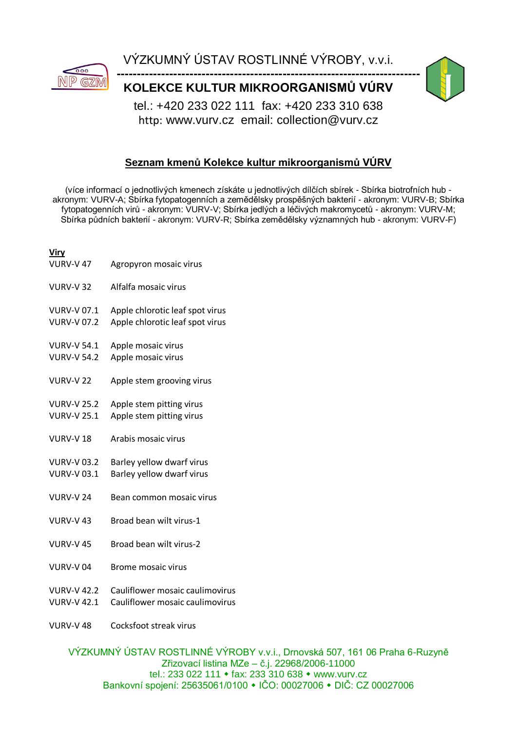VÝZKUMNÝ ÚSTAV ROSTLINNÉ VÝROBY, v.v.i.

**KOLEKCE KULTUR MIKROORGANISMŮ VÚRV**

tel.: +420 233 022 111 fax: +420 233 310 638
http: www.vurv.cz email: collection@vurv.cz

## Seznam kmenů Kolekce kultur mikroorganismů VÚRV

(více informací o jednotlivých kmenech získáte u jednotlivých dílčích sbírek - Sbírka biotrofních hub - akronym: VURV-A; Sbírka fytopatogenních a zemědělsky prospěšných bakterií - akronym: VURV-B; Sbírka fytopatogenních virů - akronym: VURV-V; Sbírka jedlých a léčivých makromycetů - akronym: VURV-M; Sbírka půdních bakterií - akronym: VURV-R; Sbírka zemědělsky významných hub - akronym: VURV-F)

**Viry**

| | |
|---|---|
| VURV-V 47 | Agropyron mosaic virus |
| VURV-V 32 | Alfalfa mosaic virus |
| VURV-V 07.1 | Apple chlorotic leaf spot virus |
| VURV-V 07.2 | Apple chlorotic leaf spot virus |
| VURV-V 54.1 | Apple mosaic virus |
| VURV-V 54.2 | Apple mosaic virus |
| VURV-V 22 | Apple stem grooving virus |
| VURV-V 25.2 | Apple stem pitting virus |
| VURV-V 25.1 | Apple stem pitting virus |
| VURV-V 18 | Arabis mosaic virus |
| VURV-V 03.2 | Barley yellow dwarf virus |
| VURV-V 03.1 | Barley yellow dwarf virus |
| VURV-V 24 | Bean common mosaic virus |
| VURV-V 43 | Broad bean wilt virus-1 |
| VURV-V 45 | Broad bean wilt virus-2 |
| VURV-V 04 | Brome mosaic virus |
| VURV-V 42.2 | Cauliflower mosaic caulimovirus |
| VURV-V 42.1 | Cauliflower mosaic caulimovirus |
| VURV-V 48 | Cocksfoot streak virus |

VÝZKUMNÝ ÚSTAV ROSTLINNÉ VÝROBY v.v.i., Drnovská 507, 161 06 Praha 6-Ruzyně
Zřizovací listina MZe – č.j. 22968/2006-11000
tel.: 233 022 111 • fax: 233 310 638 • www.vurv.cz
Bankovní spojení: 25635061/0100 • IČO: 00027006 • DIČ: CZ 00027006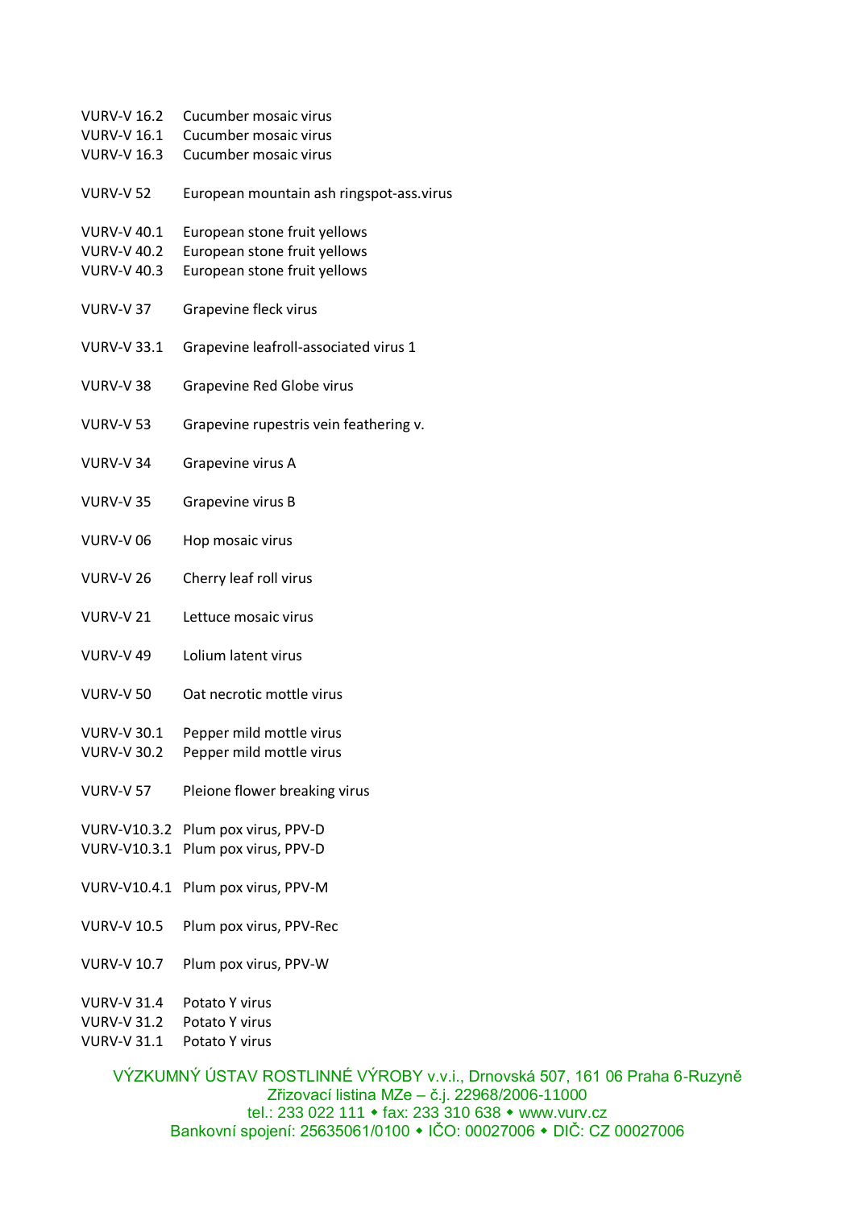VURV-V 16.2 Cucumber mosaic virus
VURV-V 16.1 Cucumber mosaic virus
VURV-V 16.3 Cucumber mosaic virus

VURV-V 52 European mountain ash ringspot-ass.virus

VURV-V 40.1 European stone fruit yellows
VURV-V 40.2 European stone fruit yellows
VURV-V 40.3 European stone fruit yellows

VURV-V 37 Grapevine fleck virus

VURV-V 33.1 Grapevine leafroll-associated virus 1

VURV-V 38 Grapevine Red Globe virus

VURV-V 53 Grapevine rupestris vein feathering v.

VURV-V 34 Grapevine virus A

VURV-V 35 Grapevine virus B

VURV-V 06 Hop mosaic virus

VURV-V 26 Cherry leaf roll virus

VURV-V 21 Lettuce mosaic virus

VURV-V 49 Lolium latent virus

VURV-V 50 Oat necrotic mottle virus

VURV-V 30.1 Pepper mild mottle virus
VURV-V 30.2 Pepper mild mottle virus

VURV-V 57 Pleione flower breaking virus

VURV-V10.3.2 Plum pox virus, PPV-D
VURV-V10.3.1 Plum pox virus, PPV-D

VURV-V10.4.1 Plum pox virus, PPV-M

VURV-V 10.5 Plum pox virus, PPV-Rec

VURV-V 10.7 Plum pox virus, PPV-W

VURV-V 31.4 Potato Y virus
VURV-V 31.2 Potato Y virus
VURV-V 31.1 Potato Y virus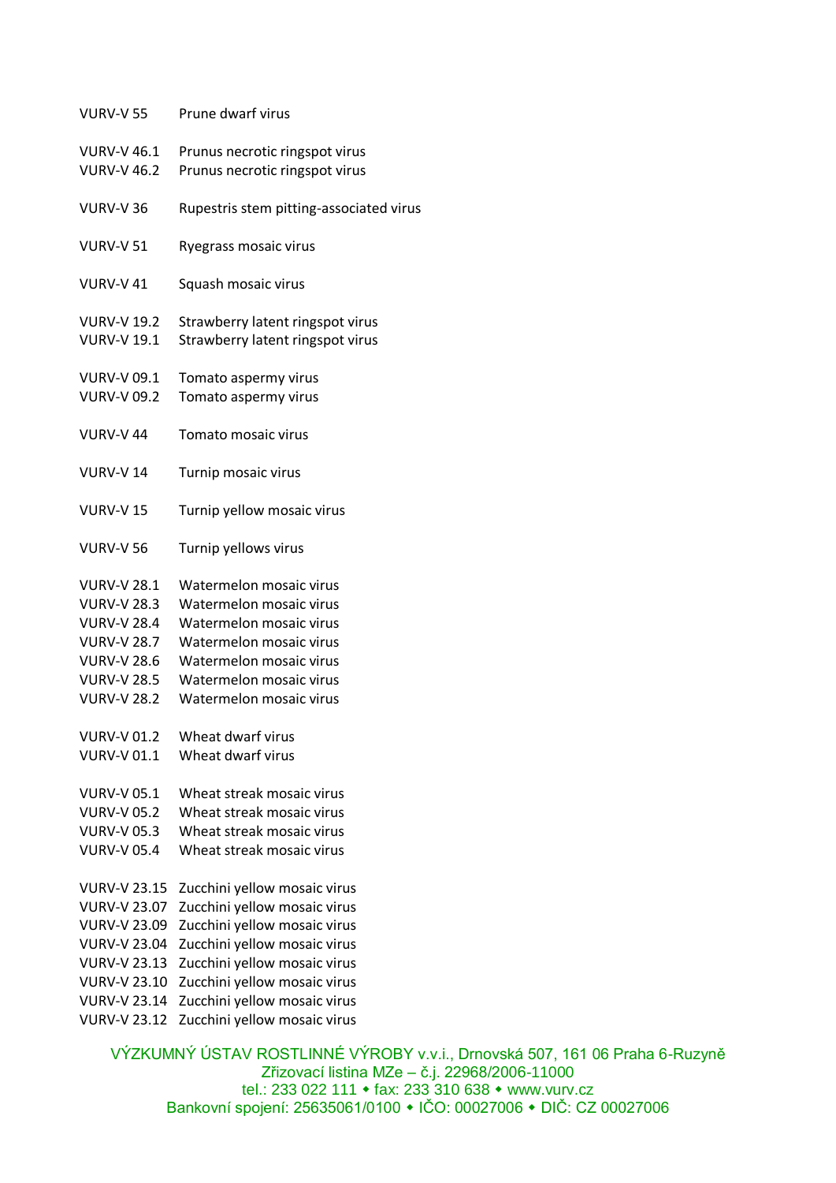VURV-V 55 Prune dwarf virus

VURV-V 46.1 Prunus necrotic ringspot virus
VURV-V 46.2 Prunus necrotic ringspot virus

VURV-V 36 Rupestris stem pitting-associated virus

VURV-V 51 Ryegrass mosaic virus

VURV-V 41 Squash mosaic virus

VURV-V 19.2 Strawberry latent ringspot virus
VURV-V 19.1 Strawberry latent ringspot virus

VURV-V 09.1 Tomato aspermy virus
VURV-V 09.2 Tomato aspermy virus

VURV-V 44 Tomato mosaic virus

VURV-V 14 Turnip mosaic virus

VURV-V 15 Turnip yellow mosaic virus

VURV-V 56 Turnip yellows virus

VURV-V 28.1 Watermelon mosaic virus
VURV-V 28.3 Watermelon mosaic virus
VURV-V 28.4 Watermelon mosaic virus
VURV-V 28.7 Watermelon mosaic virus
VURV-V 28.6 Watermelon mosaic virus
VURV-V 28.5 Watermelon mosaic virus
VURV-V 28.2 Watermelon mosaic virus

VURV-V 01.2 Wheat dwarf virus
VURV-V 01.1 Wheat dwarf virus

VURV-V 05.1 Wheat streak mosaic virus
VURV-V 05.2 Wheat streak mosaic virus
VURV-V 05.3 Wheat streak mosaic virus
VURV-V 05.4 Wheat streak mosaic virus

VURV-V 23.15 Zucchini yellow mosaic virus
VURV-V 23.07 Zucchini yellow mosaic virus
VURV-V 23.09 Zucchini yellow mosaic virus
VURV-V 23.04 Zucchini yellow mosaic virus
VURV-V 23.13 Zucchini yellow mosaic virus
VURV-V 23.10 Zucchini yellow mosaic virus
VURV-V 23.14 Zucchini yellow mosaic virus
VURV-V 23.12 Zucchini yellow mosaic virus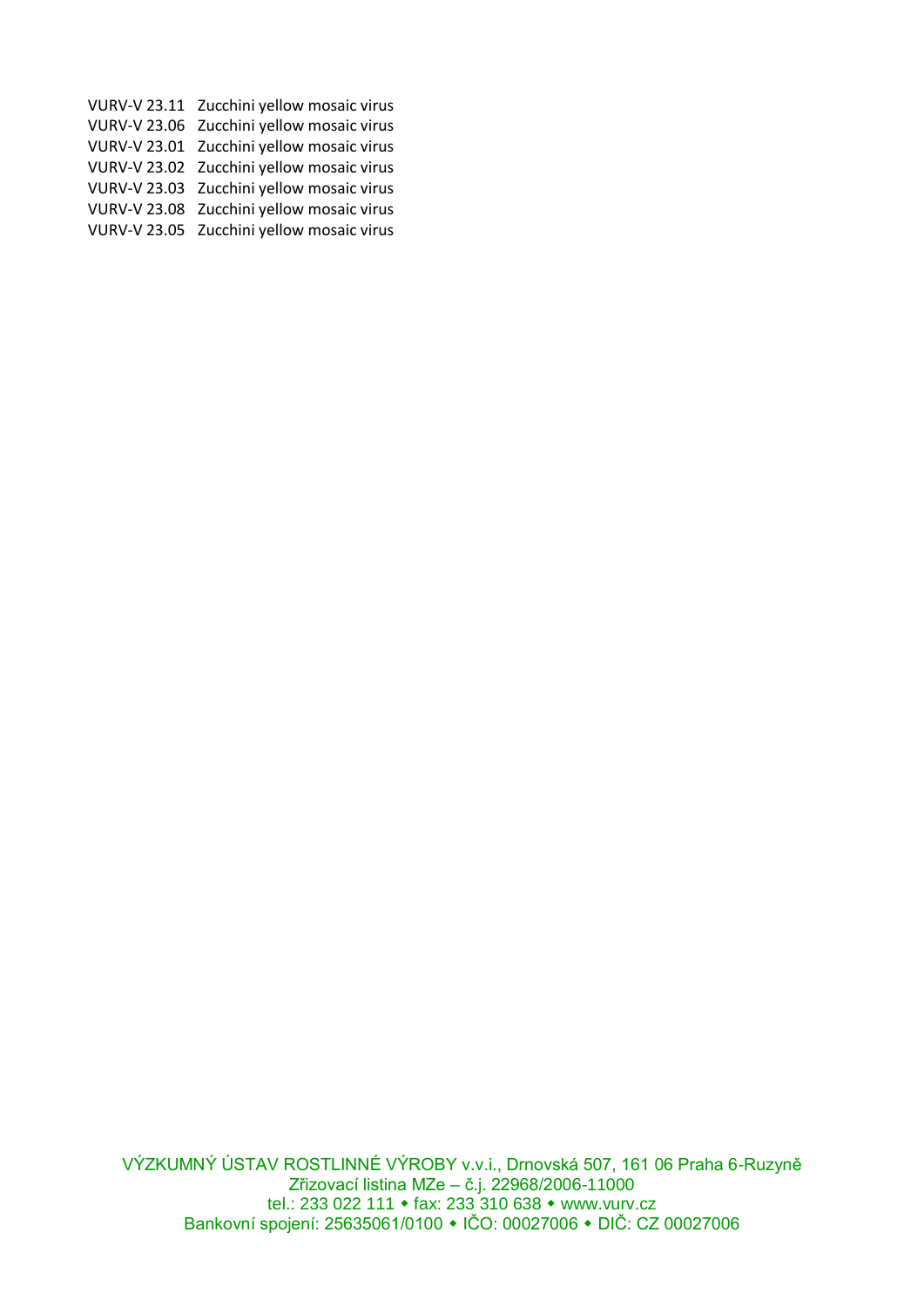| | |
|---|---|
| VURV-V 23.11 | Zucchini yellow mosaic virus |
| VURV-V 23.06 | Zucchini yellow mosaic virus |
| VURV-V 23.01 | Zucchini yellow mosaic virus |
| VURV-V 23.02 | Zucchini yellow mosaic virus |
| VURV-V 23.03 | Zucchini yellow mosaic virus |
| VURV-V 23.08 | Zucchini yellow mosaic virus |
| VURV-V 23.05 | Zucchini yellow mosaic virus |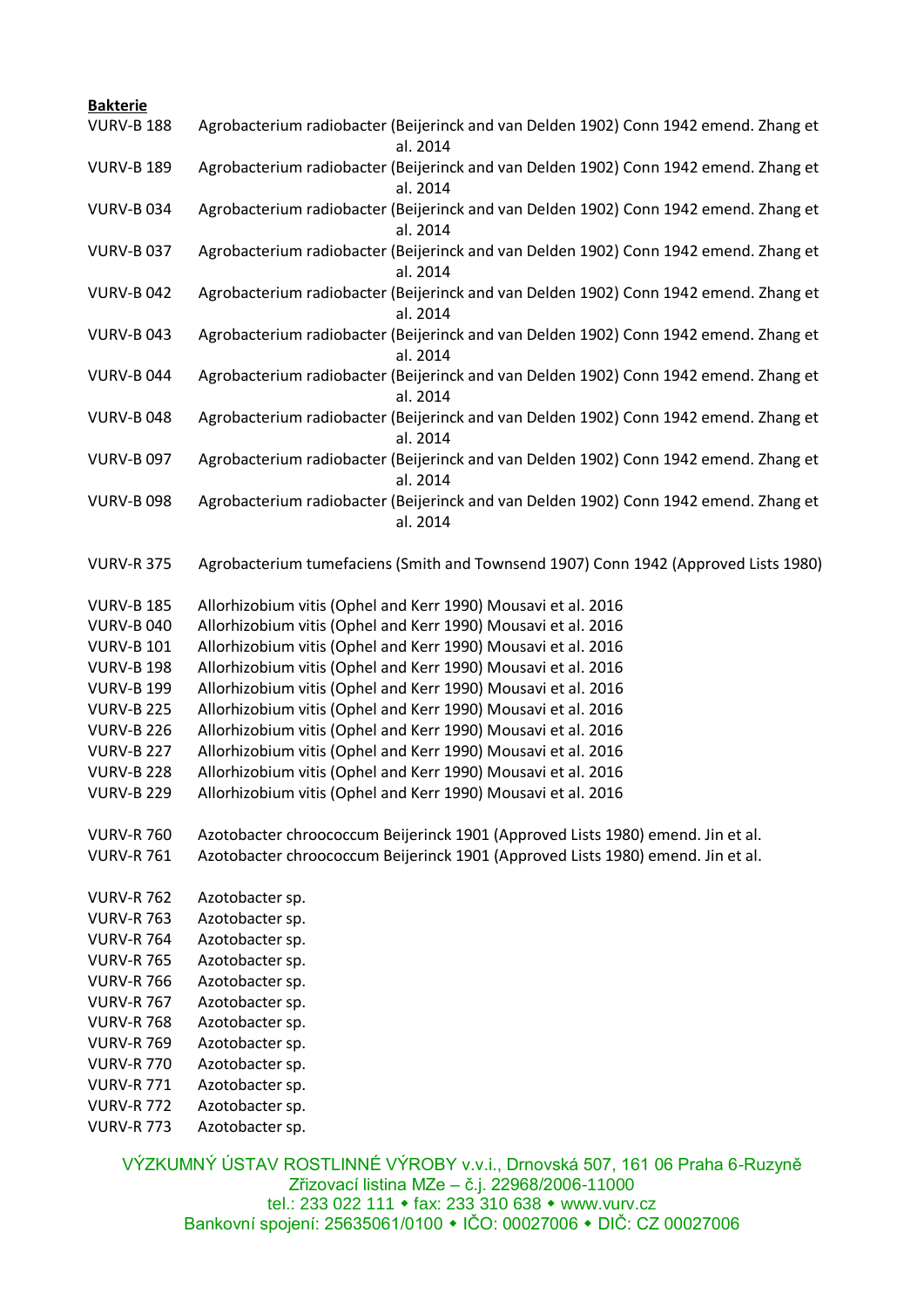**Bakterie**

| | |
|---|---|
| VURV-B 188 | Agrobacterium radiobacter (Beijerinck and van Delden 1902) Conn 1942 emend. Zhang et al. 2014 |
| VURV-B 189 | Agrobacterium radiobacter (Beijerinck and van Delden 1902) Conn 1942 emend. Zhang et al. 2014 |
| VURV-B 034 | Agrobacterium radiobacter (Beijerinck and van Delden 1902) Conn 1942 emend. Zhang et al. 2014 |
| VURV-B 037 | Agrobacterium radiobacter (Beijerinck and van Delden 1902) Conn 1942 emend. Zhang et al. 2014 |
| VURV-B 042 | Agrobacterium radiobacter (Beijerinck and van Delden 1902) Conn 1942 emend. Zhang et al. 2014 |
| VURV-B 043 | Agrobacterium radiobacter (Beijerinck and van Delden 1902) Conn 1942 emend. Zhang et al. 2014 |
| VURV-B 044 | Agrobacterium radiobacter (Beijerinck and van Delden 1902) Conn 1942 emend. Zhang et al. 2014 |
| VURV-B 048 | Agrobacterium radiobacter (Beijerinck and van Delden 1902) Conn 1942 emend. Zhang et al. 2014 |
| VURV-B 097 | Agrobacterium radiobacter (Beijerinck and van Delden 1902) Conn 1942 emend. Zhang et al. 2014 |
| VURV-B 098 | Agrobacterium radiobacter (Beijerinck and van Delden 1902) Conn 1942 emend. Zhang et al. 2014 |
| | |
| VURV-R 375 | Agrobacterium tumefaciens (Smith and Townsend 1907) Conn 1942 (Approved Lists 1980) |
| | |
| VURV-B 185 | Allorhizobium vitis (Ophel and Kerr 1990) Mousavi et al. 2016 |
| VURV-B 040 | Allorhizobium vitis (Ophel and Kerr 1990) Mousavi et al. 2016 |
| VURV-B 101 | Allorhizobium vitis (Ophel and Kerr 1990) Mousavi et al. 2016 |
| VURV-B 198 | Allorhizobium vitis (Ophel and Kerr 1990) Mousavi et al. 2016 |
| VURV-B 199 | Allorhizobium vitis (Ophel and Kerr 1990) Mousavi et al. 2016 |
| VURV-B 225 | Allorhizobium vitis (Ophel and Kerr 1990) Mousavi et al. 2016 |
| VURV-B 226 | Allorhizobium vitis (Ophel and Kerr 1990) Mousavi et al. 2016 |
| VURV-B 227 | Allorhizobium vitis (Ophel and Kerr 1990) Mousavi et al. 2016 |
| VURV-B 228 | Allorhizobium vitis (Ophel and Kerr 1990) Mousavi et al. 2016 |
| VURV-B 229 | Allorhizobium vitis (Ophel and Kerr 1990) Mousavi et al. 2016 |
| | |
| VURV-R 760 | Azotobacter chroococcum Beijerinck 1901 (Approved Lists 1980) emend. Jin et al. |
| VURV-R 761 | Azotobacter chroococcum Beijerinck 1901 (Approved Lists 1980) emend. Jin et al. |
| | |
| VURV-R 762 | Azotobacter sp. |
| VURV-R 763 | Azotobacter sp. |
| VURV-R 764 | Azotobacter sp. |
| VURV-R 765 | Azotobacter sp. |
| VURV-R 766 | Azotobacter sp. |
| VURV-R 767 | Azotobacter sp. |
| VURV-R 768 | Azotobacter sp. |
| VURV-R 769 | Azotobacter sp. |
| VURV-R 770 | Azotobacter sp. |
| VURV-R 771 | Azotobacter sp. |
| VURV-R 772 | Azotobacter sp. |
| VURV-R 773 | Azotobacter sp. |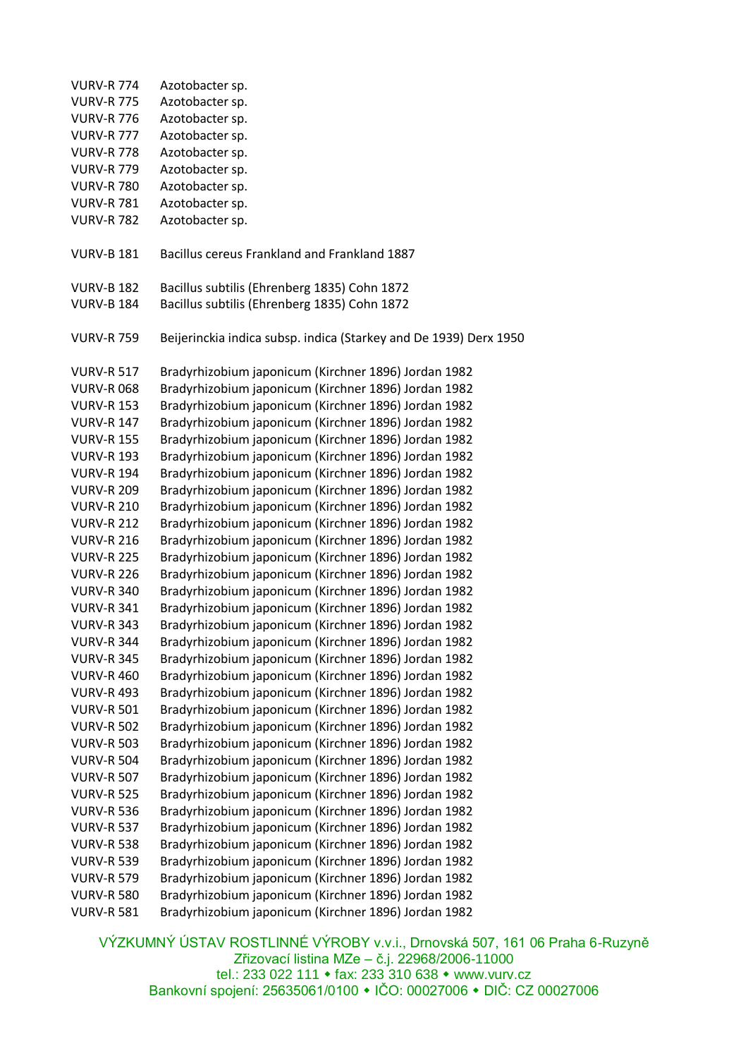VURV-R 774	Azotobacter sp.
VURV-R 775	Azotobacter sp.
VURV-R 776	Azotobacter sp.
VURV-R 777	Azotobacter sp.
VURV-R 778	Azotobacter sp.
VURV-R 779	Azotobacter sp.
VURV-R 780	Azotobacter sp.
VURV-R 781	Azotobacter sp.
VURV-R 782	Azotobacter sp.

VURV-B 181	Bacillus cereus Frankland and Frankland 1887

VURV-B 182	Bacillus subtilis (Ehrenberg 1835) Cohn 1872
VURV-B 184	Bacillus subtilis (Ehrenberg 1835) Cohn 1872

VURV-R 759	Beijerinckia indica subsp. indica (Starkey and De 1939) Derx 1950

VURV-R 517	Bradyrhizobium japonicum (Kirchner 1896) Jordan 1982
VURV-R 068	Bradyrhizobium japonicum (Kirchner 1896) Jordan 1982
VURV-R 153	Bradyrhizobium japonicum (Kirchner 1896) Jordan 1982
VURV-R 147	Bradyrhizobium japonicum (Kirchner 1896) Jordan 1982
VURV-R 155	Bradyrhizobium japonicum (Kirchner 1896) Jordan 1982
VURV-R 193	Bradyrhizobium japonicum (Kirchner 1896) Jordan 1982
VURV-R 194	Bradyrhizobium japonicum (Kirchner 1896) Jordan 1982
VURV-R 209	Bradyrhizobium japonicum (Kirchner 1896) Jordan 1982
VURV-R 210	Bradyrhizobium japonicum (Kirchner 1896) Jordan 1982
VURV-R 212	Bradyrhizobium japonicum (Kirchner 1896) Jordan 1982
VURV-R 216	Bradyrhizobium japonicum (Kirchner 1896) Jordan 1982
VURV-R 225	Bradyrhizobium japonicum (Kirchner 1896) Jordan 1982
VURV-R 226	Bradyrhizobium japonicum (Kirchner 1896) Jordan 1982
VURV-R 340	Bradyrhizobium japonicum (Kirchner 1896) Jordan 1982
VURV-R 341	Bradyrhizobium japonicum (Kirchner 1896) Jordan 1982
VURV-R 343	Bradyrhizobium japonicum (Kirchner 1896) Jordan 1982
VURV-R 344	Bradyrhizobium japonicum (Kirchner 1896) Jordan 1982
VURV-R 345	Bradyrhizobium japonicum (Kirchner 1896) Jordan 1982
VURV-R 460	Bradyrhizobium japonicum (Kirchner 1896) Jordan 1982
VURV-R 493	Bradyrhizobium japonicum (Kirchner 1896) Jordan 1982
VURV-R 501	Bradyrhizobium japonicum (Kirchner 1896) Jordan 1982
VURV-R 502	Bradyrhizobium japonicum (Kirchner 1896) Jordan 1982
VURV-R 503	Bradyrhizobium japonicum (Kirchner 1896) Jordan 1982
VURV-R 504	Bradyrhizobium japonicum (Kirchner 1896) Jordan 1982
VURV-R 507	Bradyrhizobium japonicum (Kirchner 1896) Jordan 1982
VURV-R 525	Bradyrhizobium japonicum (Kirchner 1896) Jordan 1982
VURV-R 536	Bradyrhizobium japonicum (Kirchner 1896) Jordan 1982
VURV-R 537	Bradyrhizobium japonicum (Kirchner 1896) Jordan 1982
VURV-R 538	Bradyrhizobium japonicum (Kirchner 1896) Jordan 1982
VURV-R 539	Bradyrhizobium japonicum (Kirchner 1896) Jordan 1982
VURV-R 579	Bradyrhizobium japonicum (Kirchner 1896) Jordan 1982
VURV-R 580	Bradyrhizobium japonicum (Kirchner 1896) Jordan 1982
VURV-R 581	Bradyrhizobium japonicum (Kirchner 1896) Jordan 1982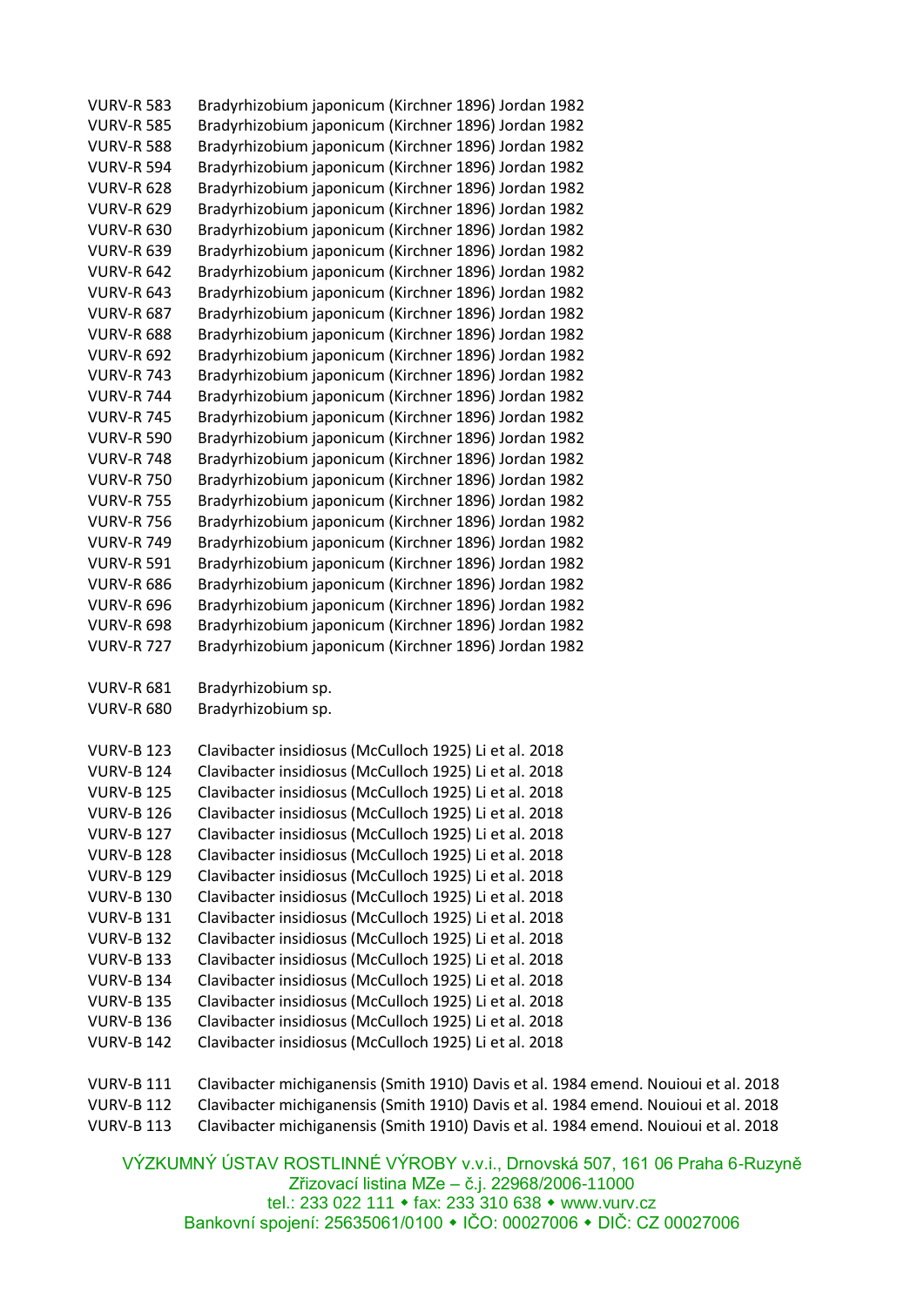VURV-R 583 Bradyrhizobium japonicum (Kirchner 1896) Jordan 1982
VURV-R 585 Bradyrhizobium japonicum (Kirchner 1896) Jordan 1982
VURV-R 588 Bradyrhizobium japonicum (Kirchner 1896) Jordan 1982
VURV-R 594 Bradyrhizobium japonicum (Kirchner 1896) Jordan 1982
VURV-R 628 Bradyrhizobium japonicum (Kirchner 1896) Jordan 1982
VURV-R 629 Bradyrhizobium japonicum (Kirchner 1896) Jordan 1982
VURV-R 630 Bradyrhizobium japonicum (Kirchner 1896) Jordan 1982
VURV-R 639 Bradyrhizobium japonicum (Kirchner 1896) Jordan 1982
VURV-R 642 Bradyrhizobium japonicum (Kirchner 1896) Jordan 1982
VURV-R 643 Bradyrhizobium japonicum (Kirchner 1896) Jordan 1982
VURV-R 687 Bradyrhizobium japonicum (Kirchner 1896) Jordan 1982
VURV-R 688 Bradyrhizobium japonicum (Kirchner 1896) Jordan 1982
VURV-R 692 Bradyrhizobium japonicum (Kirchner 1896) Jordan 1982
VURV-R 743 Bradyrhizobium japonicum (Kirchner 1896) Jordan 1982
VURV-R 744 Bradyrhizobium japonicum (Kirchner 1896) Jordan 1982
VURV-R 745 Bradyrhizobium japonicum (Kirchner 1896) Jordan 1982
VURV-R 590 Bradyrhizobium japonicum (Kirchner 1896) Jordan 1982
VURV-R 748 Bradyrhizobium japonicum (Kirchner 1896) Jordan 1982
VURV-R 750 Bradyrhizobium japonicum (Kirchner 1896) Jordan 1982
VURV-R 755 Bradyrhizobium japonicum (Kirchner 1896) Jordan 1982
VURV-R 756 Bradyrhizobium japonicum (Kirchner 1896) Jordan 1982
VURV-R 749 Bradyrhizobium japonicum (Kirchner 1896) Jordan 1982
VURV-R 591 Bradyrhizobium japonicum (Kirchner 1896) Jordan 1982
VURV-R 686 Bradyrhizobium japonicum (Kirchner 1896) Jordan 1982
VURV-R 696 Bradyrhizobium japonicum (Kirchner 1896) Jordan 1982
VURV-R 698 Bradyrhizobium japonicum (Kirchner 1896) Jordan 1982
VURV-R 727 Bradyrhizobium japonicum (Kirchner 1896) Jordan 1982

VURV-R 681 Bradyrhizobium sp.
VURV-R 680 Bradyrhizobium sp.

VURV-B 123 Clavibacter insidiosus (McCulloch 1925) Li et al. 2018
VURV-B 124 Clavibacter insidiosus (McCulloch 1925) Li et al. 2018
VURV-B 125 Clavibacter insidiosus (McCulloch 1925) Li et al. 2018
VURV-B 126 Clavibacter insidiosus (McCulloch 1925) Li et al. 2018
VURV-B 127 Clavibacter insidiosus (McCulloch 1925) Li et al. 2018
VURV-B 128 Clavibacter insidiosus (McCulloch 1925) Li et al. 2018
VURV-B 129 Clavibacter insidiosus (McCulloch 1925) Li et al. 2018
VURV-B 130 Clavibacter insidiosus (McCulloch 1925) Li et al. 2018
VURV-B 131 Clavibacter insidiosus (McCulloch 1925) Li et al. 2018
VURV-B 132 Clavibacter insidiosus (McCulloch 1925) Li et al. 2018
VURV-B 133 Clavibacter insidiosus (McCulloch 1925) Li et al. 2018
VURV-B 134 Clavibacter insidiosus (McCulloch 1925) Li et al. 2018
VURV-B 135 Clavibacter insidiosus (McCulloch 1925) Li et al. 2018
VURV-B 136 Clavibacter insidiosus (McCulloch 1925) Li et al. 2018
VURV-B 142 Clavibacter insidiosus (McCulloch 1925) Li et al. 2018

VURV-B 111 Clavibacter michiganensis (Smith 1910) Davis et al. 1984 emend. Nouioui et al. 2018
VURV-B 112 Clavibacter michiganensis (Smith 1910) Davis et al. 1984 emend. Nouioui et al. 2018
VURV-B 113 Clavibacter michiganensis (Smith 1910) Davis et al. 1984 emend. Nouioui et al. 2018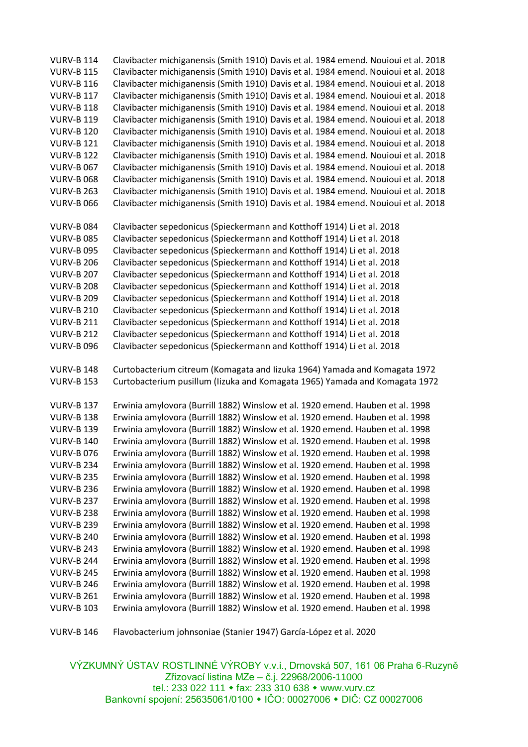VURV-B 114 Clavibacter michiganensis (Smith 1910) Davis et al. 1984 emend. Nouioui et al. 2018
VURV-B 115 Clavibacter michiganensis (Smith 1910) Davis et al. 1984 emend. Nouioui et al. 2018
VURV-B 116 Clavibacter michiganensis (Smith 1910) Davis et al. 1984 emend. Nouioui et al. 2018
VURV-B 117 Clavibacter michiganensis (Smith 1910) Davis et al. 1984 emend. Nouioui et al. 2018
VURV-B 118 Clavibacter michiganensis (Smith 1910) Davis et al. 1984 emend. Nouioui et al. 2018
VURV-B 119 Clavibacter michiganensis (Smith 1910) Davis et al. 1984 emend. Nouioui et al. 2018
VURV-B 120 Clavibacter michiganensis (Smith 1910) Davis et al. 1984 emend. Nouioui et al. 2018
VURV-B 121 Clavibacter michiganensis (Smith 1910) Davis et al. 1984 emend. Nouioui et al. 2018
VURV-B 122 Clavibacter michiganensis (Smith 1910) Davis et al. 1984 emend. Nouioui et al. 2018
VURV-B 067 Clavibacter michiganensis (Smith 1910) Davis et al. 1984 emend. Nouioui et al. 2018
VURV-B 068 Clavibacter michiganensis (Smith 1910) Davis et al. 1984 emend. Nouioui et al. 2018
VURV-B 263 Clavibacter michiganensis (Smith 1910) Davis et al. 1984 emend. Nouioui et al. 2018
VURV-B 066 Clavibacter michiganensis (Smith 1910) Davis et al. 1984 emend. Nouioui et al. 2018

VURV-B 084 Clavibacter sepedonicus (Spieckermann and Kotthoff 1914) Li et al. 2018
VURV-B 085 Clavibacter sepedonicus (Spieckermann and Kotthoff 1914) Li et al. 2018
VURV-B 095 Clavibacter sepedonicus (Spieckermann and Kotthoff 1914) Li et al. 2018
VURV-B 206 Clavibacter sepedonicus (Spieckermann and Kotthoff 1914) Li et al. 2018
VURV-B 207 Clavibacter sepedonicus (Spieckermann and Kotthoff 1914) Li et al. 2018
VURV-B 208 Clavibacter sepedonicus (Spieckermann and Kotthoff 1914) Li et al. 2018
VURV-B 209 Clavibacter sepedonicus (Spieckermann and Kotthoff 1914) Li et al. 2018
VURV-B 210 Clavibacter sepedonicus (Spieckermann and Kotthoff 1914) Li et al. 2018
VURV-B 211 Clavibacter sepedonicus (Spieckermann and Kotthoff 1914) Li et al. 2018
VURV-B 212 Clavibacter sepedonicus (Spieckermann and Kotthoff 1914) Li et al. 2018
VURV-B 096 Clavibacter sepedonicus (Spieckermann and Kotthoff 1914) Li et al. 2018

VURV-B 148 Curtobacterium citreum (Komagata and Iizuka 1964) Yamada and Komagata 1972
VURV-B 153 Curtobacterium pusillum (Iizuka and Komagata 1965) Yamada and Komagata 1972

VURV-B 137 Erwinia amylovora (Burrill 1882) Winslow et al. 1920 emend. Hauben et al. 1998
VURV-B 138 Erwinia amylovora (Burrill 1882) Winslow et al. 1920 emend. Hauben et al. 1998
VURV-B 139 Erwinia amylovora (Burrill 1882) Winslow et al. 1920 emend. Hauben et al. 1998
VURV-B 140 Erwinia amylovora (Burrill 1882) Winslow et al. 1920 emend. Hauben et al. 1998
VURV-B 076 Erwinia amylovora (Burrill 1882) Winslow et al. 1920 emend. Hauben et al. 1998
VURV-B 234 Erwinia amylovora (Burrill 1882) Winslow et al. 1920 emend. Hauben et al. 1998
VURV-B 235 Erwinia amylovora (Burrill 1882) Winslow et al. 1920 emend. Hauben et al. 1998
VURV-B 236 Erwinia amylovora (Burrill 1882) Winslow et al. 1920 emend. Hauben et al. 1998
VURV-B 237 Erwinia amylovora (Burrill 1882) Winslow et al. 1920 emend. Hauben et al. 1998
VURV-B 238 Erwinia amylovora (Burrill 1882) Winslow et al. 1920 emend. Hauben et al. 1998
VURV-B 239 Erwinia amylovora (Burrill 1882) Winslow et al. 1920 emend. Hauben et al. 1998
VURV-B 240 Erwinia amylovora (Burrill 1882) Winslow et al. 1920 emend. Hauben et al. 1998
VURV-B 243 Erwinia amylovora (Burrill 1882) Winslow et al. 1920 emend. Hauben et al. 1998
VURV-B 244 Erwinia amylovora (Burrill 1882) Winslow et al. 1920 emend. Hauben et al. 1998
VURV-B 245 Erwinia amylovora (Burrill 1882) Winslow et al. 1920 emend. Hauben et al. 1998
VURV-B 246 Erwinia amylovora (Burrill 1882) Winslow et al. 1920 emend. Hauben et al. 1998
VURV-B 261 Erwinia amylovora (Burrill 1882) Winslow et al. 1920 emend. Hauben et al. 1998
VURV-B 103 Erwinia amylovora (Burrill 1882) Winslow et al. 1920 emend. Hauben et al. 1998

VURV-B 146 Flavobacterium johnsoniae (Stanier 1947) García-López et al. 2020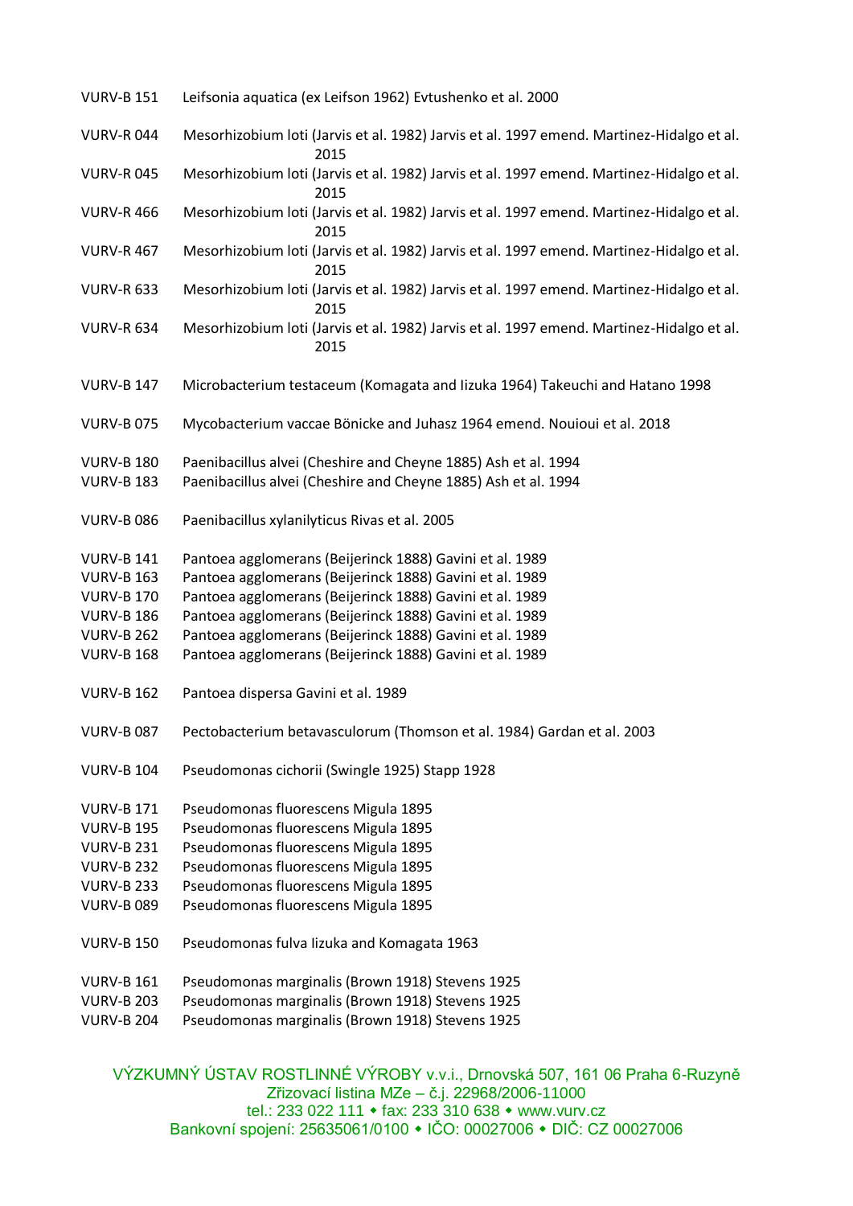| | |
|---|---|
| VURV-B 151 | Leifsonia aquatica (ex Leifson 1962) Evtushenko et al. 2000 |
| VURV-R 044 | Mesorhizobium loti (Jarvis et al. 1982) Jarvis et al. 1997 emend. Martinez-Hidalgo et al. 2015 |
| VURV-R 045 | Mesorhizobium loti (Jarvis et al. 1982) Jarvis et al. 1997 emend. Martinez-Hidalgo et al. 2015 |
| VURV-R 466 | Mesorhizobium loti (Jarvis et al. 1982) Jarvis et al. 1997 emend. Martinez-Hidalgo et al. 2015 |
| VURV-R 467 | Mesorhizobium loti (Jarvis et al. 1982) Jarvis et al. 1997 emend. Martinez-Hidalgo et al. 2015 |
| VURV-R 633 | Mesorhizobium loti (Jarvis et al. 1982) Jarvis et al. 1997 emend. Martinez-Hidalgo et al. 2015 |
| VURV-R 634 | Mesorhizobium loti (Jarvis et al. 1982) Jarvis et al. 1997 emend. Martinez-Hidalgo et al. 2015 |
| VURV-B 147 | Microbacterium testaceum (Komagata and Iizuka 1964) Takeuchi and Hatano 1998 |
| VURV-B 075 | Mycobacterium vaccae Bönicke and Juhasz 1964 emend. Nouioui et al. 2018 |
| VURV-B 180 | Paenibacillus alvei (Cheshire and Cheyne 1885) Ash et al. 1994 |
| VURV-B 183 | Paenibacillus alvei (Cheshire and Cheyne 1885) Ash et al. 1994 |
| VURV-B 086 | Paenibacillus xylanilyticus Rivas et al. 2005 |
| VURV-B 141 | Pantoea agglomerans (Beijerinck 1888) Gavini et al. 1989 |
| VURV-B 163 | Pantoea agglomerans (Beijerinck 1888) Gavini et al. 1989 |
| VURV-B 170 | Pantoea agglomerans (Beijerinck 1888) Gavini et al. 1989 |
| VURV-B 186 | Pantoea agglomerans (Beijerinck 1888) Gavini et al. 1989 |
| VURV-B 262 | Pantoea agglomerans (Beijerinck 1888) Gavini et al. 1989 |
| VURV-B 168 | Pantoea agglomerans (Beijerinck 1888) Gavini et al. 1989 |
| VURV-B 162 | Pantoea dispersa Gavini et al. 1989 |
| VURV-B 087 | Pectobacterium betavasculorum (Thomson et al. 1984) Gardan et al. 2003 |
| VURV-B 104 | Pseudomonas cichorii (Swingle 1925) Stapp 1928 |
| VURV-B 171 | Pseudomonas fluorescens Migula 1895 |
| VURV-B 195 | Pseudomonas fluorescens Migula 1895 |
| VURV-B 231 | Pseudomonas fluorescens Migula 1895 |
| VURV-B 232 | Pseudomonas fluorescens Migula 1895 |
| VURV-B 233 | Pseudomonas fluorescens Migula 1895 |
| VURV-B 089 | Pseudomonas fluorescens Migula 1895 |
| VURV-B 150 | Pseudomonas fulva Iizuka and Komagata 1963 |
| VURV-B 161 | Pseudomonas marginalis (Brown 1918) Stevens 1925 |
| VURV-B 203 | Pseudomonas marginalis (Brown 1918) Stevens 1925 |
| VURV-B 204 | Pseudomonas marginalis (Brown 1918) Stevens 1925 |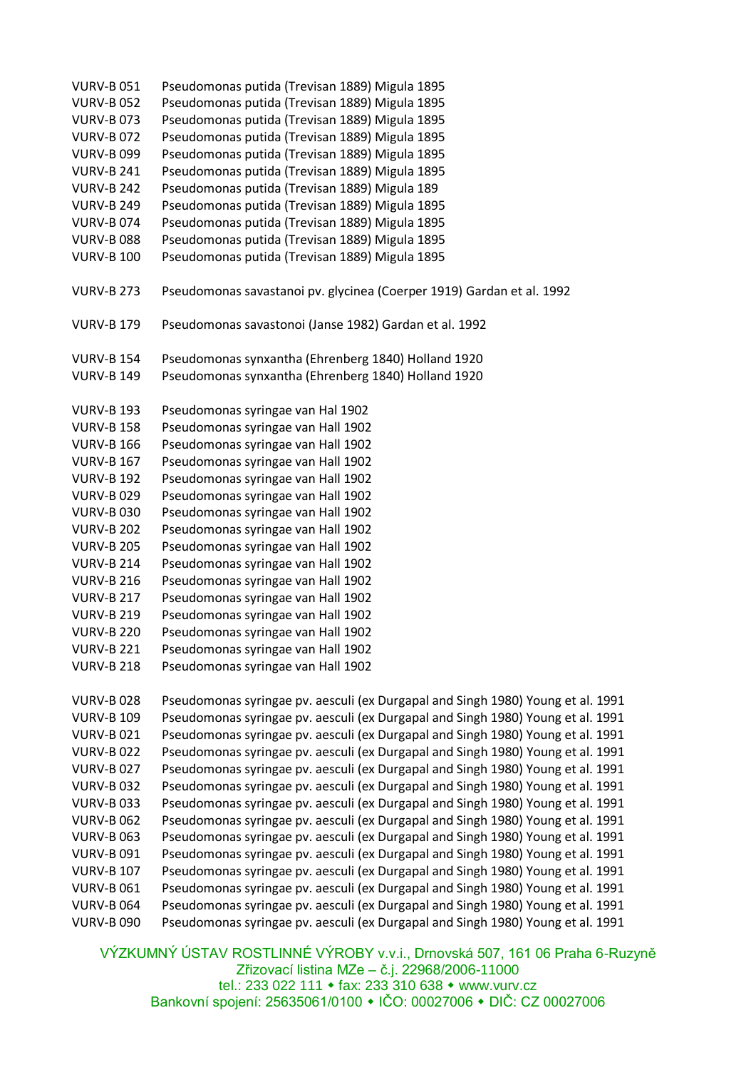VURV-B 051 Pseudomonas putida (Trevisan 1889) Migula 1895  
VURV-B 052 Pseudomonas putida (Trevisan 1889) Migula 1895  
VURV-B 073 Pseudomonas putida (Trevisan 1889) Migula 1895  
VURV-B 072 Pseudomonas putida (Trevisan 1889) Migula 1895  
VURV-B 099 Pseudomonas putida (Trevisan 1889) Migula 1895  
VURV-B 241 Pseudomonas putida (Trevisan 1889) Migula 1895  
VURV-B 242 Pseudomonas putida (Trevisan 1889) Migula 189  
VURV-B 249 Pseudomonas putida (Trevisan 1889) Migula 1895  
VURV-B 074 Pseudomonas putida (Trevisan 1889) Migula 1895  
VURV-B 088 Pseudomonas putida (Trevisan 1889) Migula 1895  
VURV-B 100 Pseudomonas putida (Trevisan 1889) Migula 1895

VURV-B 273 Pseudomonas savastanoi pv. glycinea (Coerper 1919) Gardan et al. 1992

VURV-B 179 Pseudomonas savastonoi (Janse 1982) Gardan et al. 1992

VURV-B 154 Pseudomonas synxantha (Ehrenberg 1840) Holland 1920  
VURV-B 149 Pseudomonas synxantha (Ehrenberg 1840) Holland 1920

VURV-B 193 Pseudomonas syringae van Hal 1902  
VURV-B 158 Pseudomonas syringae van Hall 1902  
VURV-B 166 Pseudomonas syringae van Hall 1902  
VURV-B 167 Pseudomonas syringae van Hall 1902  
VURV-B 192 Pseudomonas syringae van Hall 1902  
VURV-B 029 Pseudomonas syringae van Hall 1902  
VURV-B 030 Pseudomonas syringae van Hall 1902  
VURV-B 202 Pseudomonas syringae van Hall 1902  
VURV-B 205 Pseudomonas syringae van Hall 1902  
VURV-B 214 Pseudomonas syringae van Hall 1902  
VURV-B 216 Pseudomonas syringae van Hall 1902  
VURV-B 217 Pseudomonas syringae van Hall 1902  
VURV-B 219 Pseudomonas syringae van Hall 1902  
VURV-B 220 Pseudomonas syringae van Hall 1902  
VURV-B 221 Pseudomonas syringae van Hall 1902  
VURV-B 218 Pseudomonas syringae van Hall 1902

VURV-B 028 Pseudomonas syringae pv. aesculi (ex Durgapal and Singh 1980) Young et al. 1991  
VURV-B 109 Pseudomonas syringae pv. aesculi (ex Durgapal and Singh 1980) Young et al. 1991  
VURV-B 021 Pseudomonas syringae pv. aesculi (ex Durgapal and Singh 1980) Young et al. 1991  
VURV-B 022 Pseudomonas syringae pv. aesculi (ex Durgapal and Singh 1980) Young et al. 1991  
VURV-B 027 Pseudomonas syringae pv. aesculi (ex Durgapal and Singh 1980) Young et al. 1991  
VURV-B 032 Pseudomonas syringae pv. aesculi (ex Durgapal and Singh 1980) Young et al. 1991  
VURV-B 033 Pseudomonas syringae pv. aesculi (ex Durgapal and Singh 1980) Young et al. 1991  
VURV-B 062 Pseudomonas syringae pv. aesculi (ex Durgapal and Singh 1980) Young et al. 1991  
VURV-B 063 Pseudomonas syringae pv. aesculi (ex Durgapal and Singh 1980) Young et al. 1991  
VURV-B 091 Pseudomonas syringae pv. aesculi (ex Durgapal and Singh 1980) Young et al. 1991  
VURV-B 107 Pseudomonas syringae pv. aesculi (ex Durgapal and Singh 1980) Young et al. 1991  
VURV-B 061 Pseudomonas syringae pv. aesculi (ex Durgapal and Singh 1980) Young et al. 1991  
VURV-B 064 Pseudomonas syringae pv. aesculi (ex Durgapal and Singh 1980) Young et al. 1991  
VURV-B 090 Pseudomonas syringae pv. aesculi (ex Durgapal and Singh 1980) Young et al. 1991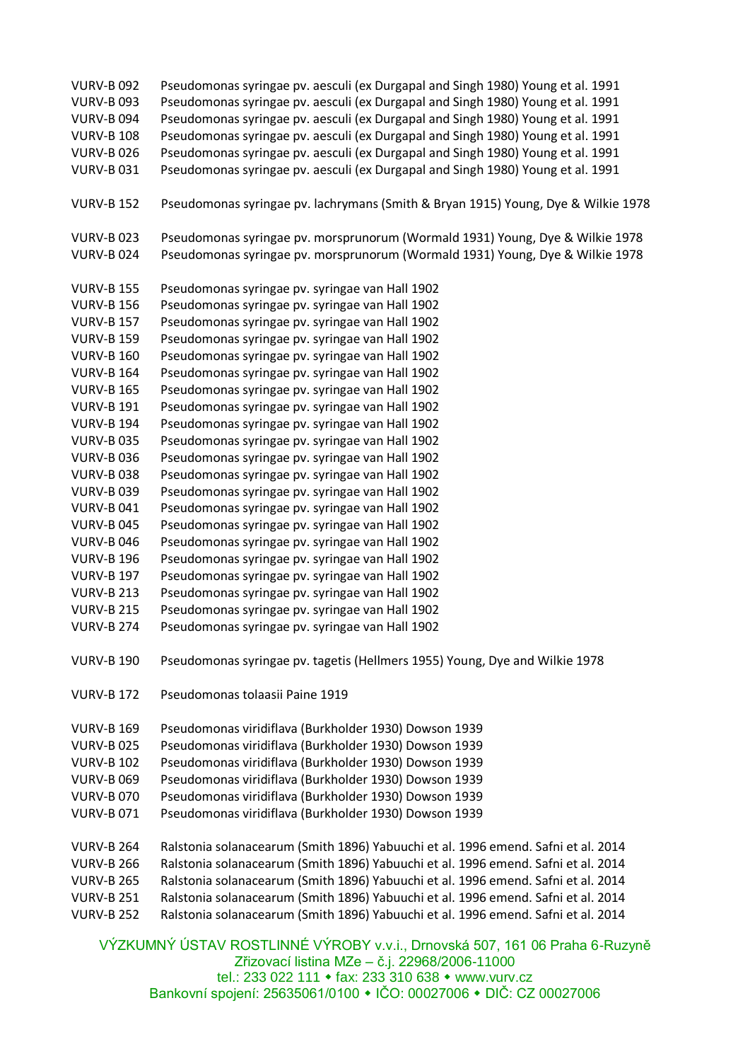VURV-B 092	Pseudomonas syringae pv. aesculi (ex Durgapal and Singh 1980) Young et al. 1991
VURV-B 093	Pseudomonas syringae pv. aesculi (ex Durgapal and Singh 1980) Young et al. 1991
VURV-B 094	Pseudomonas syringae pv. aesculi (ex Durgapal and Singh 1980) Young et al. 1991
VURV-B 108	Pseudomonas syringae pv. aesculi (ex Durgapal and Singh 1980) Young et al. 1991
VURV-B 026	Pseudomonas syringae pv. aesculi (ex Durgapal and Singh 1980) Young et al. 1991
VURV-B 031	Pseudomonas syringae pv. aesculi (ex Durgapal and Singh 1980) Young et al. 1991

VURV-B 152	Pseudomonas syringae pv. lachrymans (Smith & Bryan 1915) Young, Dye & Wilkie 1978

VURV-B 023	Pseudomonas syringae pv. morsprunorum (Wormald 1931) Young, Dye & Wilkie 1978
VURV-B 024	Pseudomonas syringae pv. morsprunorum (Wormald 1931) Young, Dye & Wilkie 1978

VURV-B 155	Pseudomonas syringae pv. syringae van Hall 1902
VURV-B 156	Pseudomonas syringae pv. syringae van Hall 1902
VURV-B 157	Pseudomonas syringae pv. syringae van Hall 1902
VURV-B 159	Pseudomonas syringae pv. syringae van Hall 1902
VURV-B 160	Pseudomonas syringae pv. syringae van Hall 1902
VURV-B 164	Pseudomonas syringae pv. syringae van Hall 1902
VURV-B 165	Pseudomonas syringae pv. syringae van Hall 1902
VURV-B 191	Pseudomonas syringae pv. syringae van Hall 1902
VURV-B 194	Pseudomonas syringae pv. syringae van Hall 1902
VURV-B 035	Pseudomonas syringae pv. syringae van Hall 1902
VURV-B 036	Pseudomonas syringae pv. syringae van Hall 1902
VURV-B 038	Pseudomonas syringae pv. syringae van Hall 1902
VURV-B 039	Pseudomonas syringae pv. syringae van Hall 1902
VURV-B 041	Pseudomonas syringae pv. syringae van Hall 1902
VURV-B 045	Pseudomonas syringae pv. syringae van Hall 1902
VURV-B 046	Pseudomonas syringae pv. syringae van Hall 1902
VURV-B 196	Pseudomonas syringae pv. syringae van Hall 1902
VURV-B 197	Pseudomonas syringae pv. syringae van Hall 1902
VURV-B 213	Pseudomonas syringae pv. syringae van Hall 1902
VURV-B 215	Pseudomonas syringae pv. syringae van Hall 1902
VURV-B 274	Pseudomonas syringae pv. syringae van Hall 1902

VURV-B 190	Pseudomonas syringae pv. tagetis (Hellmers 1955) Young, Dye and Wilkie 1978

VURV-B 172	Pseudomonas tolaasii Paine 1919

VURV-B 169	Pseudomonas viridiflava (Burkholder 1930) Dowson 1939
VURV-B 025	Pseudomonas viridiflava (Burkholder 1930) Dowson 1939
VURV-B 102	Pseudomonas viridiflava (Burkholder 1930) Dowson 1939
VURV-B 069	Pseudomonas viridiflava (Burkholder 1930) Dowson 1939
VURV-B 070	Pseudomonas viridiflava (Burkholder 1930) Dowson 1939
VURV-B 071	Pseudomonas viridiflava (Burkholder 1930) Dowson 1939

VURV-B 264	Ralstonia solanacearum (Smith 1896) Yabuuchi et al. 1996 emend. Safni et al. 2014
VURV-B 266	Ralstonia solanacearum (Smith 1896) Yabuuchi et al. 1996 emend. Safni et al. 2014
VURV-B 265	Ralstonia solanacearum (Smith 1896) Yabuuchi et al. 1996 emend. Safni et al. 2014
VURV-B 251	Ralstonia solanacearum (Smith 1896) Yabuuchi et al. 1996 emend. Safni et al. 2014
VURV-B 252	Ralstonia solanacearum (Smith 1896) Yabuuchi et al. 1996 emend. Safni et al. 2014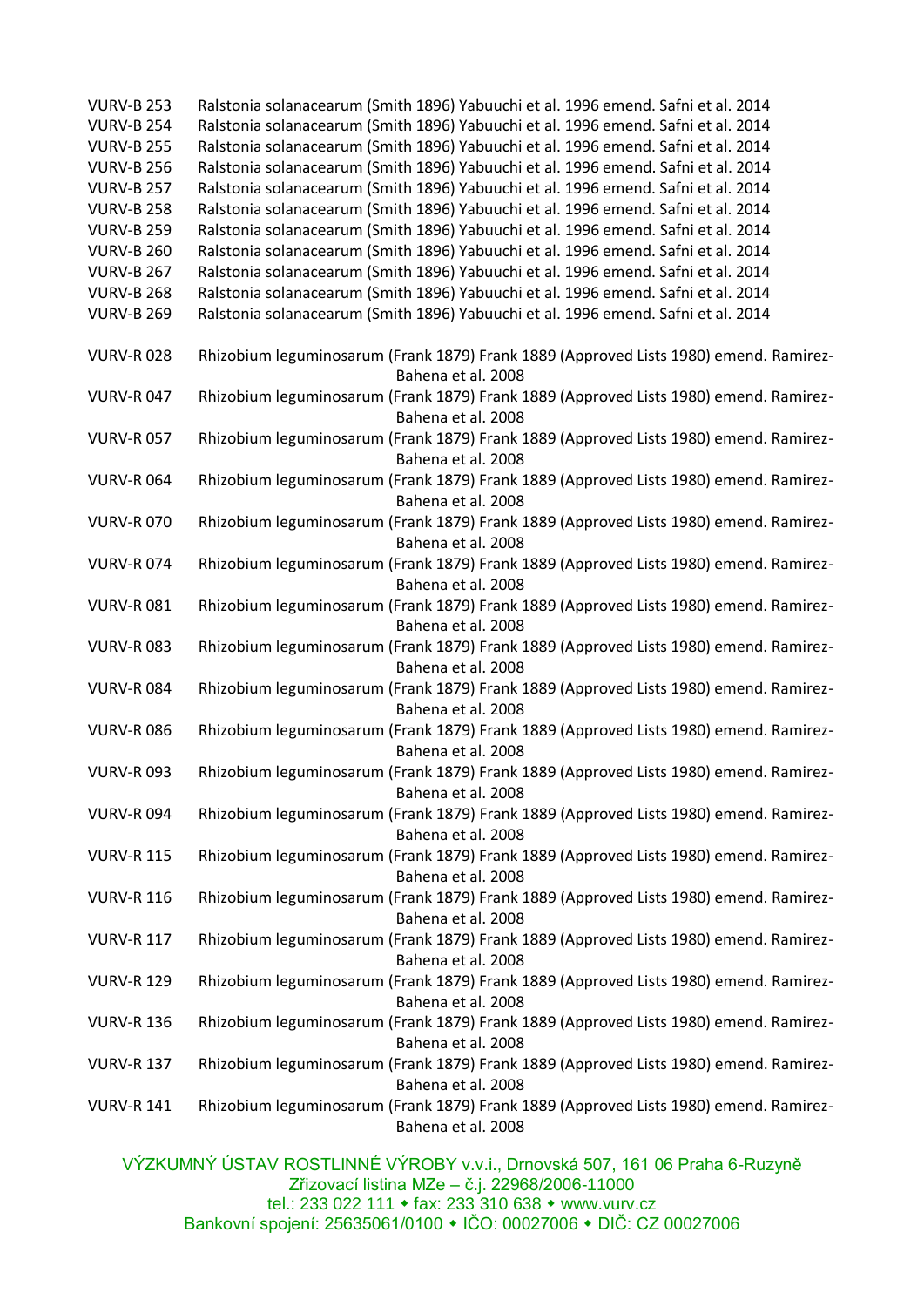VURV-B 253 Ralstonia solanacearum (Smith 1896) Yabuuchi et al. 1996 emend. Safni et al. 2014
VURV-B 254 Ralstonia solanacearum (Smith 1896) Yabuuchi et al. 1996 emend. Safni et al. 2014
VURV-B 255 Ralstonia solanacearum (Smith 1896) Yabuuchi et al. 1996 emend. Safni et al. 2014
VURV-B 256 Ralstonia solanacearum (Smith 1896) Yabuuchi et al. 1996 emend. Safni et al. 2014
VURV-B 257 Ralstonia solanacearum (Smith 1896) Yabuuchi et al. 1996 emend. Safni et al. 2014
VURV-B 258 Ralstonia solanacearum (Smith 1896) Yabuuchi et al. 1996 emend. Safni et al. 2014
VURV-B 259 Ralstonia solanacearum (Smith 1896) Yabuuchi et al. 1996 emend. Safni et al. 2014
VURV-B 260 Ralstonia solanacearum (Smith 1896) Yabuuchi et al. 1996 emend. Safni et al. 2014
VURV-B 267 Ralstonia solanacearum (Smith 1896) Yabuuchi et al. 1996 emend. Safni et al. 2014
VURV-B 268 Ralstonia solanacearum (Smith 1896) Yabuuchi et al. 1996 emend. Safni et al. 2014
VURV-B 269 Ralstonia solanacearum (Smith 1896) Yabuuchi et al. 1996 emend. Safni et al. 2014

VURV-R 028 Rhizobium leguminosarum (Frank 1879) Frank 1889 (Approved Lists 1980) emend. Ramirez-Bahena et al. 2008
VURV-R 047 Rhizobium leguminosarum (Frank 1879) Frank 1889 (Approved Lists 1980) emend. Ramirez-Bahena et al. 2008
VURV-R 057 Rhizobium leguminosarum (Frank 1879) Frank 1889 (Approved Lists 1980) emend. Ramirez-Bahena et al. 2008
VURV-R 064 Rhizobium leguminosarum (Frank 1879) Frank 1889 (Approved Lists 1980) emend. Ramirez-Bahena et al. 2008
VURV-R 070 Rhizobium leguminosarum (Frank 1879) Frank 1889 (Approved Lists 1980) emend. Ramirez-Bahena et al. 2008
VURV-R 074 Rhizobium leguminosarum (Frank 1879) Frank 1889 (Approved Lists 1980) emend. Ramirez-Bahena et al. 2008
VURV-R 081 Rhizobium leguminosarum (Frank 1879) Frank 1889 (Approved Lists 1980) emend. Ramirez-Bahena et al. 2008
VURV-R 083 Rhizobium leguminosarum (Frank 1879) Frank 1889 (Approved Lists 1980) emend. Ramirez-Bahena et al. 2008
VURV-R 084 Rhizobium leguminosarum (Frank 1879) Frank 1889 (Approved Lists 1980) emend. Ramirez-Bahena et al. 2008
VURV-R 086 Rhizobium leguminosarum (Frank 1879) Frank 1889 (Approved Lists 1980) emend. Ramirez-Bahena et al. 2008
VURV-R 093 Rhizobium leguminosarum (Frank 1879) Frank 1889 (Approved Lists 1980) emend. Ramirez-Bahena et al. 2008
VURV-R 094 Rhizobium leguminosarum (Frank 1879) Frank 1889 (Approved Lists 1980) emend. Ramirez-Bahena et al. 2008
VURV-R 115 Rhizobium leguminosarum (Frank 1879) Frank 1889 (Approved Lists 1980) emend. Ramirez-Bahena et al. 2008
VURV-R 116 Rhizobium leguminosarum (Frank 1879) Frank 1889 (Approved Lists 1980) emend. Ramirez-Bahena et al. 2008
VURV-R 117 Rhizobium leguminosarum (Frank 1879) Frank 1889 (Approved Lists 1980) emend. Ramirez-Bahena et al. 2008
VURV-R 129 Rhizobium leguminosarum (Frank 1879) Frank 1889 (Approved Lists 1980) emend. Ramirez-Bahena et al. 2008
VURV-R 136 Rhizobium leguminosarum (Frank 1879) Frank 1889 (Approved Lists 1980) emend. Ramirez-Bahena et al. 2008
VURV-R 137 Rhizobium leguminosarum (Frank 1879) Frank 1889 (Approved Lists 1980) emend. Ramirez-Bahena et al. 2008
VURV-R 141 Rhizobium leguminosarum (Frank 1879) Frank 1889 (Approved Lists 1980) emend. Ramirez-Bahena et al. 2008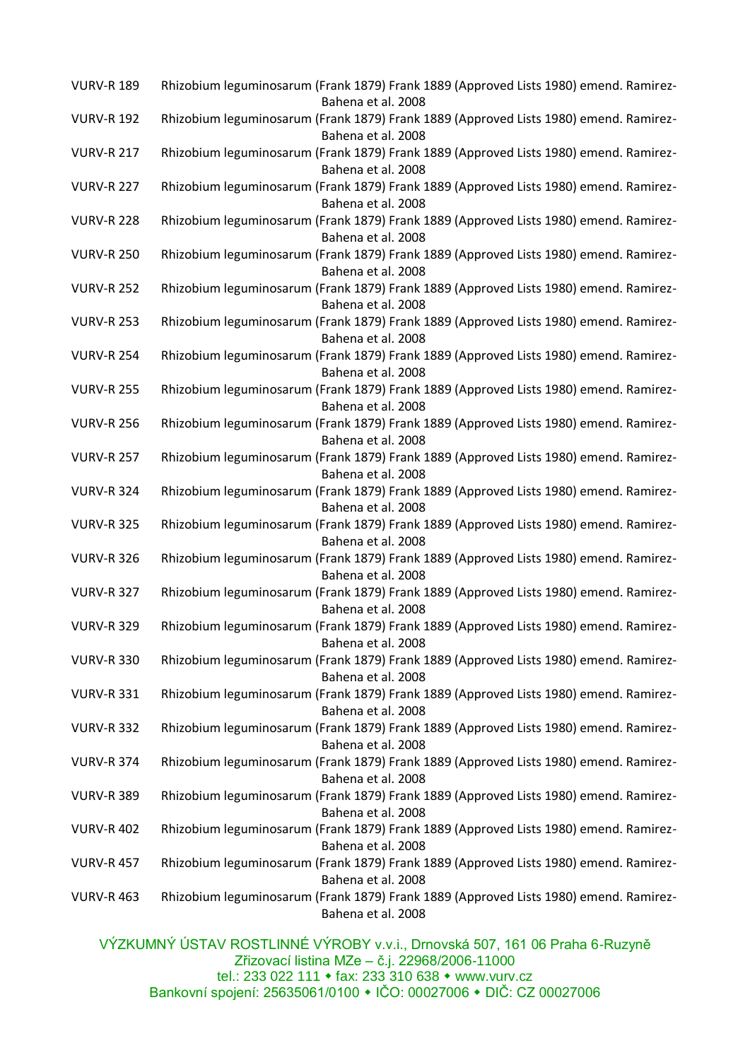| | |
|---|---|
| VURV-R 189 | Rhizobium leguminosarum (Frank 1879) Frank 1889 (Approved Lists 1980) emend. Ramirez-Bahena et al. 2008 |
| VURV-R 192 | Rhizobium leguminosarum (Frank 1879) Frank 1889 (Approved Lists 1980) emend. Ramirez-Bahena et al. 2008 |
| VURV-R 217 | Rhizobium leguminosarum (Frank 1879) Frank 1889 (Approved Lists 1980) emend. Ramirez-Bahena et al. 2008 |
| VURV-R 227 | Rhizobium leguminosarum (Frank 1879) Frank 1889 (Approved Lists 1980) emend. Ramirez-Bahena et al. 2008 |
| VURV-R 228 | Rhizobium leguminosarum (Frank 1879) Frank 1889 (Approved Lists 1980) emend. Ramirez-Bahena et al. 2008 |
| VURV-R 250 | Rhizobium leguminosarum (Frank 1879) Frank 1889 (Approved Lists 1980) emend. Ramirez-Bahena et al. 2008 |
| VURV-R 252 | Rhizobium leguminosarum (Frank 1879) Frank 1889 (Approved Lists 1980) emend. Ramirez-Bahena et al. 2008 |
| VURV-R 253 | Rhizobium leguminosarum (Frank 1879) Frank 1889 (Approved Lists 1980) emend. Ramirez-Bahena et al. 2008 |
| VURV-R 254 | Rhizobium leguminosarum (Frank 1879) Frank 1889 (Approved Lists 1980) emend. Ramirez-Bahena et al. 2008 |
| VURV-R 255 | Rhizobium leguminosarum (Frank 1879) Frank 1889 (Approved Lists 1980) emend. Ramirez-Bahena et al. 2008 |
| VURV-R 256 | Rhizobium leguminosarum (Frank 1879) Frank 1889 (Approved Lists 1980) emend. Ramirez-Bahena et al. 2008 |
| VURV-R 257 | Rhizobium leguminosarum (Frank 1879) Frank 1889 (Approved Lists 1980) emend. Ramirez-Bahena et al. 2008 |
| VURV-R 324 | Rhizobium leguminosarum (Frank 1879) Frank 1889 (Approved Lists 1980) emend. Ramirez-Bahena et al. 2008 |
| VURV-R 325 | Rhizobium leguminosarum (Frank 1879) Frank 1889 (Approved Lists 1980) emend. Ramirez-Bahena et al. 2008 |
| VURV-R 326 | Rhizobium leguminosarum (Frank 1879) Frank 1889 (Approved Lists 1980) emend. Ramirez-Bahena et al. 2008 |
| VURV-R 327 | Rhizobium leguminosarum (Frank 1879) Frank 1889 (Approved Lists 1980) emend. Ramirez-Bahena et al. 2008 |
| VURV-R 329 | Rhizobium leguminosarum (Frank 1879) Frank 1889 (Approved Lists 1980) emend. Ramirez-Bahena et al. 2008 |
| VURV-R 330 | Rhizobium leguminosarum (Frank 1879) Frank 1889 (Approved Lists 1980) emend. Ramirez-Bahena et al. 2008 |
| VURV-R 331 | Rhizobium leguminosarum (Frank 1879) Frank 1889 (Approved Lists 1980) emend. Ramirez-Bahena et al. 2008 |
| VURV-R 332 | Rhizobium leguminosarum (Frank 1879) Frank 1889 (Approved Lists 1980) emend. Ramirez-Bahena et al. 2008 |
| VURV-R 374 | Rhizobium leguminosarum (Frank 1879) Frank 1889 (Approved Lists 1980) emend. Ramirez-Bahena et al. 2008 |
| VURV-R 389 | Rhizobium leguminosarum (Frank 1879) Frank 1889 (Approved Lists 1980) emend. Ramirez-Bahena et al. 2008 |
| VURV-R 402 | Rhizobium leguminosarum (Frank 1879) Frank 1889 (Approved Lists 1980) emend. Ramirez-Bahena et al. 2008 |
| VURV-R 457 | Rhizobium leguminosarum (Frank 1879) Frank 1889 (Approved Lists 1980) emend. Ramirez-Bahena et al. 2008 |
| VURV-R 463 | Rhizobium leguminosarum (Frank 1879) Frank 1889 (Approved Lists 1980) emend. Ramirez-Bahena et al. 2008 |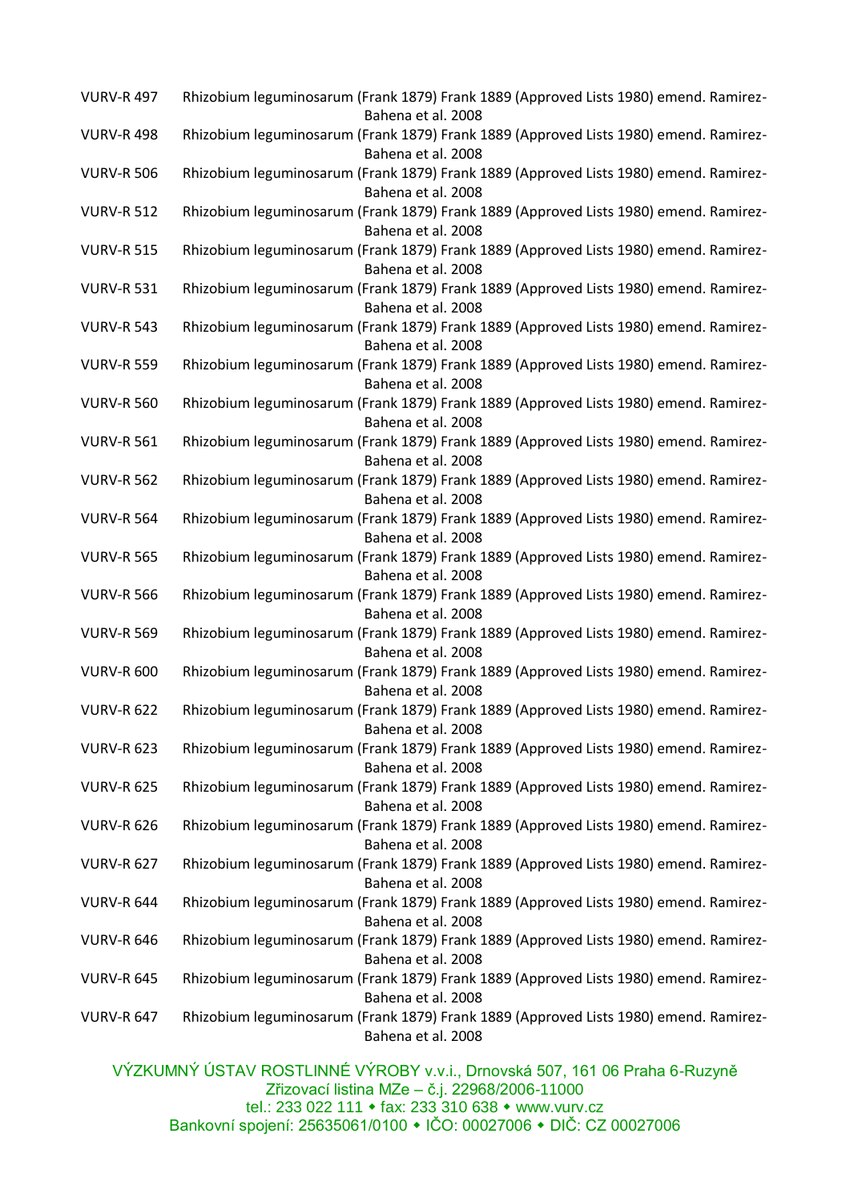| | |
|---|---|
| VURV-R 497 | Rhizobium leguminosarum (Frank 1879) Frank 1889 (Approved Lists 1980) emend. Ramirez-Bahena et al. 2008 |
| VURV-R 498 | Rhizobium leguminosarum (Frank 1879) Frank 1889 (Approved Lists 1980) emend. Ramirez-Bahena et al. 2008 |
| VURV-R 506 | Rhizobium leguminosarum (Frank 1879) Frank 1889 (Approved Lists 1980) emend. Ramirez-Bahena et al. 2008 |
| VURV-R 512 | Rhizobium leguminosarum (Frank 1879) Frank 1889 (Approved Lists 1980) emend. Ramirez-Bahena et al. 2008 |
| VURV-R 515 | Rhizobium leguminosarum (Frank 1879) Frank 1889 (Approved Lists 1980) emend. Ramirez-Bahena et al. 2008 |
| VURV-R 531 | Rhizobium leguminosarum (Frank 1879) Frank 1889 (Approved Lists 1980) emend. Ramirez-Bahena et al. 2008 |
| VURV-R 543 | Rhizobium leguminosarum (Frank 1879) Frank 1889 (Approved Lists 1980) emend. Ramirez-Bahena et al. 2008 |
| VURV-R 559 | Rhizobium leguminosarum (Frank 1879) Frank 1889 (Approved Lists 1980) emend. Ramirez-Bahena et al. 2008 |
| VURV-R 560 | Rhizobium leguminosarum (Frank 1879) Frank 1889 (Approved Lists 1980) emend. Ramirez-Bahena et al. 2008 |
| VURV-R 561 | Rhizobium leguminosarum (Frank 1879) Frank 1889 (Approved Lists 1980) emend. Ramirez-Bahena et al. 2008 |
| VURV-R 562 | Rhizobium leguminosarum (Frank 1879) Frank 1889 (Approved Lists 1980) emend. Ramirez-Bahena et al. 2008 |
| VURV-R 564 | Rhizobium leguminosarum (Frank 1879) Frank 1889 (Approved Lists 1980) emend. Ramirez-Bahena et al. 2008 |
| VURV-R 565 | Rhizobium leguminosarum (Frank 1879) Frank 1889 (Approved Lists 1980) emend. Ramirez-Bahena et al. 2008 |
| VURV-R 566 | Rhizobium leguminosarum (Frank 1879) Frank 1889 (Approved Lists 1980) emend. Ramirez-Bahena et al. 2008 |
| VURV-R 569 | Rhizobium leguminosarum (Frank 1879) Frank 1889 (Approved Lists 1980) emend. Ramirez-Bahena et al. 2008 |
| VURV-R 600 | Rhizobium leguminosarum (Frank 1879) Frank 1889 (Approved Lists 1980) emend. Ramirez-Bahena et al. 2008 |
| VURV-R 622 | Rhizobium leguminosarum (Frank 1879) Frank 1889 (Approved Lists 1980) emend. Ramirez-Bahena et al. 2008 |
| VURV-R 623 | Rhizobium leguminosarum (Frank 1879) Frank 1889 (Approved Lists 1980) emend. Ramirez-Bahena et al. 2008 |
| VURV-R 625 | Rhizobium leguminosarum (Frank 1879) Frank 1889 (Approved Lists 1980) emend. Ramirez-Bahena et al. 2008 |
| VURV-R 626 | Rhizobium leguminosarum (Frank 1879) Frank 1889 (Approved Lists 1980) emend. Ramirez-Bahena et al. 2008 |
| VURV-R 627 | Rhizobium leguminosarum (Frank 1879) Frank 1889 (Approved Lists 1980) emend. Ramirez-Bahena et al. 2008 |
| VURV-R 644 | Rhizobium leguminosarum (Frank 1879) Frank 1889 (Approved Lists 1980) emend. Ramirez-Bahena et al. 2008 |
| VURV-R 646 | Rhizobium leguminosarum (Frank 1879) Frank 1889 (Approved Lists 1980) emend. Ramirez-Bahena et al. 2008 |
| VURV-R 645 | Rhizobium leguminosarum (Frank 1879) Frank 1889 (Approved Lists 1980) emend. Ramirez-Bahena et al. 2008 |
| VURV-R 647 | Rhizobium leguminosarum (Frank 1879) Frank 1889 (Approved Lists 1980) emend. Ramirez-Bahena et al. 2008 |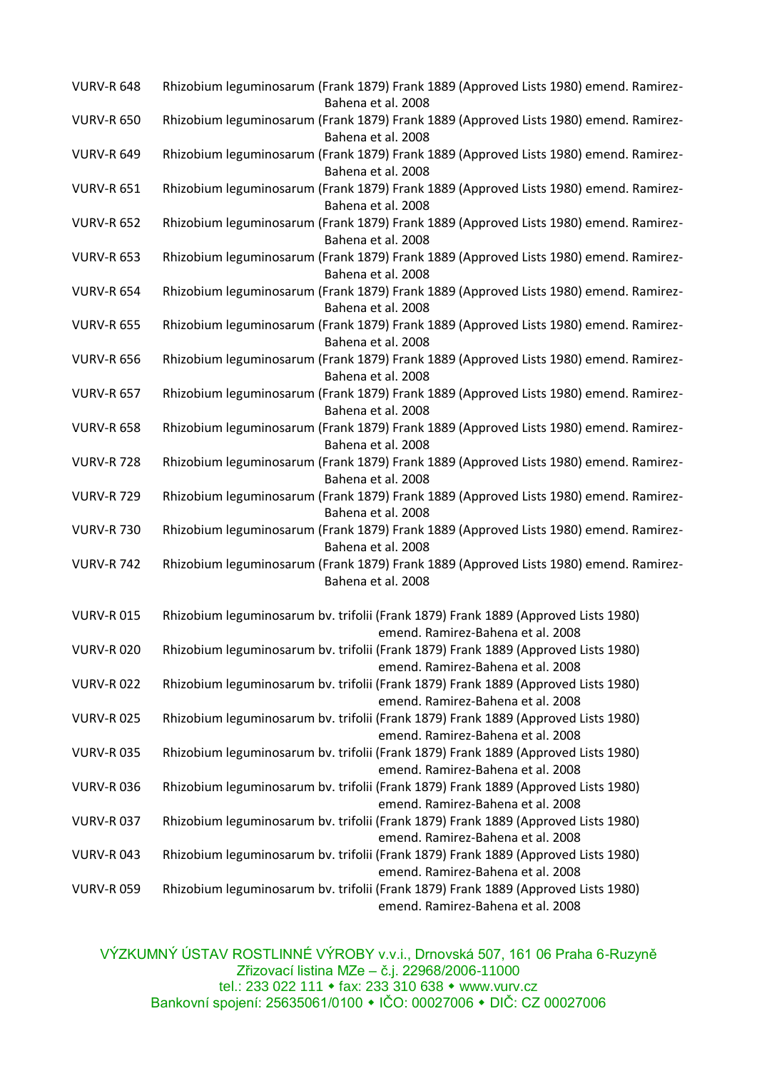| | |
|---|---|
| VURV-R 648 | Rhizobium leguminosarum (Frank 1879) Frank 1889 (Approved Lists 1980) emend. Ramirez-Bahena et al. 2008 |
| VURV-R 650 | Rhizobium leguminosarum (Frank 1879) Frank 1889 (Approved Lists 1980) emend. Ramirez-Bahena et al. 2008 |
| VURV-R 649 | Rhizobium leguminosarum (Frank 1879) Frank 1889 (Approved Lists 1980) emend. Ramirez-Bahena et al. 2008 |
| VURV-R 651 | Rhizobium leguminosarum (Frank 1879) Frank 1889 (Approved Lists 1980) emend. Ramirez-Bahena et al. 2008 |
| VURV-R 652 | Rhizobium leguminosarum (Frank 1879) Frank 1889 (Approved Lists 1980) emend. Ramirez-Bahena et al. 2008 |
| VURV-R 653 | Rhizobium leguminosarum (Frank 1879) Frank 1889 (Approved Lists 1980) emend. Ramirez-Bahena et al. 2008 |
| VURV-R 654 | Rhizobium leguminosarum (Frank 1879) Frank 1889 (Approved Lists 1980) emend. Ramirez-Bahena et al. 2008 |
| VURV-R 655 | Rhizobium leguminosarum (Frank 1879) Frank 1889 (Approved Lists 1980) emend. Ramirez-Bahena et al. 2008 |
| VURV-R 656 | Rhizobium leguminosarum (Frank 1879) Frank 1889 (Approved Lists 1980) emend. Ramirez-Bahena et al. 2008 |
| VURV-R 657 | Rhizobium leguminosarum (Frank 1879) Frank 1889 (Approved Lists 1980) emend. Ramirez-Bahena et al. 2008 |
| VURV-R 658 | Rhizobium leguminosarum (Frank 1879) Frank 1889 (Approved Lists 1980) emend. Ramirez-Bahena et al. 2008 |
| VURV-R 728 | Rhizobium leguminosarum (Frank 1879) Frank 1889 (Approved Lists 1980) emend. Ramirez-Bahena et al. 2008 |
| VURV-R 729 | Rhizobium leguminosarum (Frank 1879) Frank 1889 (Approved Lists 1980) emend. Ramirez-Bahena et al. 2008 |
| VURV-R 730 | Rhizobium leguminosarum (Frank 1879) Frank 1889 (Approved Lists 1980) emend. Ramirez-Bahena et al. 2008 |
| VURV-R 742 | Rhizobium leguminosarum (Frank 1879) Frank 1889 (Approved Lists 1980) emend. Ramirez-Bahena et al. 2008 |

| | |
|---|---|
| VURV-R 015 | Rhizobium leguminosarum bv. trifolii (Frank 1879) Frank 1889 (Approved Lists 1980) emend. Ramirez-Bahena et al. 2008 |
| VURV-R 020 | Rhizobium leguminosarum bv. trifolii (Frank 1879) Frank 1889 (Approved Lists 1980) emend. Ramirez-Bahena et al. 2008 |
| VURV-R 022 | Rhizobium leguminosarum bv. trifolii (Frank 1879) Frank 1889 (Approved Lists 1980) emend. Ramirez-Bahena et al. 2008 |
| VURV-R 025 | Rhizobium leguminosarum bv. trifolii (Frank 1879) Frank 1889 (Approved Lists 1980) emend. Ramirez-Bahena et al. 2008 |
| VURV-R 035 | Rhizobium leguminosarum bv. trifolii (Frank 1879) Frank 1889 (Approved Lists 1980) emend. Ramirez-Bahena et al. 2008 |
| VURV-R 036 | Rhizobium leguminosarum bv. trifolii (Frank 1879) Frank 1889 (Approved Lists 1980) emend. Ramirez-Bahena et al. 2008 |
| VURV-R 037 | Rhizobium leguminosarum bv. trifolii (Frank 1879) Frank 1889 (Approved Lists 1980) emend. Ramirez-Bahena et al. 2008 |
| VURV-R 043 | Rhizobium leguminosarum bv. trifolii (Frank 1879) Frank 1889 (Approved Lists 1980) emend. Ramirez-Bahena et al. 2008 |
| VURV-R 059 | Rhizobium leguminosarum bv. trifolii (Frank 1879) Frank 1889 (Approved Lists 1980) emend. Ramirez-Bahena et al. 2008 |

VÝZKUMNÝ ÚSTAV ROSTLINNÉ VÝROBY v.v.i., Drnovská 507, 161 06 Praha 6-Ruzyně
Zřizovací listina MZe – č.j. 22968/2006-11000
tel.: 233 022 111 • fax: 233 310 638 • www.vurv.cz
Bankovní spojení: 25635061/0100 • IČO: 00027006 • DIČ: CZ 00027006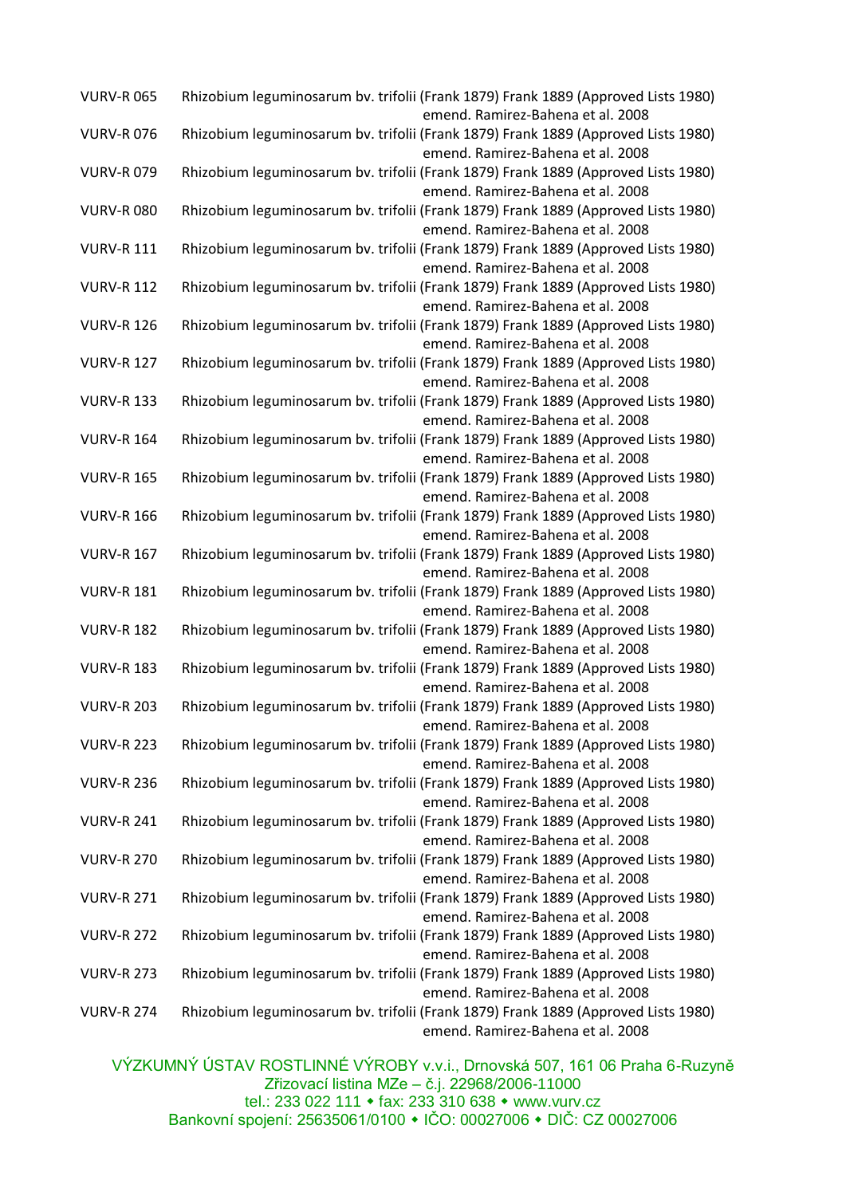| | |
|---|---|
| VURV-R 065 | Rhizobium leguminosarum bv. trifolii (Frank 1879) Frank 1889 (Approved Lists 1980) emend. Ramirez-Bahena et al. 2008 |
| VURV-R 076 | Rhizobium leguminosarum bv. trifolii (Frank 1879) Frank 1889 (Approved Lists 1980) emend. Ramirez-Bahena et al. 2008 |
| VURV-R 079 | Rhizobium leguminosarum bv. trifolii (Frank 1879) Frank 1889 (Approved Lists 1980) emend. Ramirez-Bahena et al. 2008 |
| VURV-R 080 | Rhizobium leguminosarum bv. trifolii (Frank 1879) Frank 1889 (Approved Lists 1980) emend. Ramirez-Bahena et al. 2008 |
| VURV-R 111 | Rhizobium leguminosarum bv. trifolii (Frank 1879) Frank 1889 (Approved Lists 1980) emend. Ramirez-Bahena et al. 2008 |
| VURV-R 112 | Rhizobium leguminosarum bv. trifolii (Frank 1879) Frank 1889 (Approved Lists 1980) emend. Ramirez-Bahena et al. 2008 |
| VURV-R 126 | Rhizobium leguminosarum bv. trifolii (Frank 1879) Frank 1889 (Approved Lists 1980) emend. Ramirez-Bahena et al. 2008 |
| VURV-R 127 | Rhizobium leguminosarum bv. trifolii (Frank 1879) Frank 1889 (Approved Lists 1980) emend. Ramirez-Bahena et al. 2008 |
| VURV-R 133 | Rhizobium leguminosarum bv. trifolii (Frank 1879) Frank 1889 (Approved Lists 1980) emend. Ramirez-Bahena et al. 2008 |
| VURV-R 164 | Rhizobium leguminosarum bv. trifolii (Frank 1879) Frank 1889 (Approved Lists 1980) emend. Ramirez-Bahena et al. 2008 |
| VURV-R 165 | Rhizobium leguminosarum bv. trifolii (Frank 1879) Frank 1889 (Approved Lists 1980) emend. Ramirez-Bahena et al. 2008 |
| VURV-R 166 | Rhizobium leguminosarum bv. trifolii (Frank 1879) Frank 1889 (Approved Lists 1980) emend. Ramirez-Bahena et al. 2008 |
| VURV-R 167 | Rhizobium leguminosarum bv. trifolii (Frank 1879) Frank 1889 (Approved Lists 1980) emend. Ramirez-Bahena et al. 2008 |
| VURV-R 181 | Rhizobium leguminosarum bv. trifolii (Frank 1879) Frank 1889 (Approved Lists 1980) emend. Ramirez-Bahena et al. 2008 |
| VURV-R 182 | Rhizobium leguminosarum bv. trifolii (Frank 1879) Frank 1889 (Approved Lists 1980) emend. Ramirez-Bahena et al. 2008 |
| VURV-R 183 | Rhizobium leguminosarum bv. trifolii (Frank 1879) Frank 1889 (Approved Lists 1980) emend. Ramirez-Bahena et al. 2008 |
| VURV-R 203 | Rhizobium leguminosarum bv. trifolii (Frank 1879) Frank 1889 (Approved Lists 1980) emend. Ramirez-Bahena et al. 2008 |
| VURV-R 223 | Rhizobium leguminosarum bv. trifolii (Frank 1879) Frank 1889 (Approved Lists 1980) emend. Ramirez-Bahena et al. 2008 |
| VURV-R 236 | Rhizobium leguminosarum bv. trifolii (Frank 1879) Frank 1889 (Approved Lists 1980) emend. Ramirez-Bahena et al. 2008 |
| VURV-R 241 | Rhizobium leguminosarum bv. trifolii (Frank 1879) Frank 1889 (Approved Lists 1980) emend. Ramirez-Bahena et al. 2008 |
| VURV-R 270 | Rhizobium leguminosarum bv. trifolii (Frank 1879) Frank 1889 (Approved Lists 1980) emend. Ramirez-Bahena et al. 2008 |
| VURV-R 271 | Rhizobium leguminosarum bv. trifolii (Frank 1879) Frank 1889 (Approved Lists 1980) emend. Ramirez-Bahena et al. 2008 |
| VURV-R 272 | Rhizobium leguminosarum bv. trifolii (Frank 1879) Frank 1889 (Approved Lists 1980) emend. Ramirez-Bahena et al. 2008 |
| VURV-R 273 | Rhizobium leguminosarum bv. trifolii (Frank 1879) Frank 1889 (Approved Lists 1980) emend. Ramirez-Bahena et al. 2008 |
| VURV-R 274 | Rhizobium leguminosarum bv. trifolii (Frank 1879) Frank 1889 (Approved Lists 1980) emend. Ramirez-Bahena et al. 2008 |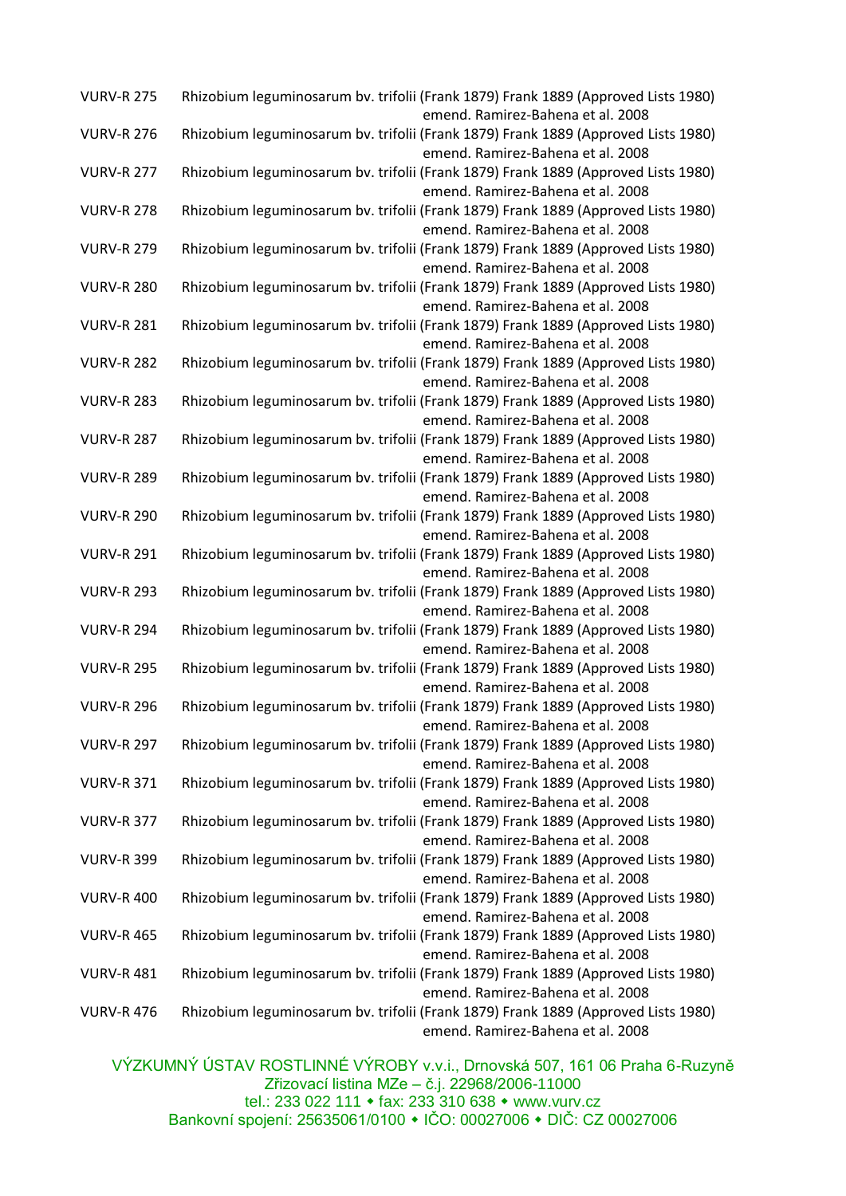| | |
|---|---|
| VURV-R 275 | Rhizobium leguminosarum bv. trifolii (Frank 1879) Frank 1889 (Approved Lists 1980) emend. Ramirez-Bahena et al. 2008 |
| VURV-R 276 | Rhizobium leguminosarum bv. trifolii (Frank 1879) Frank 1889 (Approved Lists 1980) emend. Ramirez-Bahena et al. 2008 |
| VURV-R 277 | Rhizobium leguminosarum bv. trifolii (Frank 1879) Frank 1889 (Approved Lists 1980) emend. Ramirez-Bahena et al. 2008 |
| VURV-R 278 | Rhizobium leguminosarum bv. trifolii (Frank 1879) Frank 1889 (Approved Lists 1980) emend. Ramirez-Bahena et al. 2008 |
| VURV-R 279 | Rhizobium leguminosarum bv. trifolii (Frank 1879) Frank 1889 (Approved Lists 1980) emend. Ramirez-Bahena et al. 2008 |
| VURV-R 280 | Rhizobium leguminosarum bv. trifolii (Frank 1879) Frank 1889 (Approved Lists 1980) emend. Ramirez-Bahena et al. 2008 |
| VURV-R 281 | Rhizobium leguminosarum bv. trifolii (Frank 1879) Frank 1889 (Approved Lists 1980) emend. Ramirez-Bahena et al. 2008 |
| VURV-R 282 | Rhizobium leguminosarum bv. trifolii (Frank 1879) Frank 1889 (Approved Lists 1980) emend. Ramirez-Bahena et al. 2008 |
| VURV-R 283 | Rhizobium leguminosarum bv. trifolii (Frank 1879) Frank 1889 (Approved Lists 1980) emend. Ramirez-Bahena et al. 2008 |
| VURV-R 287 | Rhizobium leguminosarum bv. trifolii (Frank 1879) Frank 1889 (Approved Lists 1980) emend. Ramirez-Bahena et al. 2008 |
| VURV-R 289 | Rhizobium leguminosarum bv. trifolii (Frank 1879) Frank 1889 (Approved Lists 1980) emend. Ramirez-Bahena et al. 2008 |
| VURV-R 290 | Rhizobium leguminosarum bv. trifolii (Frank 1879) Frank 1889 (Approved Lists 1980) emend. Ramirez-Bahena et al. 2008 |
| VURV-R 291 | Rhizobium leguminosarum bv. trifolii (Frank 1879) Frank 1889 (Approved Lists 1980) emend. Ramirez-Bahena et al. 2008 |
| VURV-R 293 | Rhizobium leguminosarum bv. trifolii (Frank 1879) Frank 1889 (Approved Lists 1980) emend. Ramirez-Bahena et al. 2008 |
| VURV-R 294 | Rhizobium leguminosarum bv. trifolii (Frank 1879) Frank 1889 (Approved Lists 1980) emend. Ramirez-Bahena et al. 2008 |
| VURV-R 295 | Rhizobium leguminosarum bv. trifolii (Frank 1879) Frank 1889 (Approved Lists 1980) emend. Ramirez-Bahena et al. 2008 |
| VURV-R 296 | Rhizobium leguminosarum bv. trifolii (Frank 1879) Frank 1889 (Approved Lists 1980) emend. Ramirez-Bahena et al. 2008 |
| VURV-R 297 | Rhizobium leguminosarum bv. trifolii (Frank 1879) Frank 1889 (Approved Lists 1980) emend. Ramirez-Bahena et al. 2008 |
| VURV-R 371 | Rhizobium leguminosarum bv. trifolii (Frank 1879) Frank 1889 (Approved Lists 1980) emend. Ramirez-Bahena et al. 2008 |
| VURV-R 377 | Rhizobium leguminosarum bv. trifolii (Frank 1879) Frank 1889 (Approved Lists 1980) emend. Ramirez-Bahena et al. 2008 |
| VURV-R 399 | Rhizobium leguminosarum bv. trifolii (Frank 1879) Frank 1889 (Approved Lists 1980) emend. Ramirez-Bahena et al. 2008 |
| VURV-R 400 | Rhizobium leguminosarum bv. trifolii (Frank 1879) Frank 1889 (Approved Lists 1980) emend. Ramirez-Bahena et al. 2008 |
| VURV-R 465 | Rhizobium leguminosarum bv. trifolii (Frank 1879) Frank 1889 (Approved Lists 1980) emend. Ramirez-Bahena et al. 2008 |
| VURV-R 481 | Rhizobium leguminosarum bv. trifolii (Frank 1879) Frank 1889 (Approved Lists 1980) emend. Ramirez-Bahena et al. 2008 |
| VURV-R 476 | Rhizobium leguminosarum bv. trifolii (Frank 1879) Frank 1889 (Approved Lists 1980) emend. Ramirez-Bahena et al. 2008 |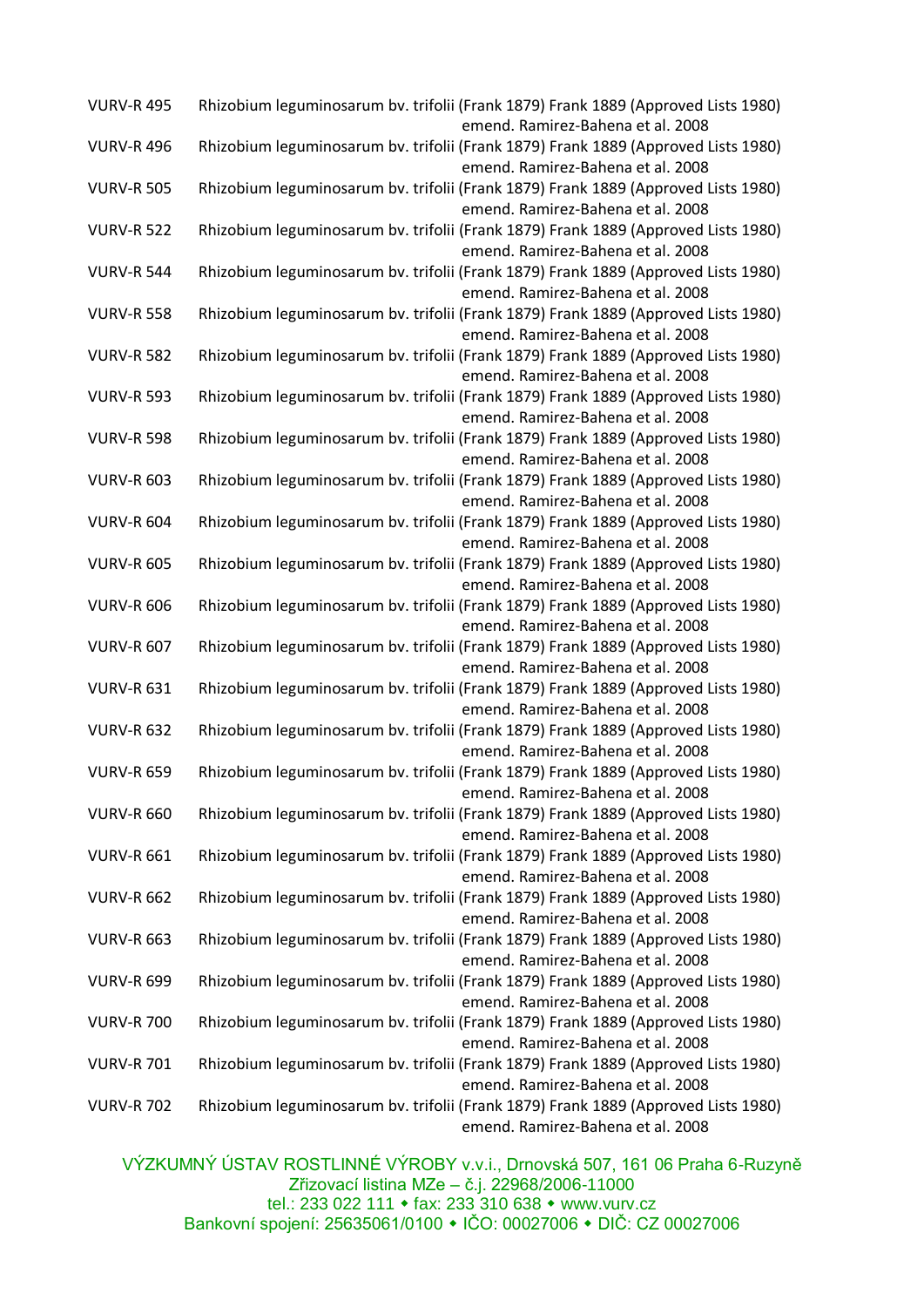VURV-R 495 Rhizobium leguminosarum bv. trifolii (Frank 1879) Frank 1889 (Approved Lists 1980) emend. Ramirez-Bahena et al. 2008

VURV-R 496 Rhizobium leguminosarum bv. trifolii (Frank 1879) Frank 1889 (Approved Lists 1980) emend. Ramirez-Bahena et al. 2008

VURV-R 505 Rhizobium leguminosarum bv. trifolii (Frank 1879) Frank 1889 (Approved Lists 1980) emend. Ramirez-Bahena et al. 2008

VURV-R 522 Rhizobium leguminosarum bv. trifolii (Frank 1879) Frank 1889 (Approved Lists 1980) emend. Ramirez-Bahena et al. 2008

VURV-R 544 Rhizobium leguminosarum bv. trifolii (Frank 1879) Frank 1889 (Approved Lists 1980) emend. Ramirez-Bahena et al. 2008

VURV-R 558 Rhizobium leguminosarum bv. trifolii (Frank 1879) Frank 1889 (Approved Lists 1980) emend. Ramirez-Bahena et al. 2008

VURV-R 582 Rhizobium leguminosarum bv. trifolii (Frank 1879) Frank 1889 (Approved Lists 1980) emend. Ramirez-Bahena et al. 2008

VURV-R 593 Rhizobium leguminosarum bv. trifolii (Frank 1879) Frank 1889 (Approved Lists 1980) emend. Ramirez-Bahena et al. 2008

VURV-R 598 Rhizobium leguminosarum bv. trifolii (Frank 1879) Frank 1889 (Approved Lists 1980) emend. Ramirez-Bahena et al. 2008

VURV-R 603 Rhizobium leguminosarum bv. trifolii (Frank 1879) Frank 1889 (Approved Lists 1980) emend. Ramirez-Bahena et al. 2008

VURV-R 604 Rhizobium leguminosarum bv. trifolii (Frank 1879) Frank 1889 (Approved Lists 1980) emend. Ramirez-Bahena et al. 2008

VURV-R 605 Rhizobium leguminosarum bv. trifolii (Frank 1879) Frank 1889 (Approved Lists 1980) emend. Ramirez-Bahena et al. 2008

VURV-R 606 Rhizobium leguminosarum bv. trifolii (Frank 1879) Frank 1889 (Approved Lists 1980) emend. Ramirez-Bahena et al. 2008

VURV-R 607 Rhizobium leguminosarum bv. trifolii (Frank 1879) Frank 1889 (Approved Lists 1980) emend. Ramirez-Bahena et al. 2008

VURV-R 631 Rhizobium leguminosarum bv. trifolii (Frank 1879) Frank 1889 (Approved Lists 1980) emend. Ramirez-Bahena et al. 2008

VURV-R 632 Rhizobium leguminosarum bv. trifolii (Frank 1879) Frank 1889 (Approved Lists 1980) emend. Ramirez-Bahena et al. 2008

VURV-R 659 Rhizobium leguminosarum bv. trifolii (Frank 1879) Frank 1889 (Approved Lists 1980) emend. Ramirez-Bahena et al. 2008

VURV-R 660 Rhizobium leguminosarum bv. trifolii (Frank 1879) Frank 1889 (Approved Lists 1980) emend. Ramirez-Bahena et al. 2008

VURV-R 661 Rhizobium leguminosarum bv. trifolii (Frank 1879) Frank 1889 (Approved Lists 1980) emend. Ramirez-Bahena et al. 2008

VURV-R 662 Rhizobium leguminosarum bv. trifolii (Frank 1879) Frank 1889 (Approved Lists 1980) emend. Ramirez-Bahena et al. 2008

VURV-R 663 Rhizobium leguminosarum bv. trifolii (Frank 1879) Frank 1889 (Approved Lists 1980) emend. Ramirez-Bahena et al. 2008

VURV-R 699 Rhizobium leguminosarum bv. trifolii (Frank 1879) Frank 1889 (Approved Lists 1980) emend. Ramirez-Bahena et al. 2008

VURV-R 700 Rhizobium leguminosarum bv. trifolii (Frank 1879) Frank 1889 (Approved Lists 1980) emend. Ramirez-Bahena et al. 2008

VURV-R 701 Rhizobium leguminosarum bv. trifolii (Frank 1879) Frank 1889 (Approved Lists 1980) emend. Ramirez-Bahena et al. 2008

VURV-R 702 Rhizobium leguminosarum bv. trifolii (Frank 1879) Frank 1889 (Approved Lists 1980) emend. Ramirez-Bahena et al. 2008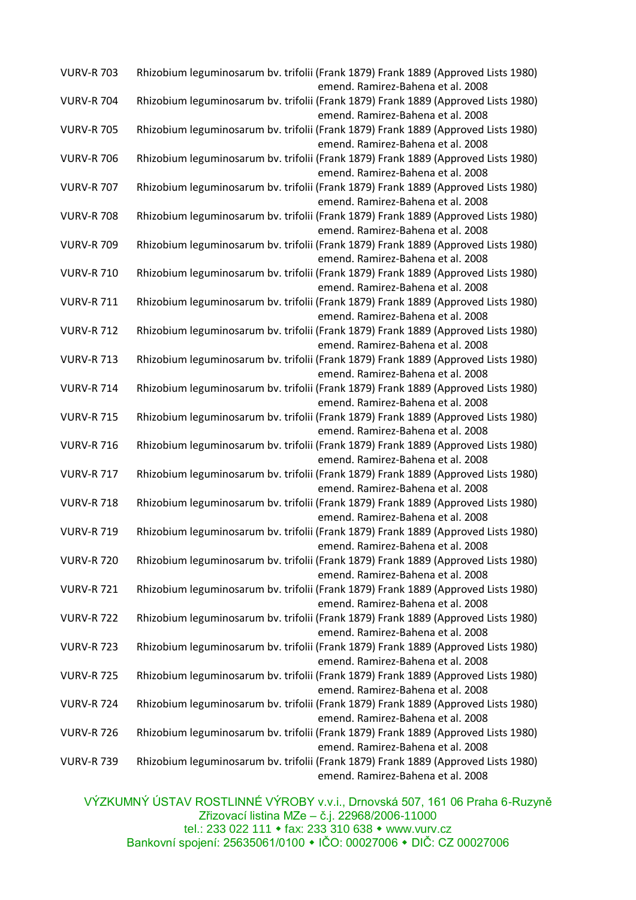| | |
|---|---|
| VURV-R 703 | Rhizobium leguminosarum bv. trifolii (Frank 1879) Frank 1889 (Approved Lists 1980) emend. Ramirez-Bahena et al. 2008 |
| VURV-R 704 | Rhizobium leguminosarum bv. trifolii (Frank 1879) Frank 1889 (Approved Lists 1980) emend. Ramirez-Bahena et al. 2008 |
| VURV-R 705 | Rhizobium leguminosarum bv. trifolii (Frank 1879) Frank 1889 (Approved Lists 1980) emend. Ramirez-Bahena et al. 2008 |
| VURV-R 706 | Rhizobium leguminosarum bv. trifolii (Frank 1879) Frank 1889 (Approved Lists 1980) emend. Ramirez-Bahena et al. 2008 |
| VURV-R 707 | Rhizobium leguminosarum bv. trifolii (Frank 1879) Frank 1889 (Approved Lists 1980) emend. Ramirez-Bahena et al. 2008 |
| VURV-R 708 | Rhizobium leguminosarum bv. trifolii (Frank 1879) Frank 1889 (Approved Lists 1980) emend. Ramirez-Bahena et al. 2008 |
| VURV-R 709 | Rhizobium leguminosarum bv. trifolii (Frank 1879) Frank 1889 (Approved Lists 1980) emend. Ramirez-Bahena et al. 2008 |
| VURV-R 710 | Rhizobium leguminosarum bv. trifolii (Frank 1879) Frank 1889 (Approved Lists 1980) emend. Ramirez-Bahena et al. 2008 |
| VURV-R 711 | Rhizobium leguminosarum bv. trifolii (Frank 1879) Frank 1889 (Approved Lists 1980) emend. Ramirez-Bahena et al. 2008 |
| VURV-R 712 | Rhizobium leguminosarum bv. trifolii (Frank 1879) Frank 1889 (Approved Lists 1980) emend. Ramirez-Bahena et al. 2008 |
| VURV-R 713 | Rhizobium leguminosarum bv. trifolii (Frank 1879) Frank 1889 (Approved Lists 1980) emend. Ramirez-Bahena et al. 2008 |
| VURV-R 714 | Rhizobium leguminosarum bv. trifolii (Frank 1879) Frank 1889 (Approved Lists 1980) emend. Ramirez-Bahena et al. 2008 |
| VURV-R 715 | Rhizobium leguminosarum bv. trifolii (Frank 1879) Frank 1889 (Approved Lists 1980) emend. Ramirez-Bahena et al. 2008 |
| VURV-R 716 | Rhizobium leguminosarum bv. trifolii (Frank 1879) Frank 1889 (Approved Lists 1980) emend. Ramirez-Bahena et al. 2008 |
| VURV-R 717 | Rhizobium leguminosarum bv. trifolii (Frank 1879) Frank 1889 (Approved Lists 1980) emend. Ramirez-Bahena et al. 2008 |
| VURV-R 718 | Rhizobium leguminosarum bv. trifolii (Frank 1879) Frank 1889 (Approved Lists 1980) emend. Ramirez-Bahena et al. 2008 |
| VURV-R 719 | Rhizobium leguminosarum bv. trifolii (Frank 1879) Frank 1889 (Approved Lists 1980) emend. Ramirez-Bahena et al. 2008 |
| VURV-R 720 | Rhizobium leguminosarum bv. trifolii (Frank 1879) Frank 1889 (Approved Lists 1980) emend. Ramirez-Bahena et al. 2008 |
| VURV-R 721 | Rhizobium leguminosarum bv. trifolii (Frank 1879) Frank 1889 (Approved Lists 1980) emend. Ramirez-Bahena et al. 2008 |
| VURV-R 722 | Rhizobium leguminosarum bv. trifolii (Frank 1879) Frank 1889 (Approved Lists 1980) emend. Ramirez-Bahena et al. 2008 |
| VURV-R 723 | Rhizobium leguminosarum bv. trifolii (Frank 1879) Frank 1889 (Approved Lists 1980) emend. Ramirez-Bahena et al. 2008 |
| VURV-R 725 | Rhizobium leguminosarum bv. trifolii (Frank 1879) Frank 1889 (Approved Lists 1980) emend. Ramirez-Bahena et al. 2008 |
| VURV-R 724 | Rhizobium leguminosarum bv. trifolii (Frank 1879) Frank 1889 (Approved Lists 1980) emend. Ramirez-Bahena et al. 2008 |
| VURV-R 726 | Rhizobium leguminosarum bv. trifolii (Frank 1879) Frank 1889 (Approved Lists 1980) emend. Ramirez-Bahena et al. 2008 |
| VURV-R 739 | Rhizobium leguminosarum bv. trifolii (Frank 1879) Frank 1889 (Approved Lists 1980) emend. Ramirez-Bahena et al. 2008 |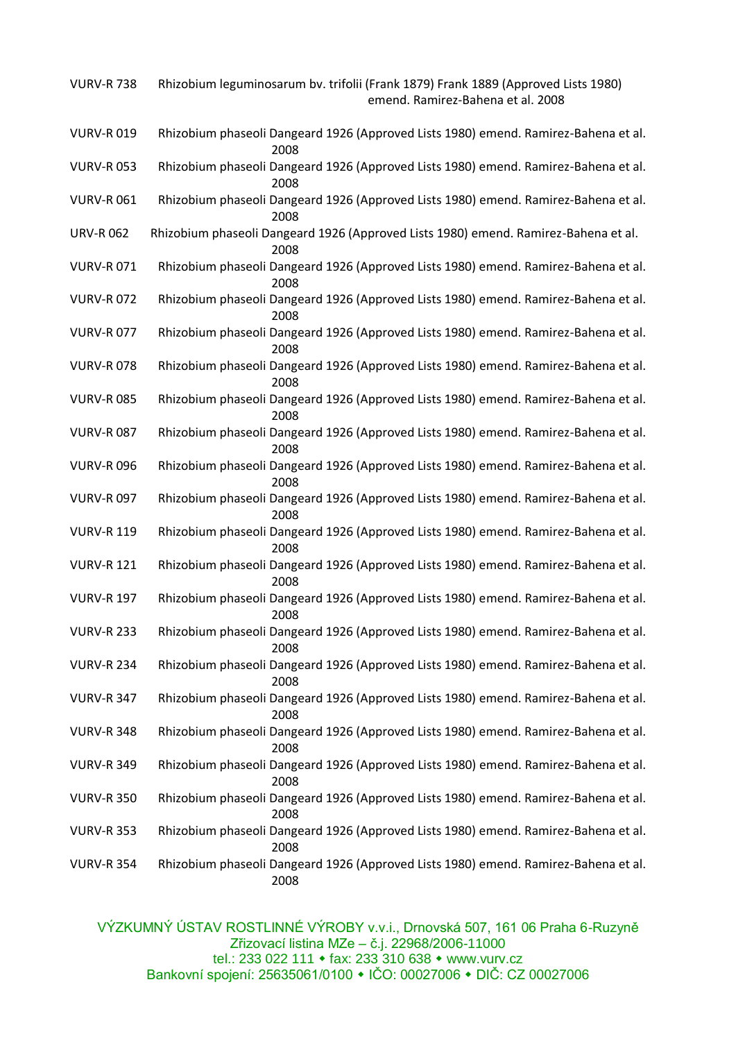VURV-R 738 Rhizobium leguminosarum bv. trifolii (Frank 1879) Frank 1889 (Approved Lists 1980) emend. Ramirez-Bahena et al. 2008

VURV-R 019 Rhizobium phaseoli Dangeard 1926 (Approved Lists 1980) emend. Ramirez-Bahena et al. 2008

VURV-R 053 Rhizobium phaseoli Dangeard 1926 (Approved Lists 1980) emend. Ramirez-Bahena et al. 2008

VURV-R 061 Rhizobium phaseoli Dangeard 1926 (Approved Lists 1980) emend. Ramirez-Bahena et al. 2008

URV-R 062 Rhizobium phaseoli Dangeard 1926 (Approved Lists 1980) emend. Ramirez-Bahena et al. 2008

VURV-R 071 Rhizobium phaseoli Dangeard 1926 (Approved Lists 1980) emend. Ramirez-Bahena et al. 2008

VURV-R 072 Rhizobium phaseoli Dangeard 1926 (Approved Lists 1980) emend. Ramirez-Bahena et al. 2008

VURV-R 077 Rhizobium phaseoli Dangeard 1926 (Approved Lists 1980) emend. Ramirez-Bahena et al. 2008

VURV-R 078 Rhizobium phaseoli Dangeard 1926 (Approved Lists 1980) emend. Ramirez-Bahena et al. 2008

VURV-R 085 Rhizobium phaseoli Dangeard 1926 (Approved Lists 1980) emend. Ramirez-Bahena et al. 2008

VURV-R 087 Rhizobium phaseoli Dangeard 1926 (Approved Lists 1980) emend. Ramirez-Bahena et al. 2008

VURV-R 096 Rhizobium phaseoli Dangeard 1926 (Approved Lists 1980) emend. Ramirez-Bahena et al. 2008

VURV-R 097 Rhizobium phaseoli Dangeard 1926 (Approved Lists 1980) emend. Ramirez-Bahena et al. 2008

VURV-R 119 Rhizobium phaseoli Dangeard 1926 (Approved Lists 1980) emend. Ramirez-Bahena et al. 2008

VURV-R 121 Rhizobium phaseoli Dangeard 1926 (Approved Lists 1980) emend. Ramirez-Bahena et al. 2008

VURV-R 197 Rhizobium phaseoli Dangeard 1926 (Approved Lists 1980) emend. Ramirez-Bahena et al. 2008

VURV-R 233 Rhizobium phaseoli Dangeard 1926 (Approved Lists 1980) emend. Ramirez-Bahena et al. 2008

VURV-R 234 Rhizobium phaseoli Dangeard 1926 (Approved Lists 1980) emend. Ramirez-Bahena et al. 2008

VURV-R 347 Rhizobium phaseoli Dangeard 1926 (Approved Lists 1980) emend. Ramirez-Bahena et al. 2008

VURV-R 348 Rhizobium phaseoli Dangeard 1926 (Approved Lists 1980) emend. Ramirez-Bahena et al. 2008

VURV-R 349 Rhizobium phaseoli Dangeard 1926 (Approved Lists 1980) emend. Ramirez-Bahena et al. 2008

VURV-R 350 Rhizobium phaseoli Dangeard 1926 (Approved Lists 1980) emend. Ramirez-Bahena et al. 2008

VURV-R 353 Rhizobium phaseoli Dangeard 1926 (Approved Lists 1980) emend. Ramirez-Bahena et al. 2008

VURV-R 354 Rhizobium phaseoli Dangeard 1926 (Approved Lists 1980) emend. Ramirez-Bahena et al. 2008

VÝZKUMNÝ ÚSTAV ROSTLINNÉ VÝROBY v.v.i., Drnovská 507, 161 06 Praha 6-Ruzyně
Zřizovací listina MZe – č.j. 22968/2006-11000
tel.: 233 022 111 • fax: 233 310 638 • www.vurv.cz
Bankovní spojení: 25635061/0100 • IČO: 00027006 • DIČ: CZ 00027006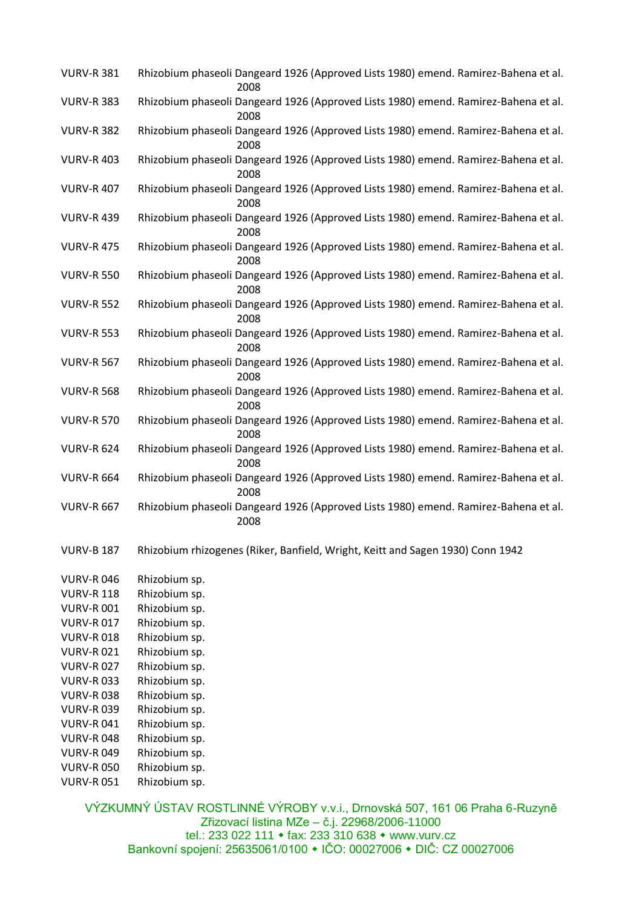| | |
|---|---|
| VURV-R 381 | Rhizobium phaseoli Dangeard 1926 (Approved Lists 1980) emend. Ramirez-Bahena et al. 2008 |
| VURV-R 383 | Rhizobium phaseoli Dangeard 1926 (Approved Lists 1980) emend. Ramirez-Bahena et al. 2008 |
| VURV-R 382 | Rhizobium phaseoli Dangeard 1926 (Approved Lists 1980) emend. Ramirez-Bahena et al. 2008 |
| VURV-R 403 | Rhizobium phaseoli Dangeard 1926 (Approved Lists 1980) emend. Ramirez-Bahena et al. 2008 |
| VURV-R 407 | Rhizobium phaseoli Dangeard 1926 (Approved Lists 1980) emend. Ramirez-Bahena et al. 2008 |
| VURV-R 439 | Rhizobium phaseoli Dangeard 1926 (Approved Lists 1980) emend. Ramirez-Bahena et al. 2008 |
| VURV-R 475 | Rhizobium phaseoli Dangeard 1926 (Approved Lists 1980) emend. Ramirez-Bahena et al. 2008 |
| VURV-R 550 | Rhizobium phaseoli Dangeard 1926 (Approved Lists 1980) emend. Ramirez-Bahena et al. 2008 |
| VURV-R 552 | Rhizobium phaseoli Dangeard 1926 (Approved Lists 1980) emend. Ramirez-Bahena et al. 2008 |
| VURV-R 553 | Rhizobium phaseoli Dangeard 1926 (Approved Lists 1980) emend. Ramirez-Bahena et al. 2008 |
| VURV-R 567 | Rhizobium phaseoli Dangeard 1926 (Approved Lists 1980) emend. Ramirez-Bahena et al. 2008 |
| VURV-R 568 | Rhizobium phaseoli Dangeard 1926 (Approved Lists 1980) emend. Ramirez-Bahena et al. 2008 |
| VURV-R 570 | Rhizobium phaseoli Dangeard 1926 (Approved Lists 1980) emend. Ramirez-Bahena et al. 2008 |
| VURV-R 624 | Rhizobium phaseoli Dangeard 1926 (Approved Lists 1980) emend. Ramirez-Bahena et al. 2008 |
| VURV-R 664 | Rhizobium phaseoli Dangeard 1926 (Approved Lists 1980) emend. Ramirez-Bahena et al. 2008 |
| VURV-R 667 | Rhizobium phaseoli Dangeard 1926 (Approved Lists 1980) emend. Ramirez-Bahena et al. 2008 |
| VURV-B 187 | Rhizobium rhizogenes (Riker, Banfield, Wright, Keitt and Sagen 1930) Conn 1942 |
| VURV-R 046 | Rhizobium sp. |
| VURV-R 118 | Rhizobium sp. |
| VURV-R 001 | Rhizobium sp. |
| VURV-R 017 | Rhizobium sp. |
| VURV-R 018 | Rhizobium sp. |
| VURV-R 021 | Rhizobium sp. |
| VURV-R 027 | Rhizobium sp. |
| VURV-R 033 | Rhizobium sp. |
| VURV-R 038 | Rhizobium sp. |
| VURV-R 039 | Rhizobium sp. |
| VURV-R 041 | Rhizobium sp. |
| VURV-R 048 | Rhizobium sp. |
| VURV-R 049 | Rhizobium sp. |
| VURV-R 050 | Rhizobium sp. |
| VURV-R 051 | Rhizobium sp. |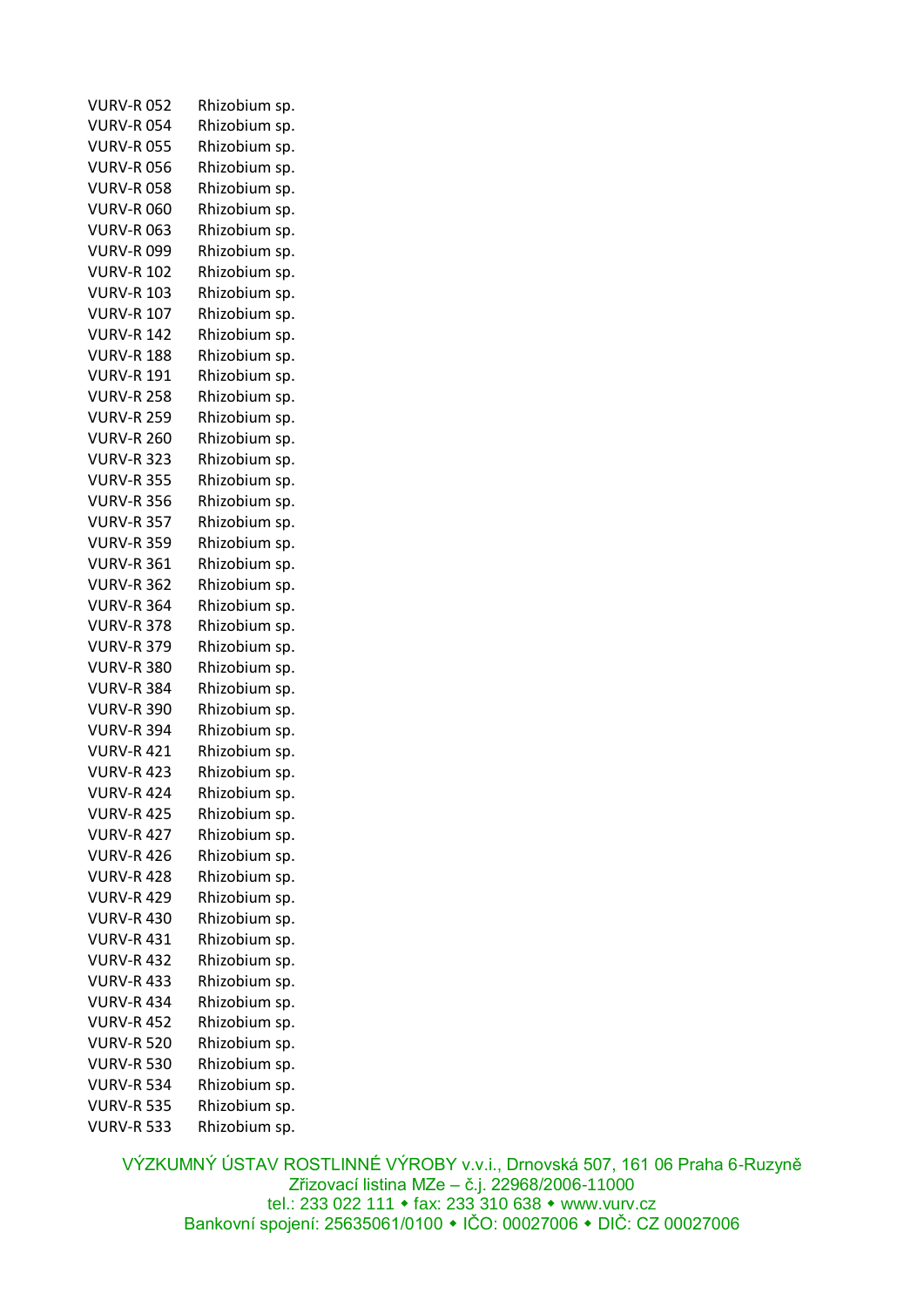| | |
|---|---|
| VURV-R 052 | Rhizobium sp. |
| VURV-R 054 | Rhizobium sp. |
| VURV-R 055 | Rhizobium sp. |
| VURV-R 056 | Rhizobium sp. |
| VURV-R 058 | Rhizobium sp. |
| VURV-R 060 | Rhizobium sp. |
| VURV-R 063 | Rhizobium sp. |
| VURV-R 099 | Rhizobium sp. |
| VURV-R 102 | Rhizobium sp. |
| VURV-R 103 | Rhizobium sp. |
| VURV-R 107 | Rhizobium sp. |
| VURV-R 142 | Rhizobium sp. |
| VURV-R 188 | Rhizobium sp. |
| VURV-R 191 | Rhizobium sp. |
| VURV-R 258 | Rhizobium sp. |
| VURV-R 259 | Rhizobium sp. |
| VURV-R 260 | Rhizobium sp. |
| VURV-R 323 | Rhizobium sp. |
| VURV-R 355 | Rhizobium sp. |
| VURV-R 356 | Rhizobium sp. |
| VURV-R 357 | Rhizobium sp. |
| VURV-R 359 | Rhizobium sp. |
| VURV-R 361 | Rhizobium sp. |
| VURV-R 362 | Rhizobium sp. |
| VURV-R 364 | Rhizobium sp. |
| VURV-R 378 | Rhizobium sp. |
| VURV-R 379 | Rhizobium sp. |
| VURV-R 380 | Rhizobium sp. |
| VURV-R 384 | Rhizobium sp. |
| VURV-R 390 | Rhizobium sp. |
| VURV-R 394 | Rhizobium sp. |
| VURV-R 421 | Rhizobium sp. |
| VURV-R 423 | Rhizobium sp. |
| VURV-R 424 | Rhizobium sp. |
| VURV-R 425 | Rhizobium sp. |
| VURV-R 427 | Rhizobium sp. |
| VURV-R 426 | Rhizobium sp. |
| VURV-R 428 | Rhizobium sp. |
| VURV-R 429 | Rhizobium sp. |
| VURV-R 430 | Rhizobium sp. |
| VURV-R 431 | Rhizobium sp. |
| VURV-R 432 | Rhizobium sp. |
| VURV-R 433 | Rhizobium sp. |
| VURV-R 434 | Rhizobium sp. |
| VURV-R 452 | Rhizobium sp. |
| VURV-R 520 | Rhizobium sp. |
| VURV-R 530 | Rhizobium sp. |
| VURV-R 534 | Rhizobium sp. |
| VURV-R 535 | Rhizobium sp. |
| VURV-R 533 | Rhizobium sp. |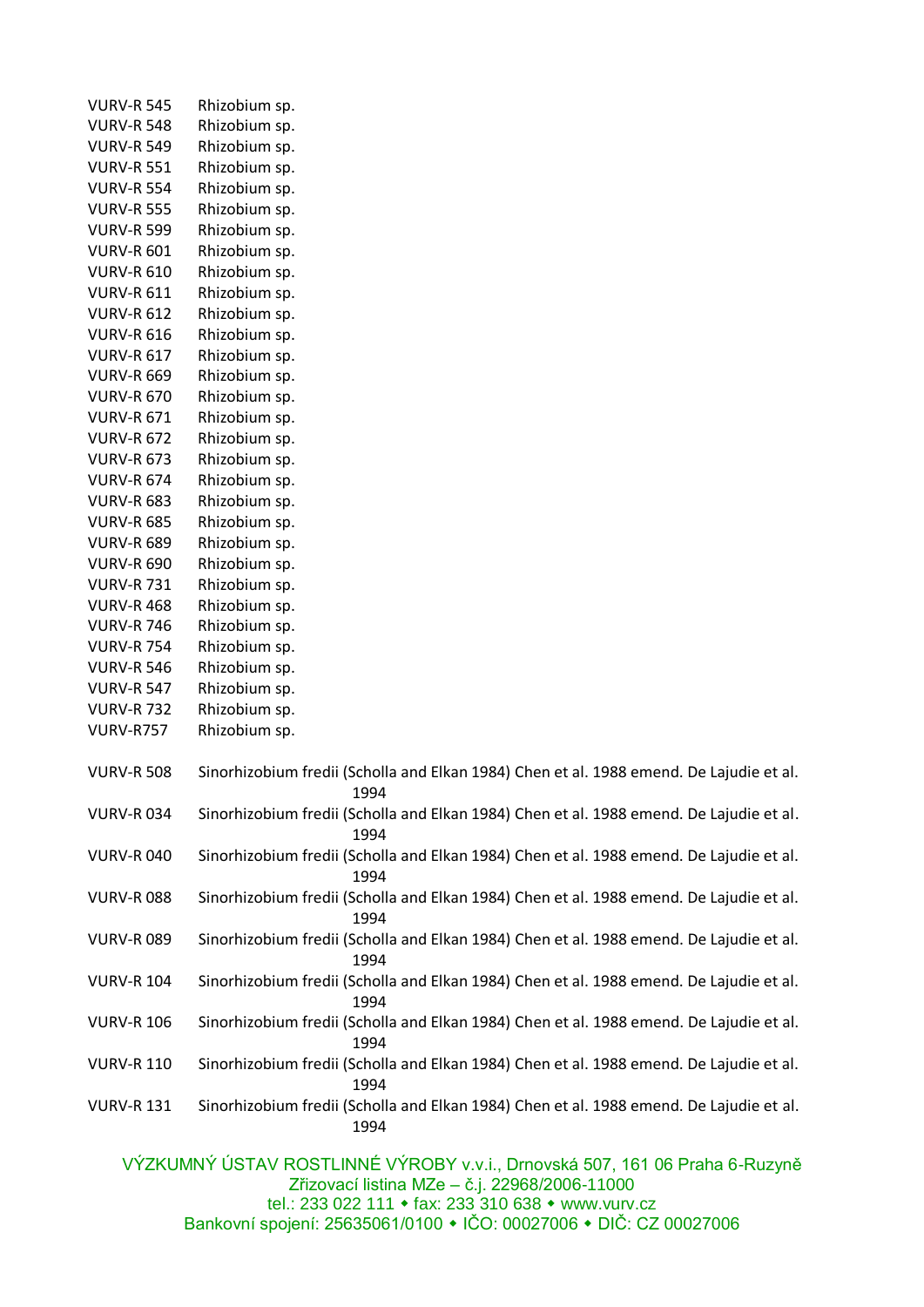VURV-R 545 Rhizobium sp.
VURV-R 548 Rhizobium sp.
VURV-R 549 Rhizobium sp.
VURV-R 551 Rhizobium sp.
VURV-R 554 Rhizobium sp.
VURV-R 555 Rhizobium sp.
VURV-R 599 Rhizobium sp.
VURV-R 601 Rhizobium sp.
VURV-R 610 Rhizobium sp.
VURV-R 611 Rhizobium sp.
VURV-R 612 Rhizobium sp.
VURV-R 616 Rhizobium sp.
VURV-R 617 Rhizobium sp.
VURV-R 669 Rhizobium sp.
VURV-R 670 Rhizobium sp.
VURV-R 671 Rhizobium sp.
VURV-R 672 Rhizobium sp.
VURV-R 673 Rhizobium sp.
VURV-R 674 Rhizobium sp.
VURV-R 683 Rhizobium sp.
VURV-R 685 Rhizobium sp.
VURV-R 689 Rhizobium sp.
VURV-R 690 Rhizobium sp.
VURV-R 731 Rhizobium sp.
VURV-R 468 Rhizobium sp.
VURV-R 746 Rhizobium sp.
VURV-R 754 Rhizobium sp.
VURV-R 546 Rhizobium sp.
VURV-R 547 Rhizobium sp.
VURV-R 732 Rhizobium sp.
VURV-R757 Rhizobium sp.

VURV-R 508 Sinorhizobium fredii (Scholla and Elkan 1984) Chen et al. 1988 emend. De Lajudie et al. 1994
VURV-R 034 Sinorhizobium fredii (Scholla and Elkan 1984) Chen et al. 1988 emend. De Lajudie et al. 1994
VURV-R 040 Sinorhizobium fredii (Scholla and Elkan 1984) Chen et al. 1988 emend. De Lajudie et al. 1994
VURV-R 088 Sinorhizobium fredii (Scholla and Elkan 1984) Chen et al. 1988 emend. De Lajudie et al. 1994
VURV-R 089 Sinorhizobium fredii (Scholla and Elkan 1984) Chen et al. 1988 emend. De Lajudie et al. 1994
VURV-R 104 Sinorhizobium fredii (Scholla and Elkan 1984) Chen et al. 1988 emend. De Lajudie et al. 1994
VURV-R 106 Sinorhizobium fredii (Scholla and Elkan 1984) Chen et al. 1988 emend. De Lajudie et al. 1994
VURV-R 110 Sinorhizobium fredii (Scholla and Elkan 1984) Chen et al. 1988 emend. De Lajudie et al. 1994
VURV-R 131 Sinorhizobium fredii (Scholla and Elkan 1984) Chen et al. 1988 emend. De Lajudie et al. 1994

VÝZKUMNÝ ÚSTAV ROSTLINNÉ VÝROBY v.v.i., Drnovská 507, 161 06 Praha 6-Ruzyně
Zřizovací listina MZe – č.j. 22968/2006-11000
tel.: 233 022 111 • fax: 233 310 638 • www.vurv.cz
Bankovní spojení: 25635061/0100 • IČO: 00027006 • DIČ: CZ 00027006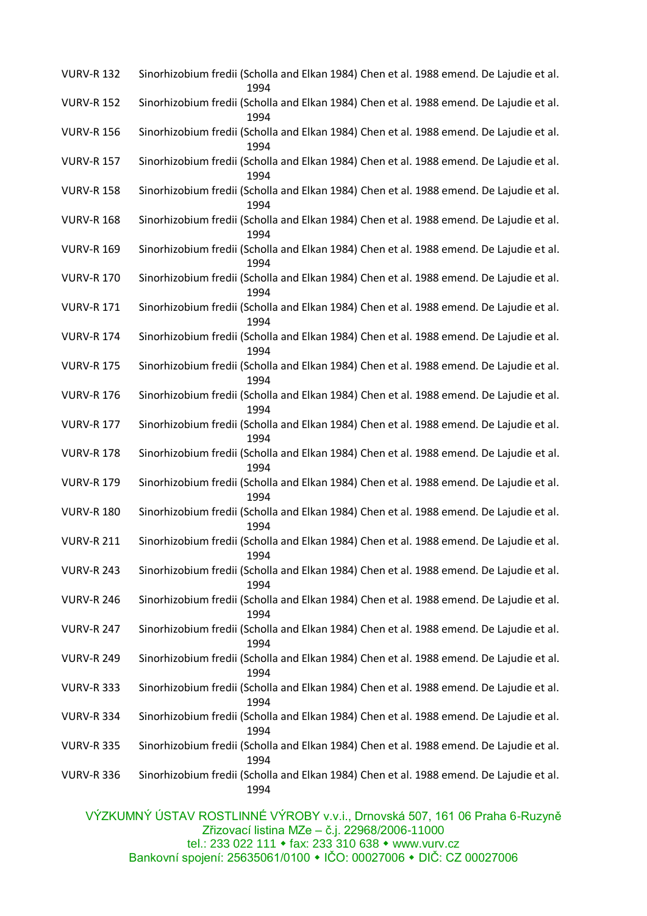VURV-R 132 Sinorhizobium fredii (Scholla and Elkan 1984) Chen et al. 1988 emend. De Lajudie et al. 1994

VURV-R 152 Sinorhizobium fredii (Scholla and Elkan 1984) Chen et al. 1988 emend. De Lajudie et al. 1994

VURV-R 156 Sinorhizobium fredii (Scholla and Elkan 1984) Chen et al. 1988 emend. De Lajudie et al. 1994

VURV-R 157 Sinorhizobium fredii (Scholla and Elkan 1984) Chen et al. 1988 emend. De Lajudie et al. 1994

VURV-R 158 Sinorhizobium fredii (Scholla and Elkan 1984) Chen et al. 1988 emend. De Lajudie et al. 1994

VURV-R 168 Sinorhizobium fredii (Scholla and Elkan 1984) Chen et al. 1988 emend. De Lajudie et al. 1994

VURV-R 169 Sinorhizobium fredii (Scholla and Elkan 1984) Chen et al. 1988 emend. De Lajudie et al. 1994

VURV-R 170 Sinorhizobium fredii (Scholla and Elkan 1984) Chen et al. 1988 emend. De Lajudie et al. 1994

VURV-R 171 Sinorhizobium fredii (Scholla and Elkan 1984) Chen et al. 1988 emend. De Lajudie et al. 1994

VURV-R 174 Sinorhizobium fredii (Scholla and Elkan 1984) Chen et al. 1988 emend. De Lajudie et al. 1994

VURV-R 175 Sinorhizobium fredii (Scholla and Elkan 1984) Chen et al. 1988 emend. De Lajudie et al. 1994

VURV-R 176 Sinorhizobium fredii (Scholla and Elkan 1984) Chen et al. 1988 emend. De Lajudie et al. 1994

VURV-R 177 Sinorhizobium fredii (Scholla and Elkan 1984) Chen et al. 1988 emend. De Lajudie et al. 1994

VURV-R 178 Sinorhizobium fredii (Scholla and Elkan 1984) Chen et al. 1988 emend. De Lajudie et al. 1994

VURV-R 179 Sinorhizobium fredii (Scholla and Elkan 1984) Chen et al. 1988 emend. De Lajudie et al. 1994

VURV-R 180 Sinorhizobium fredii (Scholla and Elkan 1984) Chen et al. 1988 emend. De Lajudie et al. 1994

VURV-R 211 Sinorhizobium fredii (Scholla and Elkan 1984) Chen et al. 1988 emend. De Lajudie et al. 1994

VURV-R 243 Sinorhizobium fredii (Scholla and Elkan 1984) Chen et al. 1988 emend. De Lajudie et al. 1994

VURV-R 246 Sinorhizobium fredii (Scholla and Elkan 1984) Chen et al. 1988 emend. De Lajudie et al. 1994

VURV-R 247 Sinorhizobium fredii (Scholla and Elkan 1984) Chen et al. 1988 emend. De Lajudie et al. 1994

VURV-R 249 Sinorhizobium fredii (Scholla and Elkan 1984) Chen et al. 1988 emend. De Lajudie et al. 1994

VURV-R 333 Sinorhizobium fredii (Scholla and Elkan 1984) Chen et al. 1988 emend. De Lajudie et al. 1994

VURV-R 334 Sinorhizobium fredii (Scholla and Elkan 1984) Chen et al. 1988 emend. De Lajudie et al. 1994

VURV-R 335 Sinorhizobium fredii (Scholla and Elkan 1984) Chen et al. 1988 emend. De Lajudie et al. 1994

VURV-R 336 Sinorhizobium fredii (Scholla and Elkan 1984) Chen et al. 1988 emend. De Lajudie et al. 1994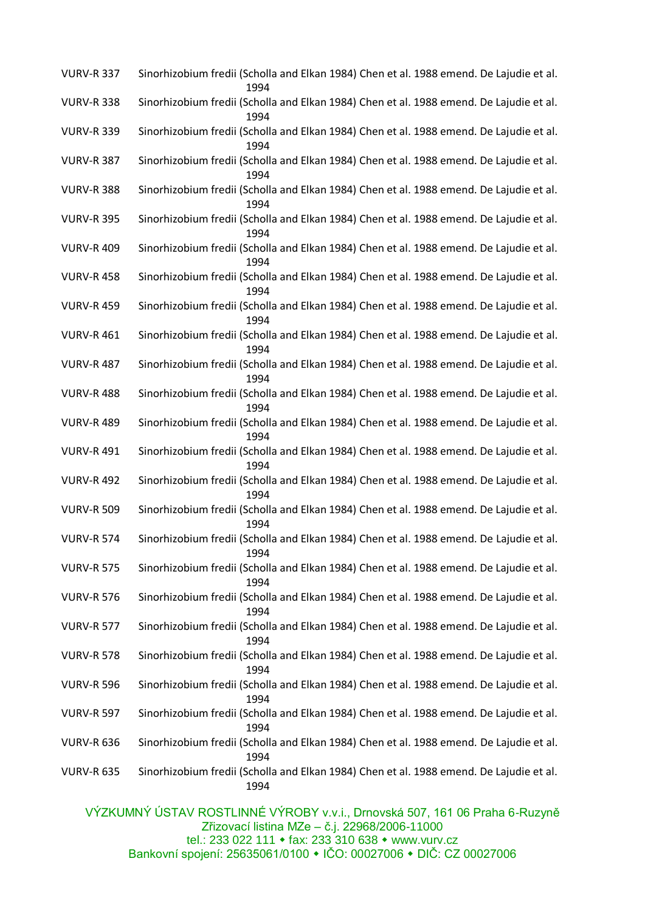VURV-R 337 Sinorhizobium fredii (Scholla and Elkan 1984) Chen et al. 1988 emend. De Lajudie et al. 1994

VURV-R 338 Sinorhizobium fredii (Scholla and Elkan 1984) Chen et al. 1988 emend. De Lajudie et al. 1994

VURV-R 339 Sinorhizobium fredii (Scholla and Elkan 1984) Chen et al. 1988 emend. De Lajudie et al. 1994

VURV-R 387 Sinorhizobium fredii (Scholla and Elkan 1984) Chen et al. 1988 emend. De Lajudie et al. 1994

VURV-R 388 Sinorhizobium fredii (Scholla and Elkan 1984) Chen et al. 1988 emend. De Lajudie et al. 1994

VURV-R 395 Sinorhizobium fredii (Scholla and Elkan 1984) Chen et al. 1988 emend. De Lajudie et al. 1994

VURV-R 409 Sinorhizobium fredii (Scholla and Elkan 1984) Chen et al. 1988 emend. De Lajudie et al. 1994

VURV-R 458 Sinorhizobium fredii (Scholla and Elkan 1984) Chen et al. 1988 emend. De Lajudie et al. 1994

VURV-R 459 Sinorhizobium fredii (Scholla and Elkan 1984) Chen et al. 1988 emend. De Lajudie et al. 1994

VURV-R 461 Sinorhizobium fredii (Scholla and Elkan 1984) Chen et al. 1988 emend. De Lajudie et al. 1994

VURV-R 487 Sinorhizobium fredii (Scholla and Elkan 1984) Chen et al. 1988 emend. De Lajudie et al. 1994

VURV-R 488 Sinorhizobium fredii (Scholla and Elkan 1984) Chen et al. 1988 emend. De Lajudie et al. 1994

VURV-R 489 Sinorhizobium fredii (Scholla and Elkan 1984) Chen et al. 1988 emend. De Lajudie et al. 1994

VURV-R 491 Sinorhizobium fredii (Scholla and Elkan 1984) Chen et al. 1988 emend. De Lajudie et al. 1994

VURV-R 492 Sinorhizobium fredii (Scholla and Elkan 1984) Chen et al. 1988 emend. De Lajudie et al. 1994

VURV-R 509 Sinorhizobium fredii (Scholla and Elkan 1984) Chen et al. 1988 emend. De Lajudie et al. 1994

VURV-R 574 Sinorhizobium fredii (Scholla and Elkan 1984) Chen et al. 1988 emend. De Lajudie et al. 1994

VURV-R 575 Sinorhizobium fredii (Scholla and Elkan 1984) Chen et al. 1988 emend. De Lajudie et al. 1994

VURV-R 576 Sinorhizobium fredii (Scholla and Elkan 1984) Chen et al. 1988 emend. De Lajudie et al. 1994

VURV-R 577 Sinorhizobium fredii (Scholla and Elkan 1984) Chen et al. 1988 emend. De Lajudie et al. 1994

VURV-R 578 Sinorhizobium fredii (Scholla and Elkan 1984) Chen et al. 1988 emend. De Lajudie et al. 1994

VURV-R 596 Sinorhizobium fredii (Scholla and Elkan 1984) Chen et al. 1988 emend. De Lajudie et al. 1994

VURV-R 597 Sinorhizobium fredii (Scholla and Elkan 1984) Chen et al. 1988 emend. De Lajudie et al. 1994

VURV-R 636 Sinorhizobium fredii (Scholla and Elkan 1984) Chen et al. 1988 emend. De Lajudie et al. 1994

VURV-R 635 Sinorhizobium fredii (Scholla and Elkan 1984) Chen et al. 1988 emend. De Lajudie et al. 1994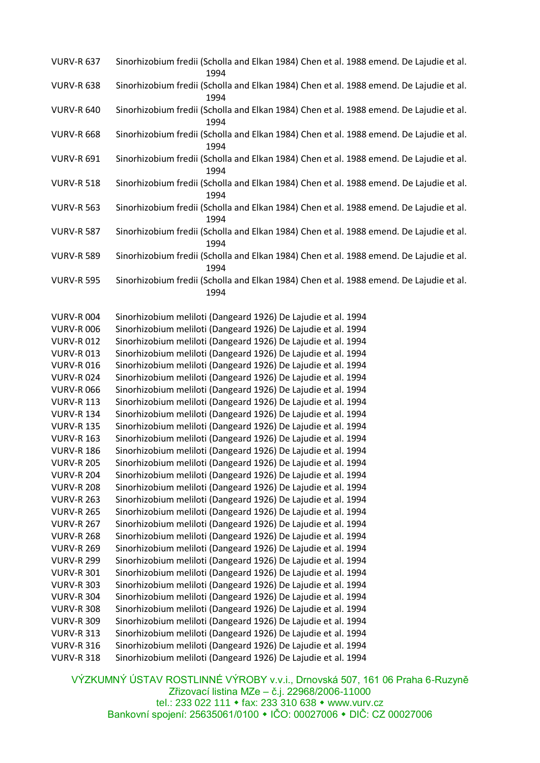| | |
|---|---|
| VURV-R 637 | Sinorhizobium fredii (Scholla and Elkan 1984) Chen et al. 1988 emend. De Lajudie et al. 1994 |
| VURV-R 638 | Sinorhizobium fredii (Scholla and Elkan 1984) Chen et al. 1988 emend. De Lajudie et al. 1994 |
| VURV-R 640 | Sinorhizobium fredii (Scholla and Elkan 1984) Chen et al. 1988 emend. De Lajudie et al. 1994 |
| VURV-R 668 | Sinorhizobium fredii (Scholla and Elkan 1984) Chen et al. 1988 emend. De Lajudie et al. 1994 |
| VURV-R 691 | Sinorhizobium fredii (Scholla and Elkan 1984) Chen et al. 1988 emend. De Lajudie et al. 1994 |
| VURV-R 518 | Sinorhizobium fredii (Scholla and Elkan 1984) Chen et al. 1988 emend. De Lajudie et al. 1994 |
| VURV-R 563 | Sinorhizobium fredii (Scholla and Elkan 1984) Chen et al. 1988 emend. De Lajudie et al. 1994 |
| VURV-R 587 | Sinorhizobium fredii (Scholla and Elkan 1984) Chen et al. 1988 emend. De Lajudie et al. 1994 |
| VURV-R 589 | Sinorhizobium fredii (Scholla and Elkan 1984) Chen et al. 1988 emend. De Lajudie et al. 1994 |
| VURV-R 595 | Sinorhizobium fredii (Scholla and Elkan 1984) Chen et al. 1988 emend. De Lajudie et al. 1994 |

| | |
|---|---|
| VURV-R 004 | Sinorhizobium meliloti (Dangeard 1926) De Lajudie et al. 1994 |
| VURV-R 006 | Sinorhizobium meliloti (Dangeard 1926) De Lajudie et al. 1994 |
| VURV-R 012 | Sinorhizobium meliloti (Dangeard 1926) De Lajudie et al. 1994 |
| VURV-R 013 | Sinorhizobium meliloti (Dangeard 1926) De Lajudie et al. 1994 |
| VURV-R 016 | Sinorhizobium meliloti (Dangeard 1926) De Lajudie et al. 1994 |
| VURV-R 024 | Sinorhizobium meliloti (Dangeard 1926) De Lajudie et al. 1994 |
| VURV-R 066 | Sinorhizobium meliloti (Dangeard 1926) De Lajudie et al. 1994 |
| VURV-R 113 | Sinorhizobium meliloti (Dangeard 1926) De Lajudie et al. 1994 |
| VURV-R 134 | Sinorhizobium meliloti (Dangeard 1926) De Lajudie et al. 1994 |
| VURV-R 135 | Sinorhizobium meliloti (Dangeard 1926) De Lajudie et al. 1994 |
| VURV-R 163 | Sinorhizobium meliloti (Dangeard 1926) De Lajudie et al. 1994 |
| VURV-R 186 | Sinorhizobium meliloti (Dangeard 1926) De Lajudie et al. 1994 |
| VURV-R 205 | Sinorhizobium meliloti (Dangeard 1926) De Lajudie et al. 1994 |
| VURV-R 204 | Sinorhizobium meliloti (Dangeard 1926) De Lajudie et al. 1994 |
| VURV-R 208 | Sinorhizobium meliloti (Dangeard 1926) De Lajudie et al. 1994 |
| VURV-R 263 | Sinorhizobium meliloti (Dangeard 1926) De Lajudie et al. 1994 |
| VURV-R 265 | Sinorhizobium meliloti (Dangeard 1926) De Lajudie et al. 1994 |
| VURV-R 267 | Sinorhizobium meliloti (Dangeard 1926) De Lajudie et al. 1994 |
| VURV-R 268 | Sinorhizobium meliloti (Dangeard 1926) De Lajudie et al. 1994 |
| VURV-R 269 | Sinorhizobium meliloti (Dangeard 1926) De Lajudie et al. 1994 |
| VURV-R 299 | Sinorhizobium meliloti (Dangeard 1926) De Lajudie et al. 1994 |
| VURV-R 301 | Sinorhizobium meliloti (Dangeard 1926) De Lajudie et al. 1994 |
| VURV-R 303 | Sinorhizobium meliloti (Dangeard 1926) De Lajudie et al. 1994 |
| VURV-R 304 | Sinorhizobium meliloti (Dangeard 1926) De Lajudie et al. 1994 |
| VURV-R 308 | Sinorhizobium meliloti (Dangeard 1926) De Lajudie et al. 1994 |
| VURV-R 309 | Sinorhizobium meliloti (Dangeard 1926) De Lajudie et al. 1994 |
| VURV-R 313 | Sinorhizobium meliloti (Dangeard 1926) De Lajudie et al. 1994 |
| VURV-R 316 | Sinorhizobium meliloti (Dangeard 1926) De Lajudie et al. 1994 |
| VURV-R 318 | Sinorhizobium meliloti (Dangeard 1926) De Lajudie et al. 1994 |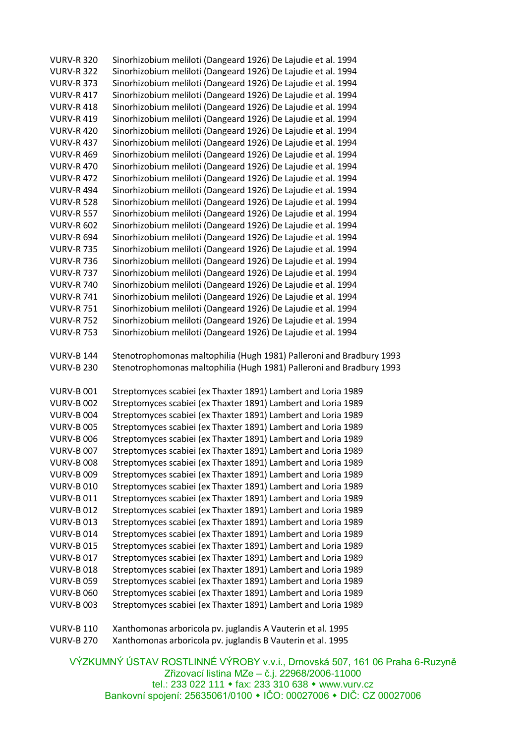VURV-R 320 Sinorhizobium meliloti (Dangeard 1926) De Lajudie et al. 1994
VURV-R 322 Sinorhizobium meliloti (Dangeard 1926) De Lajudie et al. 1994
VURV-R 373 Sinorhizobium meliloti (Dangeard 1926) De Lajudie et al. 1994
VURV-R 417 Sinorhizobium meliloti (Dangeard 1926) De Lajudie et al. 1994
VURV-R 418 Sinorhizobium meliloti (Dangeard 1926) De Lajudie et al. 1994
VURV-R 419 Sinorhizobium meliloti (Dangeard 1926) De Lajudie et al. 1994
VURV-R 420 Sinorhizobium meliloti (Dangeard 1926) De Lajudie et al. 1994
VURV-R 437 Sinorhizobium meliloti (Dangeard 1926) De Lajudie et al. 1994
VURV-R 469 Sinorhizobium meliloti (Dangeard 1926) De Lajudie et al. 1994
VURV-R 470 Sinorhizobium meliloti (Dangeard 1926) De Lajudie et al. 1994
VURV-R 472 Sinorhizobium meliloti (Dangeard 1926) De Lajudie et al. 1994
VURV-R 494 Sinorhizobium meliloti (Dangeard 1926) De Lajudie et al. 1994
VURV-R 528 Sinorhizobium meliloti (Dangeard 1926) De Lajudie et al. 1994
VURV-R 557 Sinorhizobium meliloti (Dangeard 1926) De Lajudie et al. 1994
VURV-R 602 Sinorhizobium meliloti (Dangeard 1926) De Lajudie et al. 1994
VURV-R 694 Sinorhizobium meliloti (Dangeard 1926) De Lajudie et al. 1994
VURV-R 735 Sinorhizobium meliloti (Dangeard 1926) De Lajudie et al. 1994
VURV-R 736 Sinorhizobium meliloti (Dangeard 1926) De Lajudie et al. 1994
VURV-R 737 Sinorhizobium meliloti (Dangeard 1926) De Lajudie et al. 1994
VURV-R 740 Sinorhizobium meliloti (Dangeard 1926) De Lajudie et al. 1994
VURV-R 741 Sinorhizobium meliloti (Dangeard 1926) De Lajudie et al. 1994
VURV-R 751 Sinorhizobium meliloti (Dangeard 1926) De Lajudie et al. 1994
VURV-R 752 Sinorhizobium meliloti (Dangeard 1926) De Lajudie et al. 1994
VURV-R 753 Sinorhizobium meliloti (Dangeard 1926) De Lajudie et al. 1994

VURV-B 144 Stenotrophomonas maltophilia (Hugh 1981) Palleroni and Bradbury 1993
VURV-B 230 Stenotrophomonas maltophilia (Hugh 1981) Palleroni and Bradbury 1993

VURV-B 001 Streptomyces scabiei (ex Thaxter 1891) Lambert and Loria 1989
VURV-B 002 Streptomyces scabiei (ex Thaxter 1891) Lambert and Loria 1989
VURV-B 004 Streptomyces scabiei (ex Thaxter 1891) Lambert and Loria 1989
VURV-B 005 Streptomyces scabiei (ex Thaxter 1891) Lambert and Loria 1989
VURV-B 006 Streptomyces scabiei (ex Thaxter 1891) Lambert and Loria 1989
VURV-B 007 Streptomyces scabiei (ex Thaxter 1891) Lambert and Loria 1989
VURV-B 008 Streptomyces scabiei (ex Thaxter 1891) Lambert and Loria 1989
VURV-B 009 Streptomyces scabiei (ex Thaxter 1891) Lambert and Loria 1989
VURV-B 010 Streptomyces scabiei (ex Thaxter 1891) Lambert and Loria 1989
VURV-B 011 Streptomyces scabiei (ex Thaxter 1891) Lambert and Loria 1989
VURV-B 012 Streptomyces scabiei (ex Thaxter 1891) Lambert and Loria 1989
VURV-B 013 Streptomyces scabiei (ex Thaxter 1891) Lambert and Loria 1989
VURV-B 014 Streptomyces scabiei (ex Thaxter 1891) Lambert and Loria 1989
VURV-B 015 Streptomyces scabiei (ex Thaxter 1891) Lambert and Loria 1989
VURV-B 017 Streptomyces scabiei (ex Thaxter 1891) Lambert and Loria 1989
VURV-B 018 Streptomyces scabiei (ex Thaxter 1891) Lambert and Loria 1989
VURV-B 059 Streptomyces scabiei (ex Thaxter 1891) Lambert and Loria 1989
VURV-B 060 Streptomyces scabiei (ex Thaxter 1891) Lambert and Loria 1989
VURV-B 003 Streptomyces scabiei (ex Thaxter 1891) Lambert and Loria 1989

VURV-B 110 Xanthomonas arboricola pv. juglandis A Vauterin et al. 1995
VURV-B 270 Xanthomonas arboricola pv. juglandis B Vauterin et al. 1995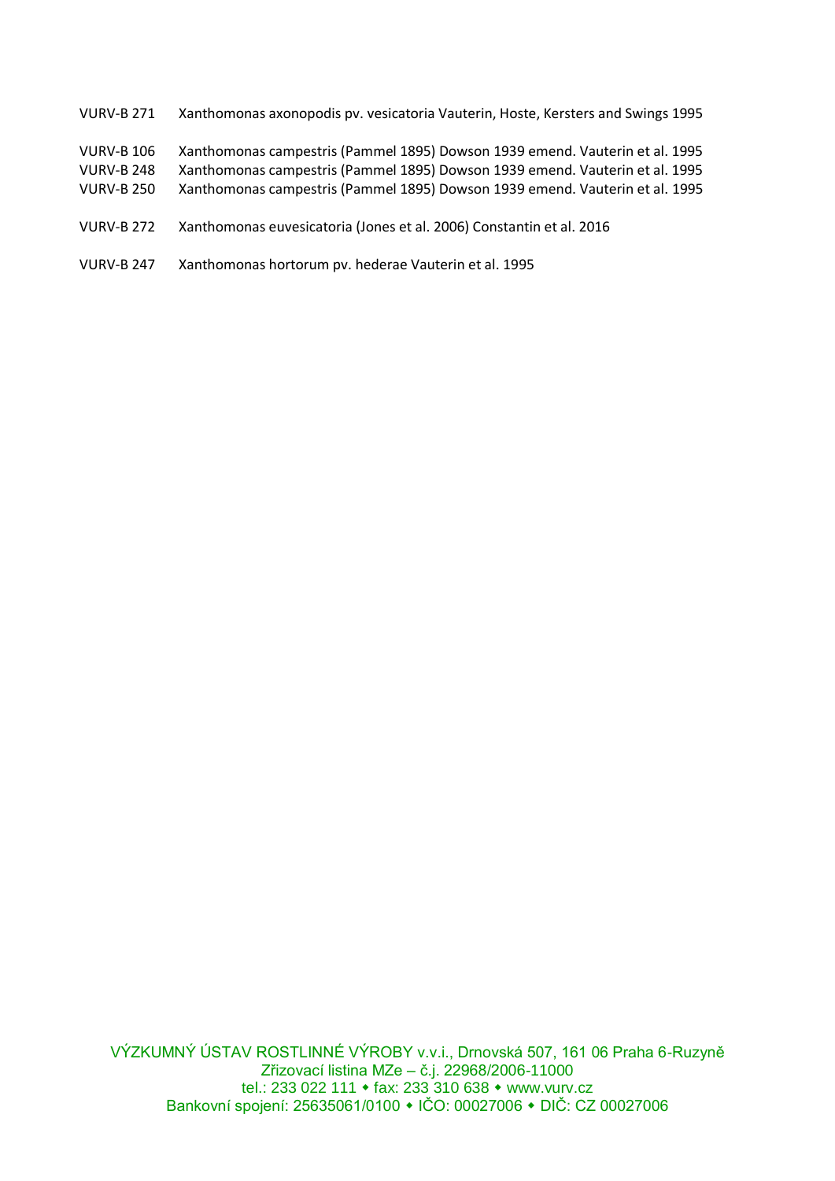VURV-B 271 Xanthomonas axonopodis pv. vesicatoria Vauterin, Hoste, Kersters and Swings 1995

VURV-B 106 Xanthomonas campestris (Pammel 1895) Dowson 1939 emend. Vauterin et al. 1995
VURV-B 248 Xanthomonas campestris (Pammel 1895) Dowson 1939 emend. Vauterin et al. 1995
VURV-B 250 Xanthomonas campestris (Pammel 1895) Dowson 1939 emend. Vauterin et al. 1995

VURV-B 272 Xanthomonas euvesicatoria (Jones et al. 2006) Constantin et al. 2016

VURV-B 247 Xanthomonas hortorum pv. hederae Vauterin et al. 1995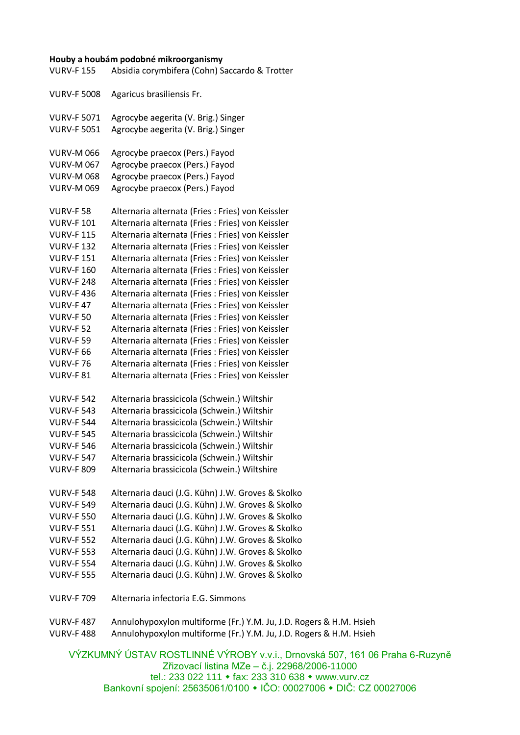**Houby a houbám podobné mikroorganismy**

VURV-F 155 Absidia corymbifera (Cohn) Saccardo & Trotter

VURV-F 5008 Agaricus brasiliensis Fr.

VURV-F 5071 Agrocybe aegerita (V. Brig.) Singer
VURV-F 5051 Agrocybe aegerita (V. Brig.) Singer

VURV-M 066 Agrocybe praecox (Pers.) Fayod
VURV-M 067 Agrocybe praecox (Pers.) Fayod
VURV-M 068 Agrocybe praecox (Pers.) Fayod
VURV-M 069 Agrocybe praecox (Pers.) Fayod

VURV-F 58 Alternaria alternata (Fries : Fries) von Keissler
VURV-F 101 Alternaria alternata (Fries : Fries) von Keissler
VURV-F 115 Alternaria alternata (Fries : Fries) von Keissler
VURV-F 132 Alternaria alternata (Fries : Fries) von Keissler
VURV-F 151 Alternaria alternata (Fries : Fries) von Keissler
VURV-F 160 Alternaria alternata (Fries : Fries) von Keissler
VURV-F 248 Alternaria alternata (Fries : Fries) von Keissler
VURV-F 436 Alternaria alternata (Fries : Fries) von Keissler
VURV-F 47 Alternaria alternata (Fries : Fries) von Keissler
VURV-F 50 Alternaria alternata (Fries : Fries) von Keissler
VURV-F 52 Alternaria alternata (Fries : Fries) von Keissler
VURV-F 59 Alternaria alternata (Fries : Fries) von Keissler
VURV-F 66 Alternaria alternata (Fries : Fries) von Keissler
VURV-F 76 Alternaria alternata (Fries : Fries) von Keissler
VURV-F 81 Alternaria alternata (Fries : Fries) von Keissler

VURV-F 542 Alternaria brassicicola (Schwein.) Wiltshir
VURV-F 543 Alternaria brassicicola (Schwein.) Wiltshir
VURV-F 544 Alternaria brassicicola (Schwein.) Wiltshir
VURV-F 545 Alternaria brassicicola (Schwein.) Wiltshir
VURV-F 546 Alternaria brassicicola (Schwein.) Wiltshir
VURV-F 547 Alternaria brassicicola (Schwein.) Wiltshir
VURV-F 809 Alternaria brassicicola (Schwein.) Wiltshire

VURV-F 548 Alternaria dauci (J.G. Kühn) J.W. Groves & Skolko
VURV-F 549 Alternaria dauci (J.G. Kühn) J.W. Groves & Skolko
VURV-F 550 Alternaria dauci (J.G. Kühn) J.W. Groves & Skolko
VURV-F 551 Alternaria dauci (J.G. Kühn) J.W. Groves & Skolko
VURV-F 552 Alternaria dauci (J.G. Kühn) J.W. Groves & Skolko
VURV-F 553 Alternaria dauci (J.G. Kühn) J.W. Groves & Skolko
VURV-F 554 Alternaria dauci (J.G. Kühn) J.W. Groves & Skolko
VURV-F 555 Alternaria dauci (J.G. Kühn) J.W. Groves & Skolko

VURV-F 709 Alternaria infectoria E.G. Simmons

VURV-F 487 Annulohypoxylon multiforme (Fr.) Y.M. Ju, J.D. Rogers & H.M. Hsieh
VURV-F 488 Annulohypoxylon multiforme (Fr.) Y.M. Ju, J.D. Rogers & H.M. Hsieh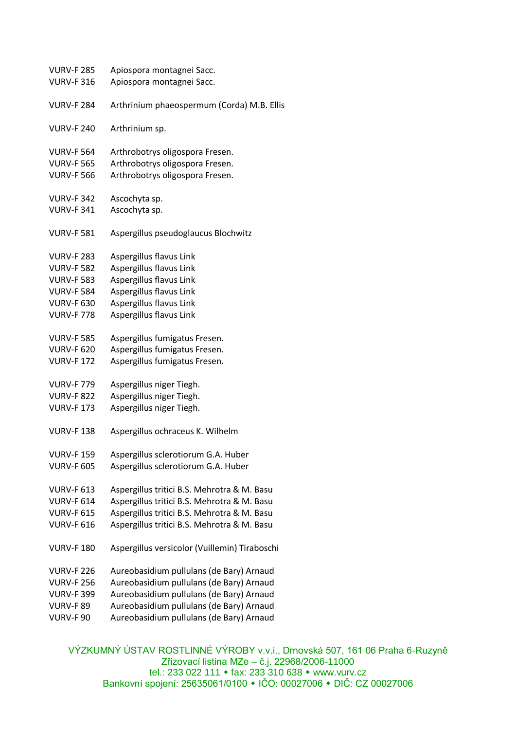VURV-F 285	Apiospora montagnei Sacc.
VURV-F 316	Apiospora montagnei Sacc.

VURV-F 284	Arthrinium phaeospermum (Corda) M.B. Ellis

VURV-F 240	Arthrinium sp.

VURV-F 564	Arthrobotrys oligospora Fresen.
VURV-F 565	Arthrobotrys oligospora Fresen.
VURV-F 566	Arthrobotrys oligospora Fresen.

VURV-F 342	Ascochyta sp.
VURV-F 341	Ascochyta sp.

VURV-F 581	Aspergillus pseudoglaucus Blochwitz

VURV-F 283	Aspergillus flavus Link
VURV-F 582	Aspergillus flavus Link
VURV-F 583	Aspergillus flavus Link
VURV-F 584	Aspergillus flavus Link
VURV-F 630	Aspergillus flavus Link
VURV-F 778	Aspergillus flavus Link

VURV-F 585	Aspergillus fumigatus Fresen.
VURV-F 620	Aspergillus fumigatus Fresen.
VURV-F 172	Aspergillus fumigatus Fresen.

VURV-F 779	Aspergillus niger Tiegh.
VURV-F 822	Aspergillus niger Tiegh.
VURV-F 173	Aspergillus niger Tiegh.

VURV-F 138	Aspergillus ochraceus K. Wilhelm

VURV-F 159	Aspergillus sclerotiorum G.A. Huber
VURV-F 605	Aspergillus sclerotiorum G.A. Huber

VURV-F 613	Aspergillus tritici B.S. Mehrotra & M. Basu
VURV-F 614	Aspergillus tritici B.S. Mehrotra & M. Basu
VURV-F 615	Aspergillus tritici B.S. Mehrotra & M. Basu
VURV-F 616	Aspergillus tritici B.S. Mehrotra & M. Basu

VURV-F 180	Aspergillus versicolor (Vuillemin) Tiraboschi

VURV-F 226	Aureobasidium pullulans (de Bary) Arnaud
VURV-F 256	Aureobasidium pullulans (de Bary) Arnaud
VURV-F 399	Aureobasidium pullulans (de Bary) Arnaud
VURV-F 89	Aureobasidium pullulans (de Bary) Arnaud
VURV-F 90	Aureobasidium pullulans (de Bary) Arnaud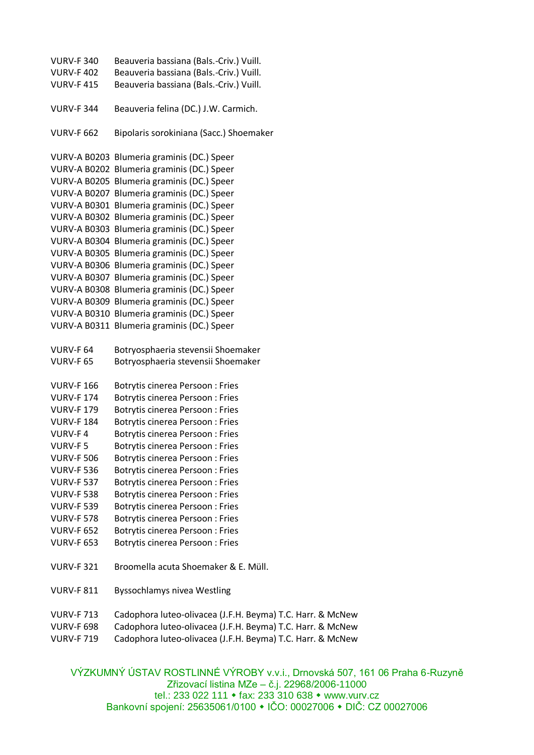VURV-F 340 Beauveria bassiana (Bals.-Criv.) Vuill.
VURV-F 402 Beauveria bassiana (Bals.-Criv.) Vuill.
VURV-F 415 Beauveria bassiana (Bals.-Criv.) Vuill.

VURV-F 344 Beauveria felina (DC.) J.W. Carmich.

VURV-F 662 Bipolaris sorokiniana (Sacc.) Shoemaker

VURV-A B0203 Blumeria graminis (DC.) Speer
VURV-A B0202 Blumeria graminis (DC.) Speer
VURV-A B0205 Blumeria graminis (DC.) Speer
VURV-A B0207 Blumeria graminis (DC.) Speer
VURV-A B0301 Blumeria graminis (DC.) Speer
VURV-A B0302 Blumeria graminis (DC.) Speer
VURV-A B0303 Blumeria graminis (DC.) Speer
VURV-A B0304 Blumeria graminis (DC.) Speer
VURV-A B0305 Blumeria graminis (DC.) Speer
VURV-A B0306 Blumeria graminis (DC.) Speer
VURV-A B0307 Blumeria graminis (DC.) Speer
VURV-A B0308 Blumeria graminis (DC.) Speer
VURV-A B0309 Blumeria graminis (DC.) Speer
VURV-A B0310 Blumeria graminis (DC.) Speer
VURV-A B0311 Blumeria graminis (DC.) Speer

VURV-F 64 Botryosphaeria stevensii Shoemaker
VURV-F 65 Botryosphaeria stevensii Shoemaker

VURV-F 166 Botrytis cinerea Persoon : Fries
VURV-F 174 Botrytis cinerea Persoon : Fries
VURV-F 179 Botrytis cinerea Persoon : Fries
VURV-F 184 Botrytis cinerea Persoon : Fries
VURV-F 4 Botrytis cinerea Persoon : Fries
VURV-F 5 Botrytis cinerea Persoon : Fries
VURV-F 506 Botrytis cinerea Persoon : Fries
VURV-F 536 Botrytis cinerea Persoon : Fries
VURV-F 537 Botrytis cinerea Persoon : Fries
VURV-F 538 Botrytis cinerea Persoon : Fries
VURV-F 539 Botrytis cinerea Persoon : Fries
VURV-F 578 Botrytis cinerea Persoon : Fries
VURV-F 652 Botrytis cinerea Persoon : Fries
VURV-F 653 Botrytis cinerea Persoon : Fries

VURV-F 321 Broomella acuta Shoemaker & E. Müll.

VURV-F 811 Byssochlamys nivea Westling

VURV-F 713 Cadophora luteo-olivacea (J.F.H. Beyma) T.C. Harr. & McNew
VURV-F 698 Cadophora luteo-olivacea (J.F.H. Beyma) T.C. Harr. & McNew
VURV-F 719 Cadophora luteo-olivacea (J.F.H. Beyma) T.C. Harr. & McNew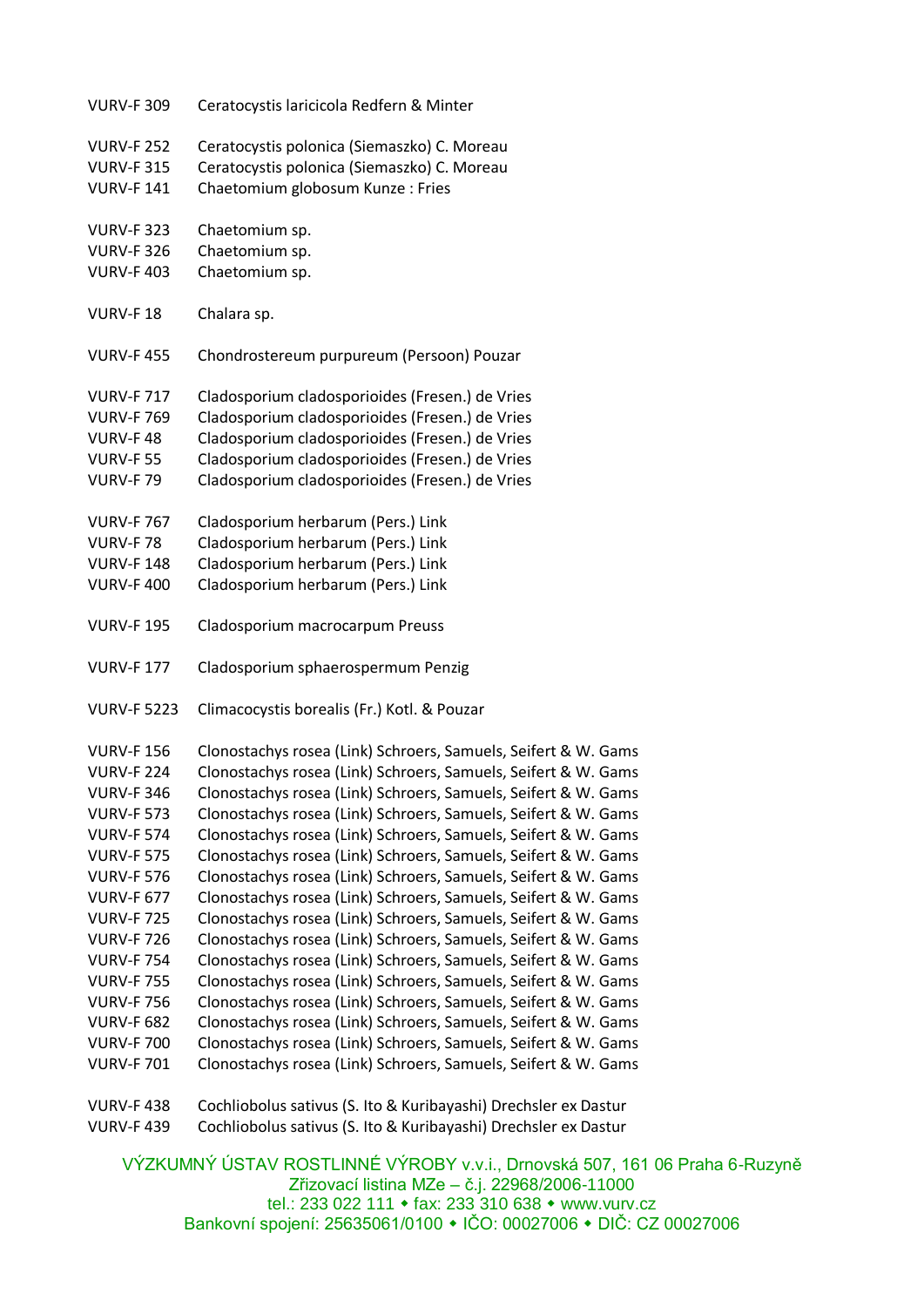VURV-F 309 Ceratocystis laricicola Redfern & Minter

VURV-F 252 Ceratocystis polonica (Siemaszko) C. Moreau
VURV-F 315 Ceratocystis polonica (Siemaszko) C. Moreau
VURV-F 141 Chaetomium globosum Kunze : Fries

VURV-F 323 Chaetomium sp.
VURV-F 326 Chaetomium sp.
VURV-F 403 Chaetomium sp.

VURV-F 18 Chalara sp.

VURV-F 455 Chondrostereum purpureum (Persoon) Pouzar

VURV-F 717 Cladosporium cladosporioides (Fresen.) de Vries
VURV-F 769 Cladosporium cladosporioides (Fresen.) de Vries
VURV-F 48 Cladosporium cladosporioides (Fresen.) de Vries
VURV-F 55 Cladosporium cladosporioides (Fresen.) de Vries
VURV-F 79 Cladosporium cladosporioides (Fresen.) de Vries

VURV-F 767 Cladosporium herbarum (Pers.) Link
VURV-F 78 Cladosporium herbarum (Pers.) Link
VURV-F 148 Cladosporium herbarum (Pers.) Link
VURV-F 400 Cladosporium herbarum (Pers.) Link

VURV-F 195 Cladosporium macrocarpum Preuss

VURV-F 177 Cladosporium sphaerospermum Penzig

VURV-F 5223 Climacocystis borealis (Fr.) Kotl. & Pouzar

VURV-F 156 Clonostachys rosea (Link) Schroers, Samuels, Seifert & W. Gams
VURV-F 224 Clonostachys rosea (Link) Schroers, Samuels, Seifert & W. Gams
VURV-F 346 Clonostachys rosea (Link) Schroers, Samuels, Seifert & W. Gams
VURV-F 573 Clonostachys rosea (Link) Schroers, Samuels, Seifert & W. Gams
VURV-F 574 Clonostachys rosea (Link) Schroers, Samuels, Seifert & W. Gams
VURV-F 575 Clonostachys rosea (Link) Schroers, Samuels, Seifert & W. Gams
VURV-F 576 Clonostachys rosea (Link) Schroers, Samuels, Seifert & W. Gams
VURV-F 677 Clonostachys rosea (Link) Schroers, Samuels, Seifert & W. Gams
VURV-F 725 Clonostachys rosea (Link) Schroers, Samuels, Seifert & W. Gams
VURV-F 726 Clonostachys rosea (Link) Schroers, Samuels, Seifert & W. Gams
VURV-F 754 Clonostachys rosea (Link) Schroers, Samuels, Seifert & W. Gams
VURV-F 755 Clonostachys rosea (Link) Schroers, Samuels, Seifert & W. Gams
VURV-F 756 Clonostachys rosea (Link) Schroers, Samuels, Seifert & W. Gams
VURV-F 682 Clonostachys rosea (Link) Schroers, Samuels, Seifert & W. Gams
VURV-F 700 Clonostachys rosea (Link) Schroers, Samuels, Seifert & W. Gams
VURV-F 701 Clonostachys rosea (Link) Schroers, Samuels, Seifert & W. Gams

VURV-F 438 Cochliobolus sativus (S. Ito & Kuribayashi) Drechsler ex Dastur
VURV-F 439 Cochliobolus sativus (S. Ito & Kuribayashi) Drechsler ex Dastur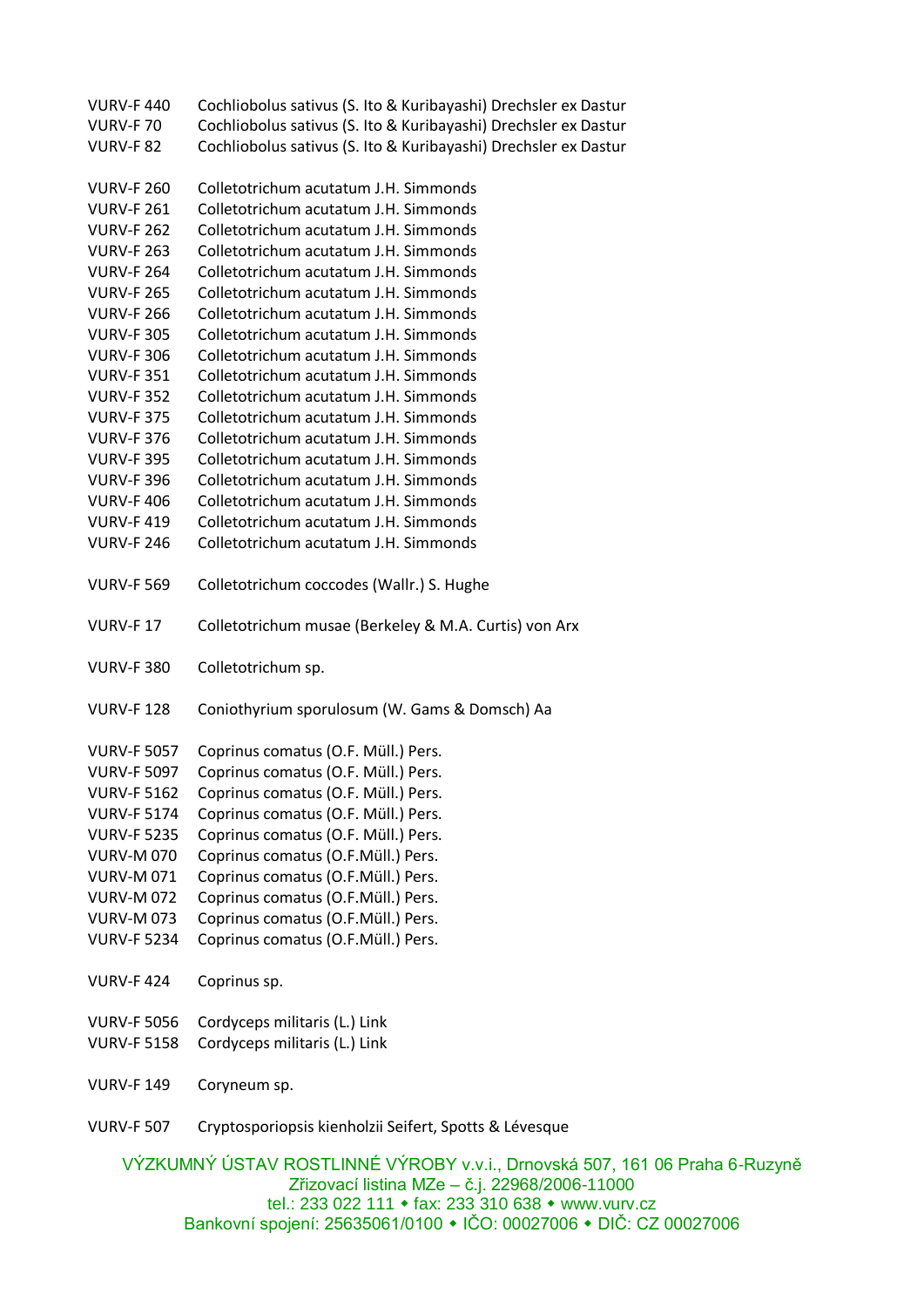VURV-F 440 Cochliobolus sativus (S. Ito & Kuribayashi) Drechsler ex Dastur
VURV-F 70 Cochliobolus sativus (S. Ito & Kuribayashi) Drechsler ex Dastur
VURV-F 82 Cochliobolus sativus (S. Ito & Kuribayashi) Drechsler ex Dastur

VURV-F 260 Colletotrichum acutatum J.H. Simmonds
VURV-F 261 Colletotrichum acutatum J.H. Simmonds
VURV-F 262 Colletotrichum acutatum J.H. Simmonds
VURV-F 263 Colletotrichum acutatum J.H. Simmonds
VURV-F 264 Colletotrichum acutatum J.H. Simmonds
VURV-F 265 Colletotrichum acutatum J.H. Simmonds
VURV-F 266 Colletotrichum acutatum J.H. Simmonds
VURV-F 305 Colletotrichum acutatum J.H. Simmonds
VURV-F 306 Colletotrichum acutatum J.H. Simmonds
VURV-F 351 Colletotrichum acutatum J.H. Simmonds
VURV-F 352 Colletotrichum acutatum J.H. Simmonds
VURV-F 375 Colletotrichum acutatum J.H. Simmonds
VURV-F 376 Colletotrichum acutatum J.H. Simmonds
VURV-F 395 Colletotrichum acutatum J.H. Simmonds
VURV-F 396 Colletotrichum acutatum J.H. Simmonds
VURV-F 406 Colletotrichum acutatum J.H. Simmonds
VURV-F 419 Colletotrichum acutatum J.H. Simmonds
VURV-F 246 Colletotrichum acutatum J.H. Simmonds

VURV-F 569 Colletotrichum coccodes (Wallr.) S. Hughe

VURV-F 17 Colletotrichum musae (Berkeley & M.A. Curtis) von Arx

VURV-F 380 Colletotrichum sp.

VURV-F 128 Coniothyrium sporulosum (W. Gams & Domsch) Aa

VURV-F 5057 Coprinus comatus (O.F. Müll.) Pers.
VURV-F 5097 Coprinus comatus (O.F. Müll.) Pers.
VURV-F 5162 Coprinus comatus (O.F. Müll.) Pers.
VURV-F 5174 Coprinus comatus (O.F. Müll.) Pers.
VURV-F 5235 Coprinus comatus (O.F. Müll.) Pers.
VURV-M 070 Coprinus comatus (O.F.Müll.) Pers.
VURV-M 071 Coprinus comatus (O.F.Müll.) Pers.
VURV-M 072 Coprinus comatus (O.F.Müll.) Pers.
VURV-M 073 Coprinus comatus (O.F.Müll.) Pers.
VURV-F 5234 Coprinus comatus (O.F.Müll.) Pers.

VURV-F 424 Coprinus sp.

VURV-F 5056 Cordyceps militaris (L.) Link
VURV-F 5158 Cordyceps militaris (L.) Link

VURV-F 149 Coryneum sp.

VURV-F 507 Cryptosporiopsis kienholzii Seifert, Spotts & Lévesque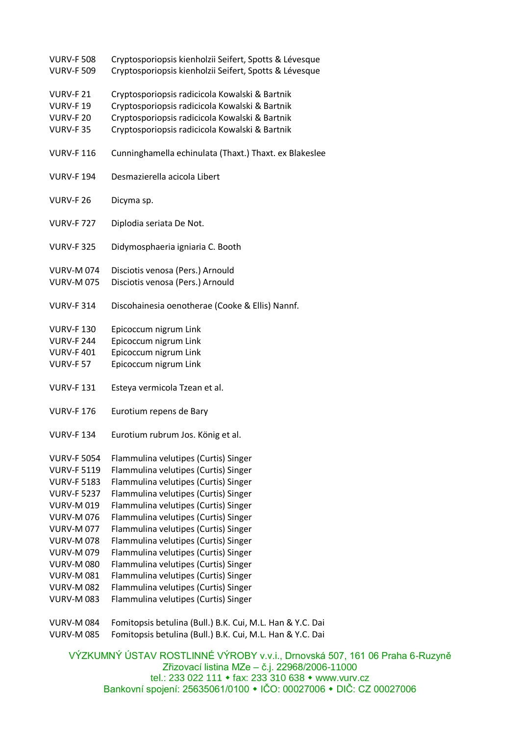VURV-F 508	Cryptosporiopsis kienholzii Seifert, Spotts & Lévesque
VURV-F 509	Cryptosporiopsis kienholzii Seifert, Spotts & Lévesque

VURV-F 21	Cryptosporiopsis radicicola Kowalski & Bartnik
VURV-F 19	Cryptosporiopsis radicicola Kowalski & Bartnik
VURV-F 20	Cryptosporiopsis radicicola Kowalski & Bartnik
VURV-F 35	Cryptosporiopsis radicicola Kowalski & Bartnik

VURV-F 116	Cunninghamella echinulata (Thaxt.) Thaxt. ex Blakeslee

VURV-F 194	Desmazierella acicola Libert

VURV-F 26	Dicyma sp.

VURV-F 727	Diplodia seriata De Not.

VURV-F 325	Didymosphaeria igniaria C. Booth

VURV-M 074	Disciotis venosa (Pers.) Arnould
VURV-M 075	Disciotis venosa (Pers.) Arnould

VURV-F 314	Discohainesia oenotherae (Cooke & Ellis) Nannf.

VURV-F 130	Epicoccum nigrum Link
VURV-F 244	Epicoccum nigrum Link
VURV-F 401	Epicoccum nigrum Link
VURV-F 57	Epicoccum nigrum Link

VURV-F 131	Esteya vermicola Tzean et al.

VURV-F 176	Eurotium repens de Bary

VURV-F 134	Eurotium rubrum Jos. König et al.

VURV-F 5054	Flammulina velutipes (Curtis) Singer
VURV-F 5119	Flammulina velutipes (Curtis) Singer
VURV-F 5183	Flammulina velutipes (Curtis) Singer
VURV-F 5237	Flammulina velutipes (Curtis) Singer
VURV-M 019	Flammulina velutipes (Curtis) Singer
VURV-M 076	Flammulina velutipes (Curtis) Singer
VURV-M 077	Flammulina velutipes (Curtis) Singer
VURV-M 078	Flammulina velutipes (Curtis) Singer
VURV-M 079	Flammulina velutipes (Curtis) Singer
VURV-M 080	Flammulina velutipes (Curtis) Singer
VURV-M 081	Flammulina velutipes (Curtis) Singer
VURV-M 082	Flammulina velutipes (Curtis) Singer
VURV-M 083	Flammulina velutipes (Curtis) Singer

VURV-M 084	Fomitopsis betulina (Bull.) B.K. Cui, M.L. Han & Y.C. Dai
VURV-M 085	Fomitopsis betulina (Bull.) B.K. Cui, M.L. Han & Y.C. Dai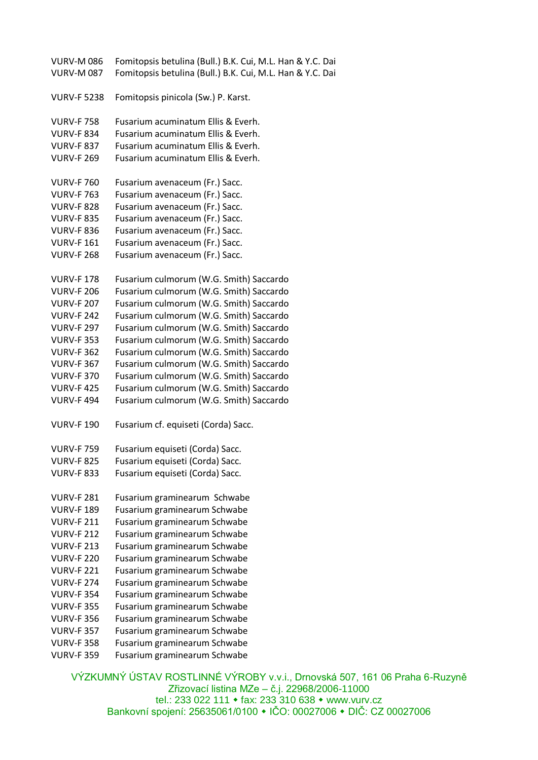VURV-M 086 Fomitopsis betulina (Bull.) B.K. Cui, M.L. Han & Y.C. Dai
VURV-M 087 Fomitopsis betulina (Bull.) B.K. Cui, M.L. Han & Y.C. Dai

VURV-F 5238 Fomitopsis pinicola (Sw.) P. Karst.

VURV-F 758 Fusarium acuminatum Ellis & Everh.
VURV-F 834 Fusarium acuminatum Ellis & Everh.
VURV-F 837 Fusarium acuminatum Ellis & Everh.
VURV-F 269 Fusarium acuminatum Ellis & Everh.

VURV-F 760 Fusarium avenaceum (Fr.) Sacc.
VURV-F 763 Fusarium avenaceum (Fr.) Sacc.
VURV-F 828 Fusarium avenaceum (Fr.) Sacc.
VURV-F 835 Fusarium avenaceum (Fr.) Sacc.
VURV-F 836 Fusarium avenaceum (Fr.) Sacc.
VURV-F 161 Fusarium avenaceum (Fr.) Sacc.
VURV-F 268 Fusarium avenaceum (Fr.) Sacc.

VURV-F 178 Fusarium culmorum (W.G. Smith) Saccardo
VURV-F 206 Fusarium culmorum (W.G. Smith) Saccardo
VURV-F 207 Fusarium culmorum (W.G. Smith) Saccardo
VURV-F 242 Fusarium culmorum (W.G. Smith) Saccardo
VURV-F 297 Fusarium culmorum (W.G. Smith) Saccardo
VURV-F 353 Fusarium culmorum (W.G. Smith) Saccardo
VURV-F 362 Fusarium culmorum (W.G. Smith) Saccardo
VURV-F 367 Fusarium culmorum (W.G. Smith) Saccardo
VURV-F 370 Fusarium culmorum (W.G. Smith) Saccardo
VURV-F 425 Fusarium culmorum (W.G. Smith) Saccardo
VURV-F 494 Fusarium culmorum (W.G. Smith) Saccardo

VURV-F 190 Fusarium cf. equiseti (Corda) Sacc.

VURV-F 759 Fusarium equiseti (Corda) Sacc.
VURV-F 825 Fusarium equiseti (Corda) Sacc.
VURV-F 833 Fusarium equiseti (Corda) Sacc.

VURV-F 281 Fusarium graminearum Schwabe
VURV-F 189 Fusarium graminearum Schwabe
VURV-F 211 Fusarium graminearum Schwabe
VURV-F 212 Fusarium graminearum Schwabe
VURV-F 213 Fusarium graminearum Schwabe
VURV-F 220 Fusarium graminearum Schwabe
VURV-F 221 Fusarium graminearum Schwabe
VURV-F 274 Fusarium graminearum Schwabe
VURV-F 354 Fusarium graminearum Schwabe
VURV-F 355 Fusarium graminearum Schwabe
VURV-F 356 Fusarium graminearum Schwabe
VURV-F 357 Fusarium graminearum Schwabe
VURV-F 358 Fusarium graminearum Schwabe
VURV-F 359 Fusarium graminearum Schwabe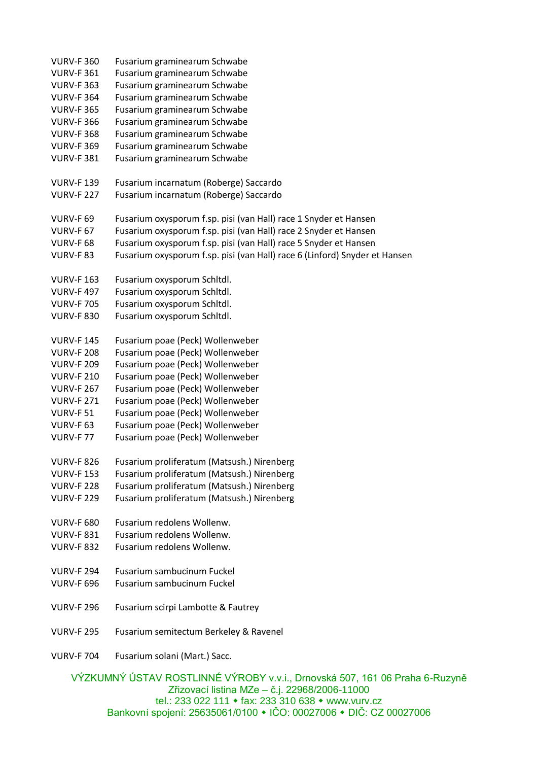VURV-F 360 Fusarium graminearum Schwabe
VURV-F 361 Fusarium graminearum Schwabe
VURV-F 363 Fusarium graminearum Schwabe
VURV-F 364 Fusarium graminearum Schwabe
VURV-F 365 Fusarium graminearum Schwabe
VURV-F 366 Fusarium graminearum Schwabe
VURV-F 368 Fusarium graminearum Schwabe
VURV-F 369 Fusarium graminearum Schwabe
VURV-F 381 Fusarium graminearum Schwabe

VURV-F 139 Fusarium incarnatum (Roberge) Saccardo
VURV-F 227 Fusarium incarnatum (Roberge) Saccardo

VURV-F 69 Fusarium oxysporum f.sp. pisi (van Hall) race 1 Snyder et Hansen
VURV-F 67 Fusarium oxysporum f.sp. pisi (van Hall) race 2 Snyder et Hansen
VURV-F 68 Fusarium oxysporum f.sp. pisi (van Hall) race 5 Snyder et Hansen
VURV-F 83 Fusarium oxysporum f.sp. pisi (van Hall) race 6 (Linford) Snyder et Hansen

VURV-F 163 Fusarium oxysporum Schltdl.
VURV-F 497 Fusarium oxysporum Schltdl.
VURV-F 705 Fusarium oxysporum Schltdl.
VURV-F 830 Fusarium oxysporum Schltdl.

VURV-F 145 Fusarium poae (Peck) Wollenweber
VURV-F 208 Fusarium poae (Peck) Wollenweber
VURV-F 209 Fusarium poae (Peck) Wollenweber
VURV-F 210 Fusarium poae (Peck) Wollenweber
VURV-F 267 Fusarium poae (Peck) Wollenweber
VURV-F 271 Fusarium poae (Peck) Wollenweber
VURV-F 51 Fusarium poae (Peck) Wollenweber
VURV-F 63 Fusarium poae (Peck) Wollenweber
VURV-F 77 Fusarium poae (Peck) Wollenweber

VURV-F 826 Fusarium proliferatum (Matsush.) Nirenberg
VURV-F 153 Fusarium proliferatum (Matsush.) Nirenberg
VURV-F 228 Fusarium proliferatum (Matsush.) Nirenberg
VURV-F 229 Fusarium proliferatum (Matsush.) Nirenberg

VURV-F 680 Fusarium redolens Wollenw.
VURV-F 831 Fusarium redolens Wollenw.
VURV-F 832 Fusarium redolens Wollenw.

VURV-F 294 Fusarium sambucinum Fuckel
VURV-F 696 Fusarium sambucinum Fuckel

VURV-F 296 Fusarium scirpi Lambotte & Fautrey

VURV-F 295 Fusarium semitectum Berkeley & Ravenel

VURV-F 704 Fusarium solani (Mart.) Sacc.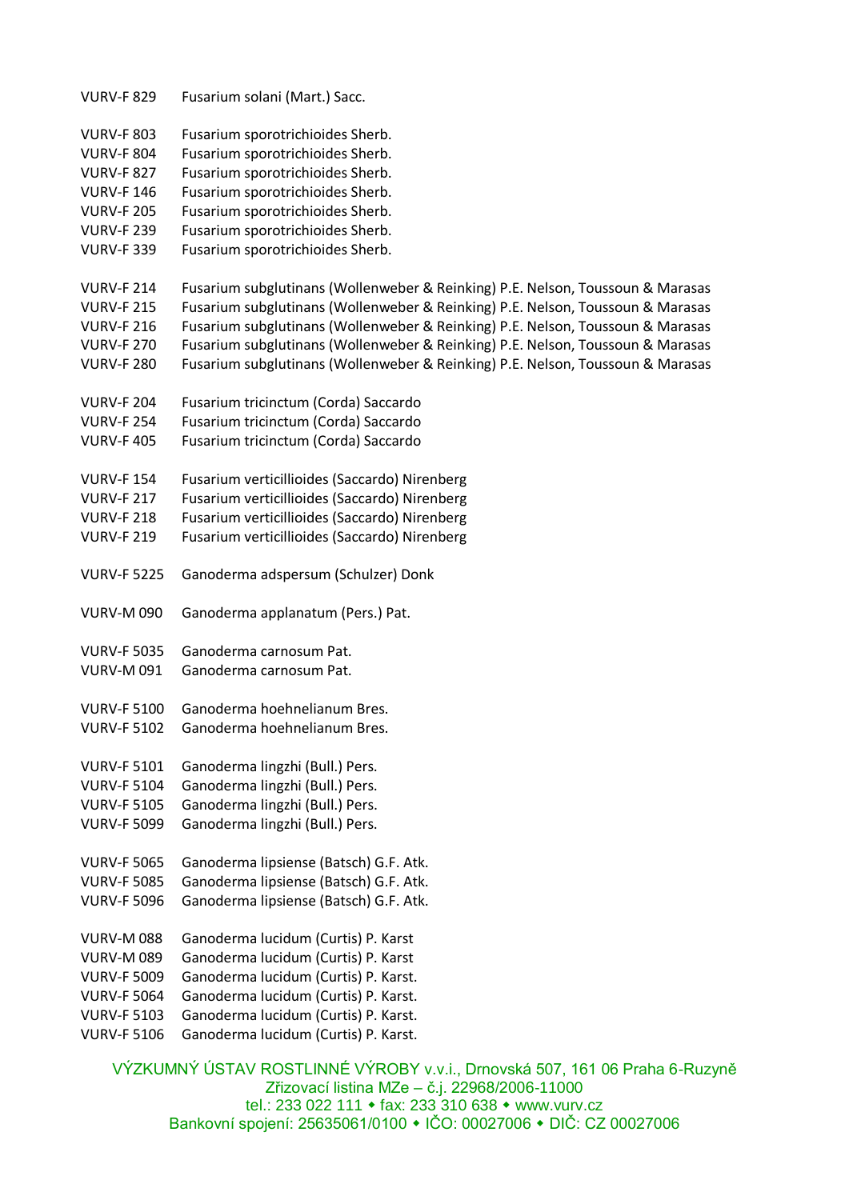VURV-F 829 Fusarium solani (Mart.) Sacc.

VURV-F 803 Fusarium sporotrichioides Sherb.
VURV-F 804 Fusarium sporotrichioides Sherb.
VURV-F 827 Fusarium sporotrichioides Sherb.
VURV-F 146 Fusarium sporotrichioides Sherb.
VURV-F 205 Fusarium sporotrichioides Sherb.
VURV-F 239 Fusarium sporotrichioides Sherb.
VURV-F 339 Fusarium sporotrichioides Sherb.

VURV-F 214 Fusarium subglutinans (Wollenweber & Reinking) P.E. Nelson, Toussoun & Marasas
VURV-F 215 Fusarium subglutinans (Wollenweber & Reinking) P.E. Nelson, Toussoun & Marasas
VURV-F 216 Fusarium subglutinans (Wollenweber & Reinking) P.E. Nelson, Toussoun & Marasas
VURV-F 270 Fusarium subglutinans (Wollenweber & Reinking) P.E. Nelson, Toussoun & Marasas
VURV-F 280 Fusarium subglutinans (Wollenweber & Reinking) P.E. Nelson, Toussoun & Marasas

VURV-F 204 Fusarium tricinctum (Corda) Saccardo
VURV-F 254 Fusarium tricinctum (Corda) Saccardo
VURV-F 405 Fusarium tricinctum (Corda) Saccardo

VURV-F 154 Fusarium verticillioides (Saccardo) Nirenberg
VURV-F 217 Fusarium verticillioides (Saccardo) Nirenberg
VURV-F 218 Fusarium verticillioides (Saccardo) Nirenberg
VURV-F 219 Fusarium verticillioides (Saccardo) Nirenberg

VURV-F 5225 Ganoderma adspersum (Schulzer) Donk

VURV-M 090 Ganoderma applanatum (Pers.) Pat.

VURV-F 5035 Ganoderma carnosum Pat.
VURV-M 091 Ganoderma carnosum Pat.

VURV-F 5100 Ganoderma hoehnelianum Bres.
VURV-F 5102 Ganoderma hoehnelianum Bres.

VURV-F 5101 Ganoderma lingzhi (Bull.) Pers.
VURV-F 5104 Ganoderma lingzhi (Bull.) Pers.
VURV-F 5105 Ganoderma lingzhi (Bull.) Pers.
VURV-F 5099 Ganoderma lingzhi (Bull.) Pers.

VURV-F 5065 Ganoderma lipsiense (Batsch) G.F. Atk.
VURV-F 5085 Ganoderma lipsiense (Batsch) G.F. Atk.
VURV-F 5096 Ganoderma lipsiense (Batsch) G.F. Atk.

VURV-M 088 Ganoderma lucidum (Curtis) P. Karst
VURV-M 089 Ganoderma lucidum (Curtis) P. Karst
VURV-F 5009 Ganoderma lucidum (Curtis) P. Karst.
VURV-F 5064 Ganoderma lucidum (Curtis) P. Karst.
VURV-F 5103 Ganoderma lucidum (Curtis) P. Karst.
VURV-F 5106 Ganoderma lucidum (Curtis) P. Karst.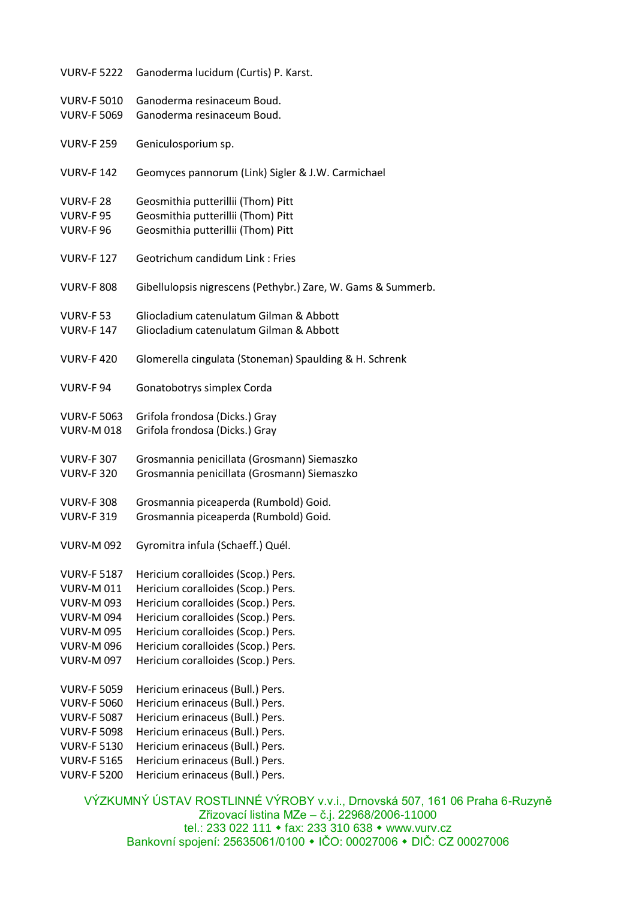VURV-F 5222 Ganoderma lucidum (Curtis) P. Karst.

VURV-F 5010 Ganoderma resinaceum Boud.
VURV-F 5069 Ganoderma resinaceum Boud.

VURV-F 259 Geniculosporium sp.

VURV-F 142 Geomyces pannorum (Link) Sigler & J.W. Carmichael

VURV-F 28 Geosmithia putterillii (Thom) Pitt
VURV-F 95 Geosmithia putterillii (Thom) Pitt
VURV-F 96 Geosmithia putterillii (Thom) Pitt

VURV-F 127 Geotrichum candidum Link : Fries

VURV-F 808 Gibellulopsis nigrescens (Pethybr.) Zare, W. Gams & Summerb.

VURV-F 53 Gliocladium catenulatum Gilman & Abbott
VURV-F 147 Gliocladium catenulatum Gilman & Abbott

VURV-F 420 Glomerella cingulata (Stoneman) Spaulding & H. Schrenk

VURV-F 94 Gonatobotrys simplex Corda

VURV-F 5063 Grifola frondosa (Dicks.) Gray
VURV-M 018 Grifola frondosa (Dicks.) Gray

VURV-F 307 Grosmannia penicillata (Grosmann) Siemaszko
VURV-F 320 Grosmannia penicillata (Grosmann) Siemaszko

VURV-F 308 Grosmannia piceaperda (Rumbold) Goid.
VURV-F 319 Grosmannia piceaperda (Rumbold) Goid.

VURV-M 092 Gyromitra infula (Schaeff.) Quél.

VURV-F 5187 Hericium coralloides (Scop.) Pers.
VURV-M 011 Hericium coralloides (Scop.) Pers.
VURV-M 093 Hericium coralloides (Scop.) Pers.
VURV-M 094 Hericium coralloides (Scop.) Pers.
VURV-M 095 Hericium coralloides (Scop.) Pers.
VURV-M 096 Hericium coralloides (Scop.) Pers.
VURV-M 097 Hericium coralloides (Scop.) Pers.

VURV-F 5059 Hericium erinaceus (Bull.) Pers.
VURV-F 5060 Hericium erinaceus (Bull.) Pers.
VURV-F 5087 Hericium erinaceus (Bull.) Pers.
VURV-F 5098 Hericium erinaceus (Bull.) Pers.
VURV-F 5130 Hericium erinaceus (Bull.) Pers.
VURV-F 5165 Hericium erinaceus (Bull.) Pers.
VURV-F 5200 Hericium erinaceus (Bull.) Pers.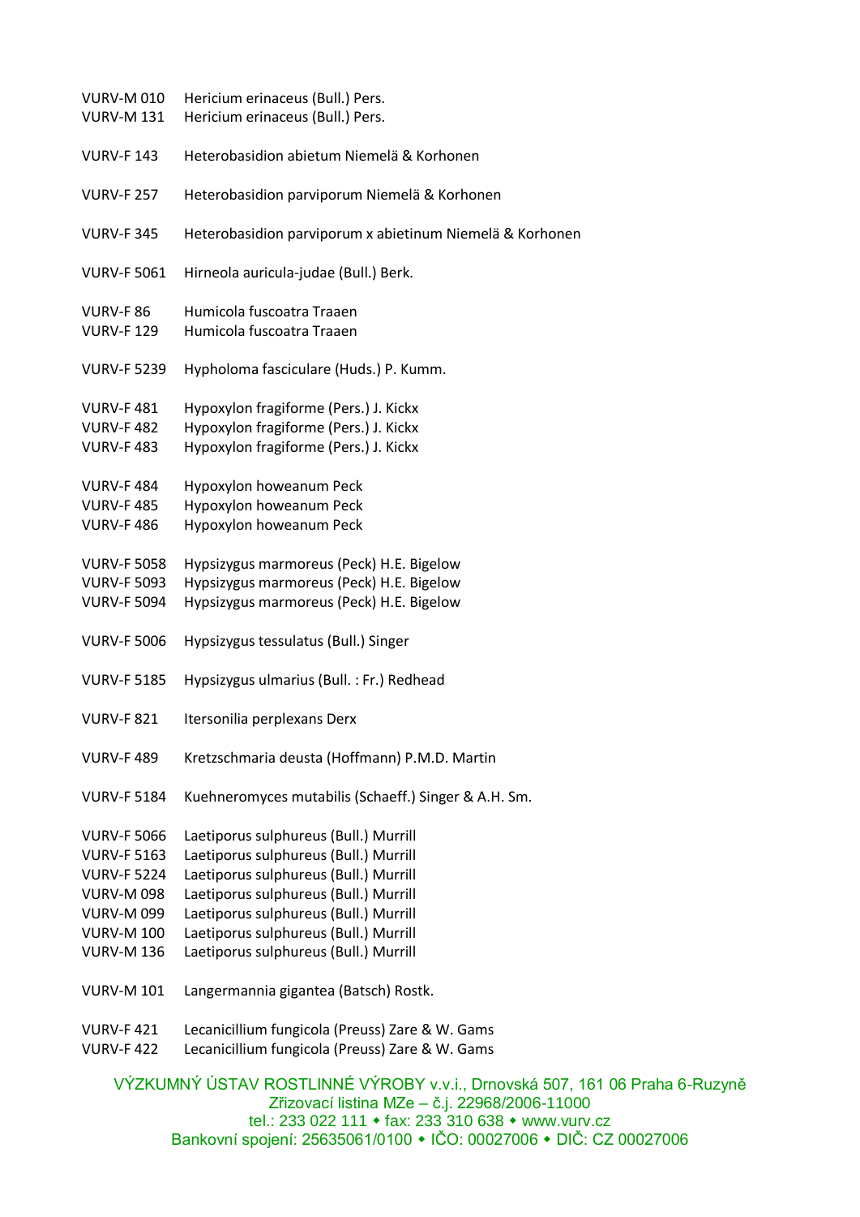VURV-M 010 Hericium erinaceus (Bull.) Pers.
VURV-M 131 Hericium erinaceus (Bull.) Pers.

VURV-F 143 Heterobasidion abietum Niemelä & Korhonen

VURV-F 257 Heterobasidion parviporum Niemelä & Korhonen

VURV-F 345 Heterobasidion parviporum x abietinum Niemelä & Korhonen

VURV-F 5061 Hirneola auricula-judae (Bull.) Berk.

VURV-F 86 Humicola fuscoatra Traaen
VURV-F 129 Humicola fuscoatra Traaen

VURV-F 5239 Hypholoma fasciculare (Huds.) P. Kumm.

VURV-F 481 Hypoxylon fragiforme (Pers.) J. Kickx
VURV-F 482 Hypoxylon fragiforme (Pers.) J. Kickx
VURV-F 483 Hypoxylon fragiforme (Pers.) J. Kickx

VURV-F 484 Hypoxylon howeanum Peck
VURV-F 485 Hypoxylon howeanum Peck
VURV-F 486 Hypoxylon howeanum Peck

VURV-F 5058 Hypsizygus marmoreus (Peck) H.E. Bigelow
VURV-F 5093 Hypsizygus marmoreus (Peck) H.E. Bigelow
VURV-F 5094 Hypsizygus marmoreus (Peck) H.E. Bigelow

VURV-F 5006 Hypsizygus tessulatus (Bull.) Singer

VURV-F 5185 Hypsizygus ulmarius (Bull. : Fr.) Redhead

VURV-F 821 Itersonilia perplexans Derx

VURV-F 489 Kretzschmaria deusta (Hoffmann) P.M.D. Martin

VURV-F 5184 Kuehneromyces mutabilis (Schaeff.) Singer & A.H. Sm.

VURV-F 5066 Laetiporus sulphureus (Bull.) Murrill
VURV-F 5163 Laetiporus sulphureus (Bull.) Murrill
VURV-F 5224 Laetiporus sulphureus (Bull.) Murrill
VURV-M 098 Laetiporus sulphureus (Bull.) Murrill
VURV-M 099 Laetiporus sulphureus (Bull.) Murrill
VURV-M 100 Laetiporus sulphureus (Bull.) Murrill
VURV-M 136 Laetiporus sulphureus (Bull.) Murrill

VURV-M 101 Langermannia gigantea (Batsch) Rostk.

VURV-F 421 Lecanicillium fungicola (Preuss) Zare & W. Gams
VURV-F 422 Lecanicillium fungicola (Preuss) Zare & W. Gams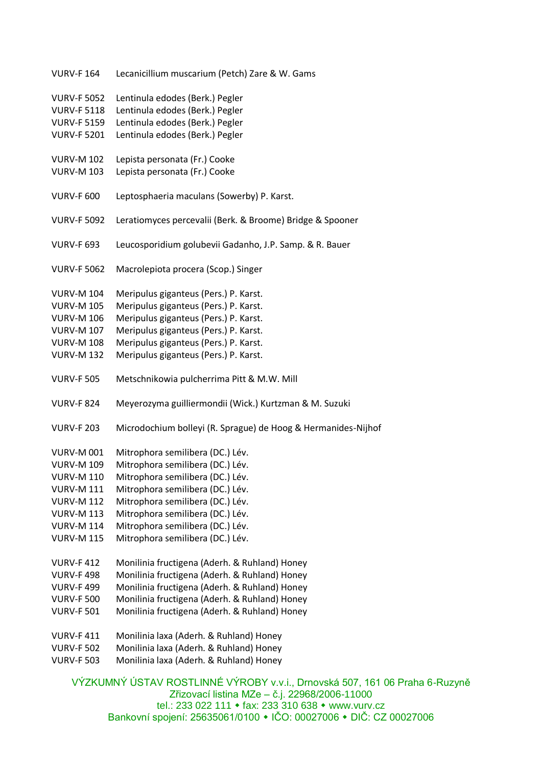VURV-F 164  Lecanicillium muscarium (Petch) Zare & W. Gams

VURV-F 5052  Lentinula edodes (Berk.) Pegler
VURV-F 5118  Lentinula edodes (Berk.) Pegler
VURV-F 5159  Lentinula edodes (Berk.) Pegler
VURV-F 5201  Lentinula edodes (Berk.) Pegler

VURV-M 102  Lepista personata (Fr.) Cooke
VURV-M 103  Lepista personata (Fr.) Cooke

VURV-F 600  Leptosphaeria maculans (Sowerby) P. Karst.

VURV-F 5092  Leratiomyces percevalii (Berk. & Broome) Bridge & Spooner

VURV-F 693  Leucosporidium golubevii Gadanho, J.P. Samp. & R. Bauer

VURV-F 5062  Macrolepiota procera (Scop.) Singer

VURV-M 104  Meripulus giganteus (Pers.) P. Karst.
VURV-M 105  Meripulus giganteus (Pers.) P. Karst.
VURV-M 106  Meripulus giganteus (Pers.) P. Karst.
VURV-M 107  Meripulus giganteus (Pers.) P. Karst.
VURV-M 108  Meripulus giganteus (Pers.) P. Karst.
VURV-M 132  Meripulus giganteus (Pers.) P. Karst.

VURV-F 505  Metschnikowia pulcherrima Pitt & M.W. Mill

VURV-F 824  Meyerozyma guilliermondii (Wick.) Kurtzman & M. Suzuki

VURV-F 203  Microdochium bolleyi (R. Sprague) de Hoog & Hermanides-Nijhof

VURV-M 001  Mitrophora semilibera (DC.) Lév.
VURV-M 109  Mitrophora semilibera (DC.) Lév.
VURV-M 110  Mitrophora semilibera (DC.) Lév.
VURV-M 111  Mitrophora semilibera (DC.) Lév.
VURV-M 112  Mitrophora semilibera (DC.) Lév.
VURV-M 113  Mitrophora semilibera (DC.) Lév.
VURV-M 114  Mitrophora semilibera (DC.) Lév.
VURV-M 115  Mitrophora semilibera (DC.) Lév.

VURV-F 412  Monilinia fructigena (Aderh. & Ruhland) Honey
VURV-F 498  Monilinia fructigena (Aderh. & Ruhland) Honey
VURV-F 499  Monilinia fructigena (Aderh. & Ruhland) Honey
VURV-F 500  Monilinia fructigena (Aderh. & Ruhland) Honey
VURV-F 501  Monilinia fructigena (Aderh. & Ruhland) Honey

VURV-F 411  Monilinia laxa (Aderh. & Ruhland) Honey
VURV-F 502  Monilinia laxa (Aderh. & Ruhland) Honey
VURV-F 503  Monilinia laxa (Aderh. & Ruhland) Honey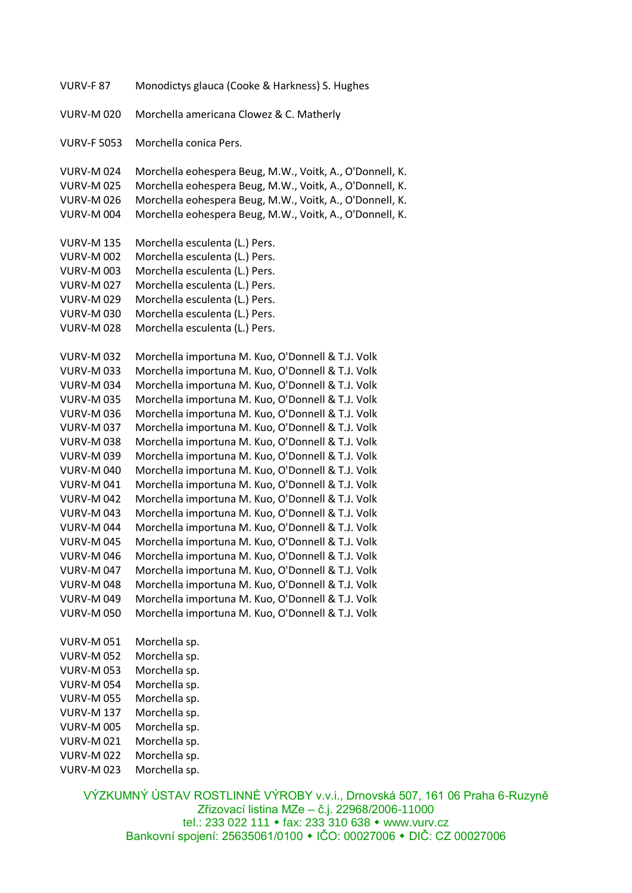VURV-F 87 Monodictys glauca (Cooke & Harkness) S. Hughes

VURV-M 020 Morchella americana Clowez & C. Matherly

VURV-F 5053 Morchella conica Pers.

VURV-M 024 Morchella eohespera Beug, M.W., Voitk, A., O'Donnell, K.
VURV-M 025 Morchella eohespera Beug, M.W., Voitk, A., O'Donnell, K.
VURV-M 026 Morchella eohespera Beug, M.W., Voitk, A., O'Donnell, K.
VURV-M 004 Morchella eohespera Beug, M.W., Voitk, A., O'Donnell, K.

VURV-M 135 Morchella esculenta (L.) Pers.
VURV-M 002 Morchella esculenta (L.) Pers.
VURV-M 003 Morchella esculenta (L.) Pers.
VURV-M 027 Morchella esculenta (L.) Pers.
VURV-M 029 Morchella esculenta (L.) Pers.
VURV-M 030 Morchella esculenta (L.) Pers.
VURV-M 028 Morchella esculenta (L.) Pers.

VURV-M 032 Morchella importuna M. Kuo, O'Donnell & T.J. Volk
VURV-M 033 Morchella importuna M. Kuo, O'Donnell & T.J. Volk
VURV-M 034 Morchella importuna M. Kuo, O'Donnell & T.J. Volk
VURV-M 035 Morchella importuna M. Kuo, O'Donnell & T.J. Volk
VURV-M 036 Morchella importuna M. Kuo, O'Donnell & T.J. Volk
VURV-M 037 Morchella importuna M. Kuo, O'Donnell & T.J. Volk
VURV-M 038 Morchella importuna M. Kuo, O'Donnell & T.J. Volk
VURV-M 039 Morchella importuna M. Kuo, O'Donnell & T.J. Volk
VURV-M 040 Morchella importuna M. Kuo, O'Donnell & T.J. Volk
VURV-M 041 Morchella importuna M. Kuo, O'Donnell & T.J. Volk
VURV-M 042 Morchella importuna M. Kuo, O'Donnell & T.J. Volk
VURV-M 043 Morchella importuna M. Kuo, O'Donnell & T.J. Volk
VURV-M 044 Morchella importuna M. Kuo, O'Donnell & T.J. Volk
VURV-M 045 Morchella importuna M. Kuo, O'Donnell & T.J. Volk
VURV-M 046 Morchella importuna M. Kuo, O'Donnell & T.J. Volk
VURV-M 047 Morchella importuna M. Kuo, O'Donnell & T.J. Volk
VURV-M 048 Morchella importuna M. Kuo, O'Donnell & T.J. Volk
VURV-M 049 Morchella importuna M. Kuo, O'Donnell & T.J. Volk
VURV-M 050 Morchella importuna M. Kuo, O'Donnell & T.J. Volk

VURV-M 051 Morchella sp.
VURV-M 052 Morchella sp.
VURV-M 053 Morchella sp.
VURV-M 054 Morchella sp.
VURV-M 055 Morchella sp.
VURV-M 137 Morchella sp.
VURV-M 005 Morchella sp.
VURV-M 021 Morchella sp.
VURV-M 022 Morchella sp.
VURV-M 023 Morchella sp.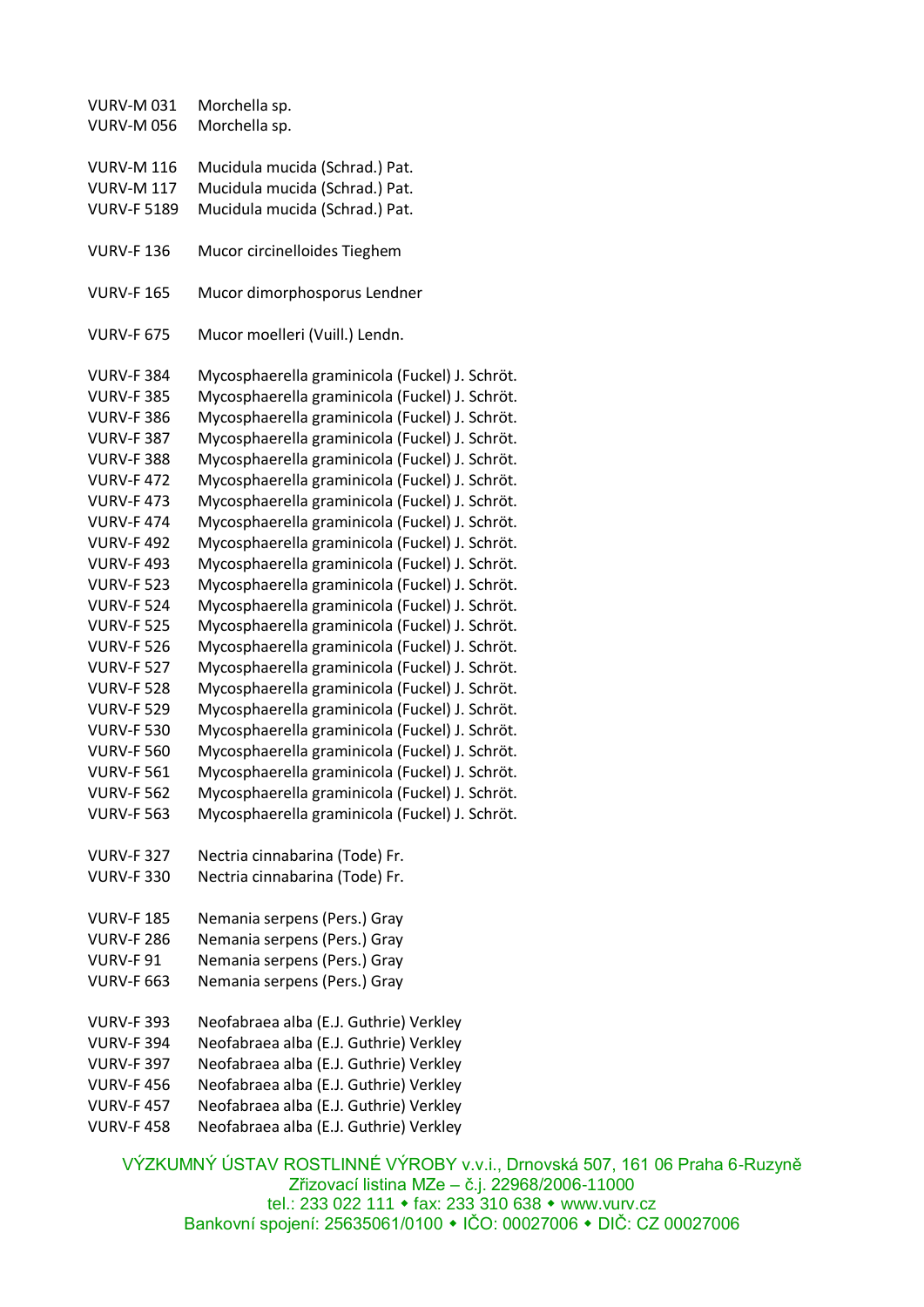VURV-M 031  Morchella sp.
VURV-M 056  Morchella sp.

VURV-M 116  Mucidula mucida (Schrad.) Pat.
VURV-M 117  Mucidula mucida (Schrad.) Pat.
VURV-F 5189  Mucidula mucida (Schrad.) Pat.

VURV-F 136  Mucor circinelloides Tieghem

VURV-F 165  Mucor dimorphosporus Lendner

VURV-F 675  Mucor moelleri (Vuill.) Lendn.

VURV-F 384  Mycosphaerella graminicola (Fuckel) J. Schröt.
VURV-F 385  Mycosphaerella graminicola (Fuckel) J. Schröt.
VURV-F 386  Mycosphaerella graminicola (Fuckel) J. Schröt.
VURV-F 387  Mycosphaerella graminicola (Fuckel) J. Schröt.
VURV-F 388  Mycosphaerella graminicola (Fuckel) J. Schröt.
VURV-F 472  Mycosphaerella graminicola (Fuckel) J. Schröt.
VURV-F 473  Mycosphaerella graminicola (Fuckel) J. Schröt.
VURV-F 474  Mycosphaerella graminicola (Fuckel) J. Schröt.
VURV-F 492  Mycosphaerella graminicola (Fuckel) J. Schröt.
VURV-F 493  Mycosphaerella graminicola (Fuckel) J. Schröt.
VURV-F 523  Mycosphaerella graminicola (Fuckel) J. Schröt.
VURV-F 524  Mycosphaerella graminicola (Fuckel) J. Schröt.
VURV-F 525  Mycosphaerella graminicola (Fuckel) J. Schröt.
VURV-F 526  Mycosphaerella graminicola (Fuckel) J. Schröt.
VURV-F 527  Mycosphaerella graminicola (Fuckel) J. Schröt.
VURV-F 528  Mycosphaerella graminicola (Fuckel) J. Schröt.
VURV-F 529  Mycosphaerella graminicola (Fuckel) J. Schröt.
VURV-F 530  Mycosphaerella graminicola (Fuckel) J. Schröt.
VURV-F 560  Mycosphaerella graminicola (Fuckel) J. Schröt.
VURV-F 561  Mycosphaerella graminicola (Fuckel) J. Schröt.
VURV-F 562  Mycosphaerella graminicola (Fuckel) J. Schröt.
VURV-F 563  Mycosphaerella graminicola (Fuckel) J. Schröt.

VURV-F 327  Nectria cinnabarina (Tode) Fr.
VURV-F 330  Nectria cinnabarina (Tode) Fr.

VURV-F 185  Nemania serpens (Pers.) Gray
VURV-F 286  Nemania serpens (Pers.) Gray
VURV-F 91  Nemania serpens (Pers.) Gray
VURV-F 663  Nemania serpens (Pers.) Gray

VURV-F 393  Neofabraea alba (E.J. Guthrie) Verkley
VURV-F 394  Neofabraea alba (E.J. Guthrie) Verkley
VURV-F 397  Neofabraea alba (E.J. Guthrie) Verkley
VURV-F 456  Neofabraea alba (E.J. Guthrie) Verkley
VURV-F 457  Neofabraea alba (E.J. Guthrie) Verkley
VURV-F 458  Neofabraea alba (E.J. Guthrie) Verkley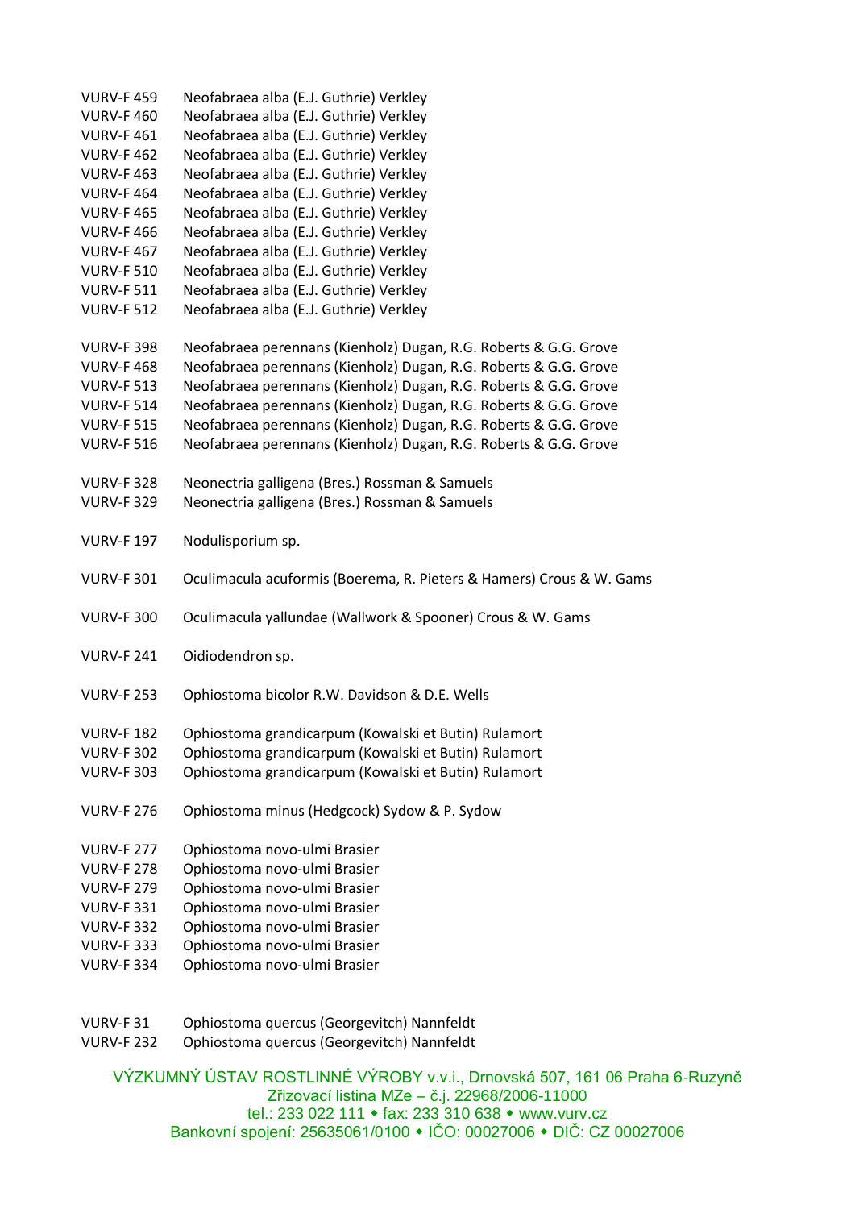VURV-F 459 Neofabraea alba (E.J. Guthrie) Verkley
VURV-F 460 Neofabraea alba (E.J. Guthrie) Verkley
VURV-F 461 Neofabraea alba (E.J. Guthrie) Verkley
VURV-F 462 Neofabraea alba (E.J. Guthrie) Verkley
VURV-F 463 Neofabraea alba (E.J. Guthrie) Verkley
VURV-F 464 Neofabraea alba (E.J. Guthrie) Verkley
VURV-F 465 Neofabraea alba (E.J. Guthrie) Verkley
VURV-F 466 Neofabraea alba (E.J. Guthrie) Verkley
VURV-F 467 Neofabraea alba (E.J. Guthrie) Verkley
VURV-F 510 Neofabraea alba (E.J. Guthrie) Verkley
VURV-F 511 Neofabraea alba (E.J. Guthrie) Verkley
VURV-F 512 Neofabraea alba (E.J. Guthrie) Verkley

VURV-F 398 Neofabraea perennans (Kienholz) Dugan, R.G. Roberts & G.G. Grove
VURV-F 468 Neofabraea perennans (Kienholz) Dugan, R.G. Roberts & G.G. Grove
VURV-F 513 Neofabraea perennans (Kienholz) Dugan, R.G. Roberts & G.G. Grove
VURV-F 514 Neofabraea perennans (Kienholz) Dugan, R.G. Roberts & G.G. Grove
VURV-F 515 Neofabraea perennans (Kienholz) Dugan, R.G. Roberts & G.G. Grove
VURV-F 516 Neofabraea perennans (Kienholz) Dugan, R.G. Roberts & G.G. Grove

VURV-F 328 Neonectria galligena (Bres.) Rossman & Samuels
VURV-F 329 Neonectria galligena (Bres.) Rossman & Samuels

VURV-F 197 Nodulisporium sp.

VURV-F 301 Oculimacula acuformis (Boerema, R. Pieters & Hamers) Crous & W. Gams

VURV-F 300 Oculimacula yallundae (Wallwork & Spooner) Crous & W. Gams

VURV-F 241 Oidiodendron sp.

VURV-F 253 Ophiostoma bicolor R.W. Davidson & D.E. Wells

VURV-F 182 Ophiostoma grandicarpum (Kowalski et Butin) Rulamort
VURV-F 302 Ophiostoma grandicarpum (Kowalski et Butin) Rulamort
VURV-F 303 Ophiostoma grandicarpum (Kowalski et Butin) Rulamort

VURV-F 276 Ophiostoma minus (Hedgcock) Sydow & P. Sydow

VURV-F 277 Ophiostoma novo-ulmi Brasier
VURV-F 278 Ophiostoma novo-ulmi Brasier
VURV-F 279 Ophiostoma novo-ulmi Brasier
VURV-F 331 Ophiostoma novo-ulmi Brasier
VURV-F 332 Ophiostoma novo-ulmi Brasier
VURV-F 333 Ophiostoma novo-ulmi Brasier
VURV-F 334 Ophiostoma novo-ulmi Brasier

VURV-F 31 Ophiostoma quercus (Georgevitch) Nannfeldt
VURV-F 232 Ophiostoma quercus (Georgevitch) Nannfeldt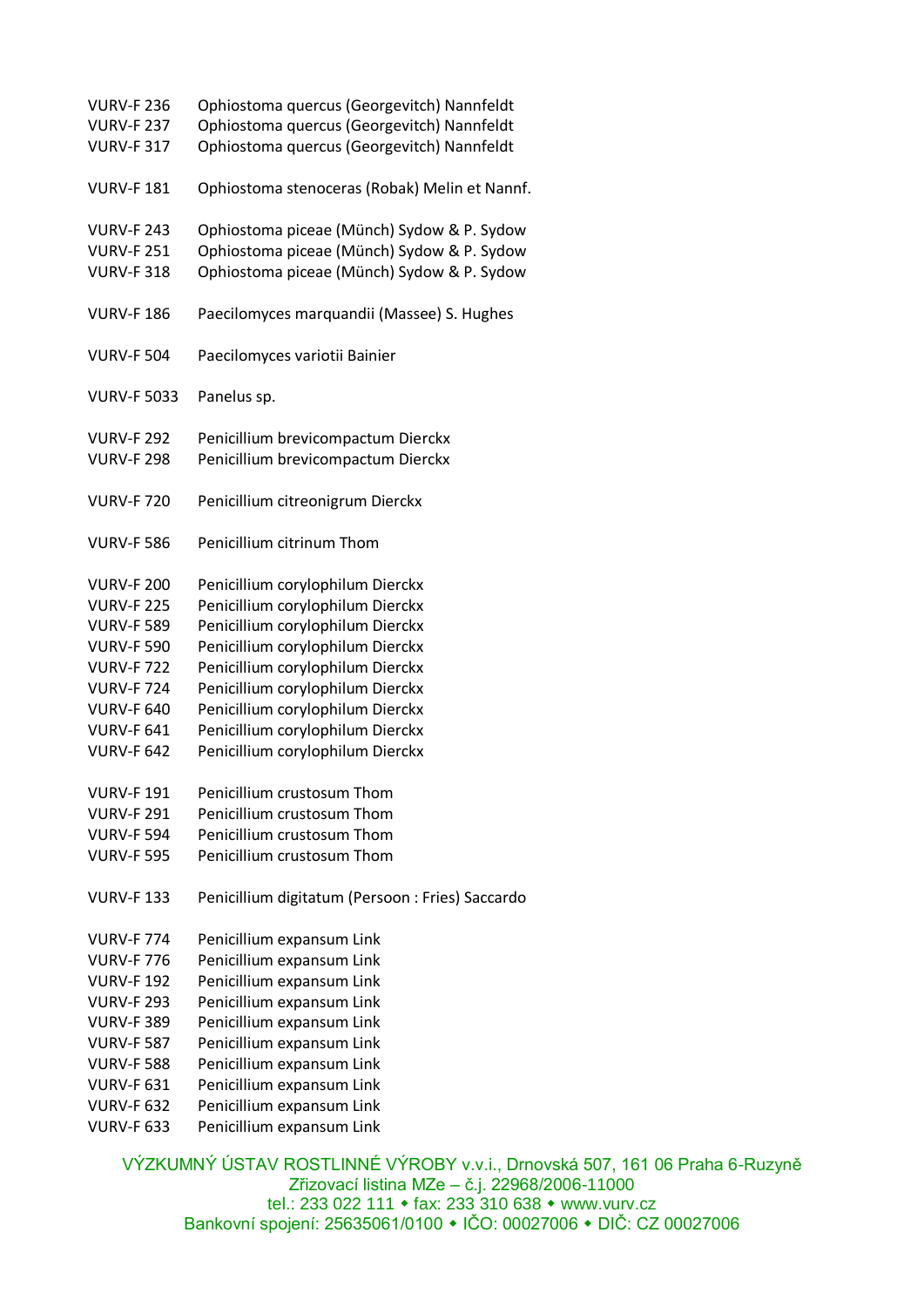VURV-F 236 Ophiostoma quercus (Georgevitch) Nannfeldt
VURV-F 237 Ophiostoma quercus (Georgevitch) Nannfeldt
VURV-F 317 Ophiostoma quercus (Georgevitch) Nannfeldt

VURV-F 181 Ophiostoma stenoceras (Robak) Melin et Nannf.

VURV-F 243 Ophiostoma piceae (Münch) Sydow & P. Sydow
VURV-F 251 Ophiostoma piceae (Münch) Sydow & P. Sydow
VURV-F 318 Ophiostoma piceae (Münch) Sydow & P. Sydow

VURV-F 186 Paecilomyces marquandii (Massee) S. Hughes

VURV-F 504 Paecilomyces variotii Bainier

VURV-F 5033 Panelus sp.

VURV-F 292 Penicillium brevicompactum Dierckx
VURV-F 298 Penicillium brevicompactum Dierckx

VURV-F 720 Penicillium citreonigrum Dierckx

VURV-F 586 Penicillium citrinum Thom

VURV-F 200 Penicillium corylophilum Dierckx
VURV-F 225 Penicillium corylophilum Dierckx
VURV-F 589 Penicillium corylophilum Dierckx
VURV-F 590 Penicillium corylophilum Dierckx
VURV-F 722 Penicillium corylophilum Dierckx
VURV-F 724 Penicillium corylophilum Dierckx
VURV-F 640 Penicillium corylophilum Dierckx
VURV-F 641 Penicillium corylophilum Dierckx
VURV-F 642 Penicillium corylophilum Dierckx

VURV-F 191 Penicillium crustosum Thom
VURV-F 291 Penicillium crustosum Thom
VURV-F 594 Penicillium crustosum Thom
VURV-F 595 Penicillium crustosum Thom

VURV-F 133 Penicillium digitatum (Persoon : Fries) Saccardo

VURV-F 774 Penicillium expansum Link
VURV-F 776 Penicillium expansum Link
VURV-F 192 Penicillium expansum Link
VURV-F 293 Penicillium expansum Link
VURV-F 389 Penicillium expansum Link
VURV-F 587 Penicillium expansum Link
VURV-F 588 Penicillium expansum Link
VURV-F 631 Penicillium expansum Link
VURV-F 632 Penicillium expansum Link
VURV-F 633 Penicillium expansum Link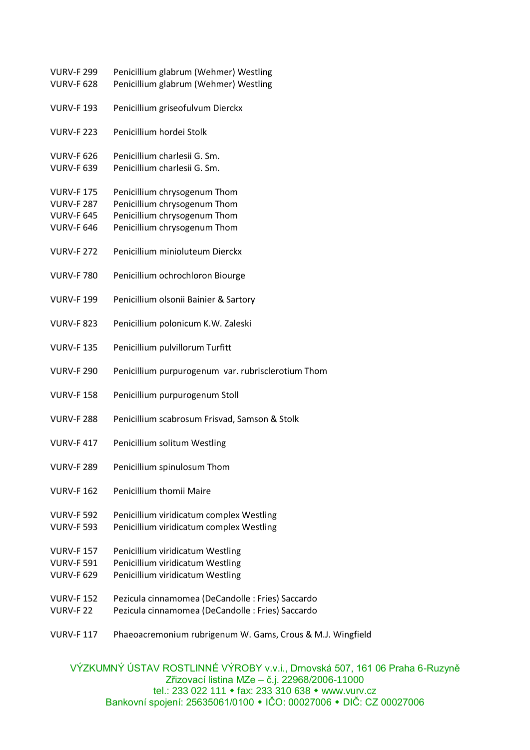VURV-F 299 Penicillium glabrum (Wehmer) Westling
VURV-F 628 Penicillium glabrum (Wehmer) Westling

VURV-F 193 Penicillium griseofulvum Dierckx

VURV-F 223 Penicillium hordei Stolk

VURV-F 626 Penicillium charlesii G. Sm.
VURV-F 639 Penicillium charlesii G. Sm.

VURV-F 175 Penicillium chrysogenum Thom
VURV-F 287 Penicillium chrysogenum Thom
VURV-F 645 Penicillium chrysogenum Thom
VURV-F 646 Penicillium chrysogenum Thom

VURV-F 272 Penicillium minioluteum Dierckx

VURV-F 780 Penicillium ochrochloron Biourge

VURV-F 199 Penicillium olsonii Bainier & Sartory

VURV-F 823 Penicillium polonicum K.W. Zaleski

VURV-F 135 Penicillium pulvillorum Turfitt

VURV-F 290 Penicillium purpurogenum var. rubrisclerotium Thom

VURV-F 158 Penicillium purpurogenum Stoll

VURV-F 288 Penicillium scabrosum Frisvad, Samson & Stolk

VURV-F 417 Penicillium solitum Westling

VURV-F 289 Penicillium spinulosum Thom

VURV-F 162 Penicillium thomii Maire

VURV-F 592 Penicillium viridicatum complex Westling
VURV-F 593 Penicillium viridicatum complex Westling

VURV-F 157 Penicillium viridicatum Westling
VURV-F 591 Penicillium viridicatum Westling
VURV-F 629 Penicillium viridicatum Westling

VURV-F 152 Pezicula cinnamomea (DeCandolle : Fries) Saccardo
VURV-F 22 Pezicula cinnamomea (DeCandolle : Fries) Saccardo

VURV-F 117 Phaeoacremonium rubrigenum W. Gams, Crous & M.J. Wingfield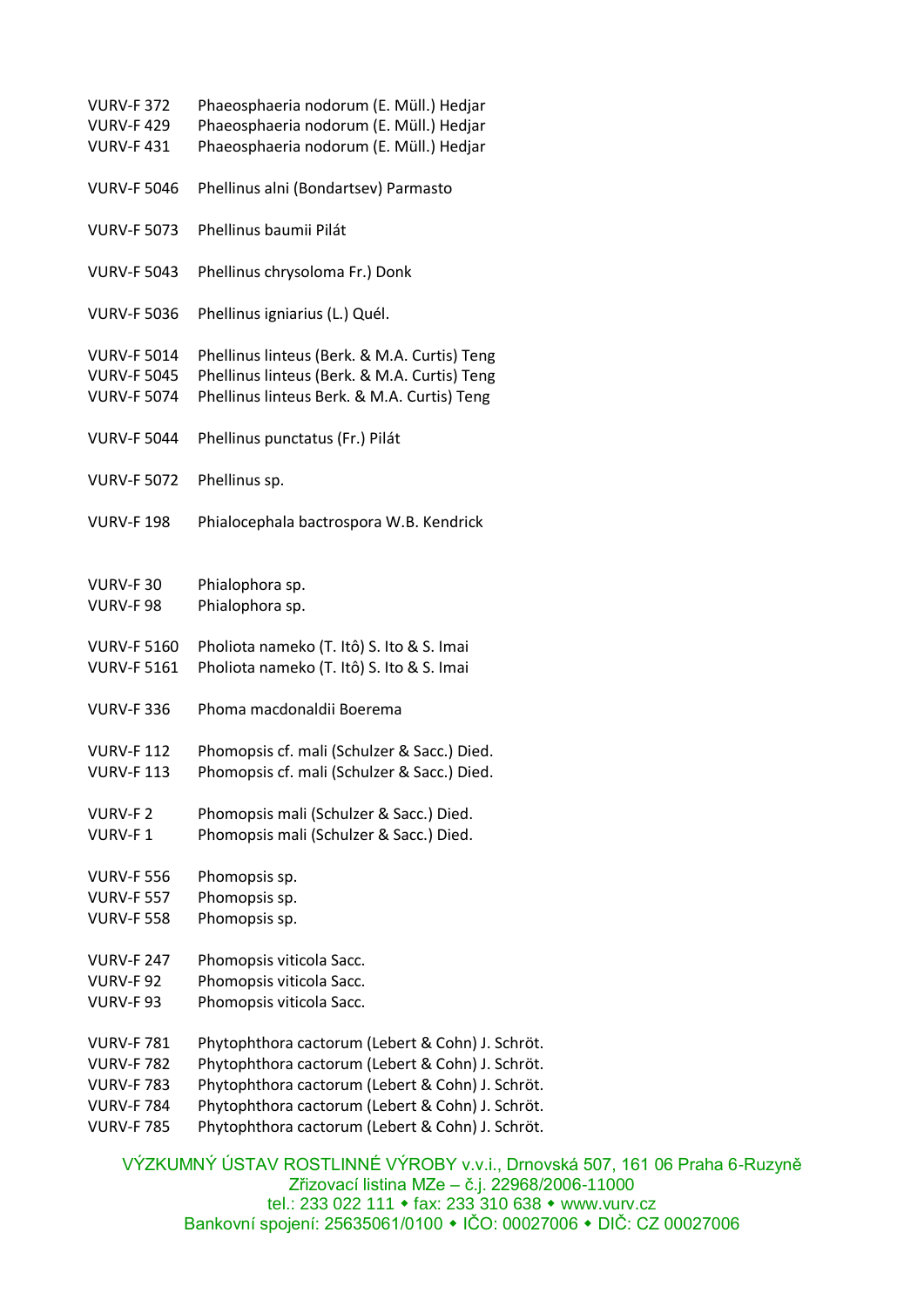| Code | Species |
|---|---|
| VURV-F 372 | Phaeosphaeria nodorum (E. Müll.) Hedjar |
| VURV-F 429 | Phaeosphaeria nodorum (E. Müll.) Hedjar |
| VURV-F 431 | Phaeosphaeria nodorum (E. Müll.) Hedjar |
| VURV-F 5046 | Phellinus alni (Bondartsev) Parmasto |
| VURV-F 5073 | Phellinus baumii Pilát |
| VURV-F 5043 | Phellinus chrysoloma Fr.) Donk |
| VURV-F 5036 | Phellinus igniarius (L.) Quél. |
| VURV-F 5014 | Phellinus linteus (Berk. & M.A. Curtis) Teng |
| VURV-F 5045 | Phellinus linteus (Berk. & M.A. Curtis) Teng |
| VURV-F 5074 | Phellinus linteus Berk. & M.A. Curtis) Teng |
| VURV-F 5044 | Phellinus punctatus (Fr.) Pilát |
| VURV-F 5072 | Phellinus sp. |
| VURV-F 198 | Phialocephala bactrospora W.B. Kendrick |
| VURV-F 30 | Phialophora sp. |
| VURV-F 98 | Phialophora sp. |
| VURV-F 5160 | Pholiota nameko (T. Itô) S. Ito & S. Imai |
| VURV-F 5161 | Pholiota nameko (T. Itô) S. Ito & S. Imai |
| VURV-F 336 | Phoma macdonaldii Boerema |
| VURV-F 112 | Phomopsis cf. mali (Schulzer & Sacc.) Died. |
| VURV-F 113 | Phomopsis cf. mali (Schulzer & Sacc.) Died. |
| VURV-F 2 | Phomopsis mali (Schulzer & Sacc.) Died. |
| VURV-F 1 | Phomopsis mali (Schulzer & Sacc.) Died. |
| VURV-F 556 | Phomopsis sp. |
| VURV-F 557 | Phomopsis sp. |
| VURV-F 558 | Phomopsis sp. |
| VURV-F 247 | Phomopsis viticola Sacc. |
| VURV-F 92 | Phomopsis viticola Sacc. |
| VURV-F 93 | Phomopsis viticola Sacc. |
| VURV-F 781 | Phytophthora cactorum (Lebert & Cohn) J. Schröt. |
| VURV-F 782 | Phytophthora cactorum (Lebert & Cohn) J. Schröt. |
| VURV-F 783 | Phytophthora cactorum (Lebert & Cohn) J. Schröt. |
| VURV-F 784 | Phytophthora cactorum (Lebert & Cohn) J. Schröt. |
| VURV-F 785 | Phytophthora cactorum (Lebert & Cohn) J. Schröt. |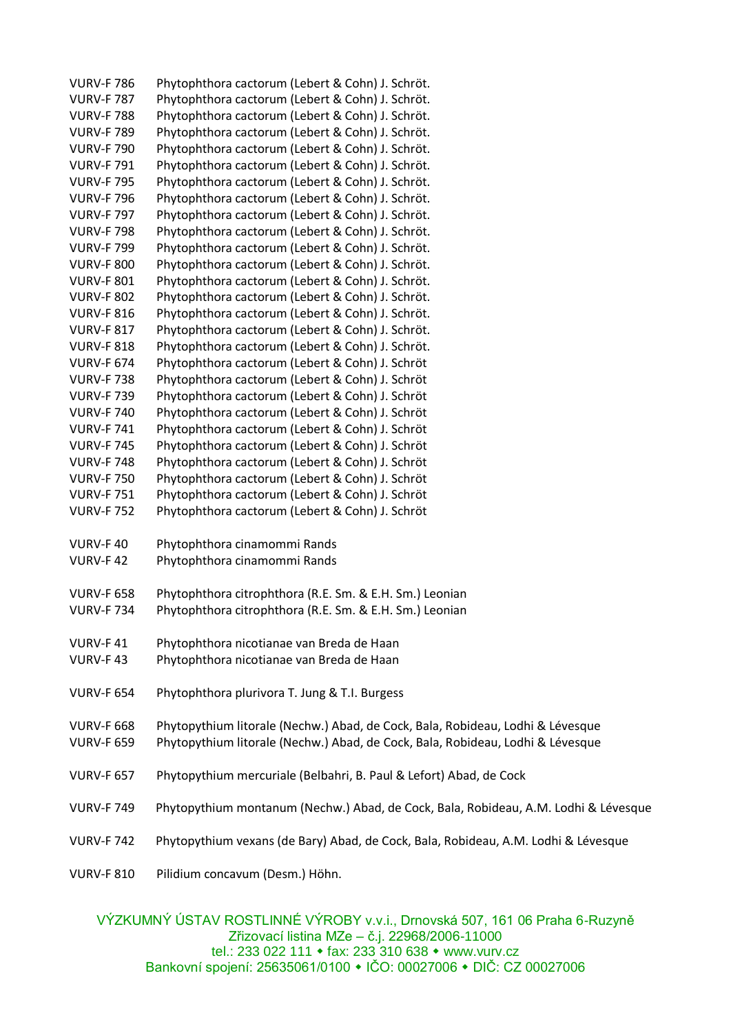VURV-F 786 Phytophthora cactorum (Lebert & Cohn) J. Schröt.
VURV-F 787 Phytophthora cactorum (Lebert & Cohn) J. Schröt.
VURV-F 788 Phytophthora cactorum (Lebert & Cohn) J. Schröt.
VURV-F 789 Phytophthora cactorum (Lebert & Cohn) J. Schröt.
VURV-F 790 Phytophthora cactorum (Lebert & Cohn) J. Schröt.
VURV-F 791 Phytophthora cactorum (Lebert & Cohn) J. Schröt.
VURV-F 795 Phytophthora cactorum (Lebert & Cohn) J. Schröt.
VURV-F 796 Phytophthora cactorum (Lebert & Cohn) J. Schröt.
VURV-F 797 Phytophthora cactorum (Lebert & Cohn) J. Schröt.
VURV-F 798 Phytophthora cactorum (Lebert & Cohn) J. Schröt.
VURV-F 799 Phytophthora cactorum (Lebert & Cohn) J. Schröt.
VURV-F 800 Phytophthora cactorum (Lebert & Cohn) J. Schröt.
VURV-F 801 Phytophthora cactorum (Lebert & Cohn) J. Schröt.
VURV-F 802 Phytophthora cactorum (Lebert & Cohn) J. Schröt.
VURV-F 816 Phytophthora cactorum (Lebert & Cohn) J. Schröt.
VURV-F 817 Phytophthora cactorum (Lebert & Cohn) J. Schröt.
VURV-F 818 Phytophthora cactorum (Lebert & Cohn) J. Schröt.
VURV-F 674 Phytophthora cactorum (Lebert & Cohn) J. Schröt
VURV-F 738 Phytophthora cactorum (Lebert & Cohn) J. Schröt
VURV-F 739 Phytophthora cactorum (Lebert & Cohn) J. Schröt
VURV-F 740 Phytophthora cactorum (Lebert & Cohn) J. Schröt
VURV-F 741 Phytophthora cactorum (Lebert & Cohn) J. Schröt
VURV-F 745 Phytophthora cactorum (Lebert & Cohn) J. Schröt
VURV-F 748 Phytophthora cactorum (Lebert & Cohn) J. Schröt
VURV-F 750 Phytophthora cactorum (Lebert & Cohn) J. Schröt
VURV-F 751 Phytophthora cactorum (Lebert & Cohn) J. Schröt
VURV-F 752 Phytophthora cactorum (Lebert & Cohn) J. Schröt

VURV-F 40 Phytophthora cinamommi Rands
VURV-F 42 Phytophthora cinamommi Rands

VURV-F 658 Phytophthora citrophthora (R.E. Sm. & E.H. Sm.) Leonian
VURV-F 734 Phytophthora citrophthora (R.E. Sm. & E.H. Sm.) Leonian

VURV-F 41 Phytophthora nicotianae van Breda de Haan
VURV-F 43 Phytophthora nicotianae van Breda de Haan

VURV-F 654 Phytophthora plurivora T. Jung & T.I. Burgess

VURV-F 668 Phytopythium litorale (Nechw.) Abad, de Cock, Bala, Robideau, Lodhi & Lévesque
VURV-F 659 Phytopythium litorale (Nechw.) Abad, de Cock, Bala, Robideau, Lodhi & Lévesque

VURV-F 657 Phytopythium mercuriale (Belbahri, B. Paul & Lefort) Abad, de Cock

VURV-F 749 Phytopythium montanum (Nechw.) Abad, de Cock, Bala, Robideau, A.M. Lodhi & Lévesque

VURV-F 742 Phytopythium vexans (de Bary) Abad, de Cock, Bala, Robideau, A.M. Lodhi & Lévesque

VURV-F 810 Pilidium concavum (Desm.) Höhn.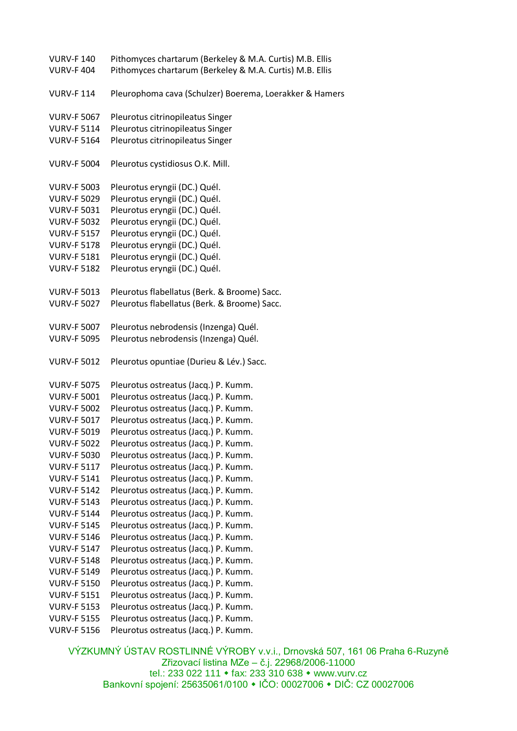VURV-F 140 Pithomyces chartarum (Berkeley & M.A. Curtis) M.B. Ellis
VURV-F 404 Pithomyces chartarum (Berkeley & M.A. Curtis) M.B. Ellis

VURV-F 114 Pleurophoma cava (Schulzer) Boerema, Loerakker & Hamers

VURV-F 5067 Pleurotus citrinopileatus Singer
VURV-F 5114 Pleurotus citrinopileatus Singer
VURV-F 5164 Pleurotus citrinopileatus Singer

VURV-F 5004 Pleurotus cystidiosus O.K. Mill.

VURV-F 5003 Pleurotus eryngii (DC.) Quél.
VURV-F 5029 Pleurotus eryngii (DC.) Quél.
VURV-F 5031 Pleurotus eryngii (DC.) Quél.
VURV-F 5032 Pleurotus eryngii (DC.) Quél.
VURV-F 5157 Pleurotus eryngii (DC.) Quél.
VURV-F 5178 Pleurotus eryngii (DC.) Quél.
VURV-F 5181 Pleurotus eryngii (DC.) Quél.
VURV-F 5182 Pleurotus eryngii (DC.) Quél.

VURV-F 5013 Pleurotus flabellatus (Berk. & Broome) Sacc.
VURV-F 5027 Pleurotus flabellatus (Berk. & Broome) Sacc.

VURV-F 5007 Pleurotus nebrodensis (Inzenga) Quél.
VURV-F 5095 Pleurotus nebrodensis (Inzenga) Quél.

VURV-F 5012 Pleurotus opuntiae (Durieu & Lév.) Sacc.

VURV-F 5075 Pleurotus ostreatus (Jacq.) P. Kumm.
VURV-F 5001 Pleurotus ostreatus (Jacq.) P. Kumm.
VURV-F 5002 Pleurotus ostreatus (Jacq.) P. Kumm.
VURV-F 5017 Pleurotus ostreatus (Jacq.) P. Kumm.
VURV-F 5019 Pleurotus ostreatus (Jacq.) P. Kumm.
VURV-F 5022 Pleurotus ostreatus (Jacq.) P. Kumm.
VURV-F 5030 Pleurotus ostreatus (Jacq.) P. Kumm.
VURV-F 5117 Pleurotus ostreatus (Jacq.) P. Kumm.
VURV-F 5141 Pleurotus ostreatus (Jacq.) P. Kumm.
VURV-F 5142 Pleurotus ostreatus (Jacq.) P. Kumm.
VURV-F 5143 Pleurotus ostreatus (Jacq.) P. Kumm.
VURV-F 5144 Pleurotus ostreatus (Jacq.) P. Kumm.
VURV-F 5145 Pleurotus ostreatus (Jacq.) P. Kumm.
VURV-F 5146 Pleurotus ostreatus (Jacq.) P. Kumm.
VURV-F 5147 Pleurotus ostreatus (Jacq.) P. Kumm.
VURV-F 5148 Pleurotus ostreatus (Jacq.) P. Kumm.
VURV-F 5149 Pleurotus ostreatus (Jacq.) P. Kumm.
VURV-F 5150 Pleurotus ostreatus (Jacq.) P. Kumm.
VURV-F 5151 Pleurotus ostreatus (Jacq.) P. Kumm.
VURV-F 5153 Pleurotus ostreatus (Jacq.) P. Kumm.
VURV-F 5155 Pleurotus ostreatus (Jacq.) P. Kumm.
VURV-F 5156 Pleurotus ostreatus (Jacq.) P. Kumm.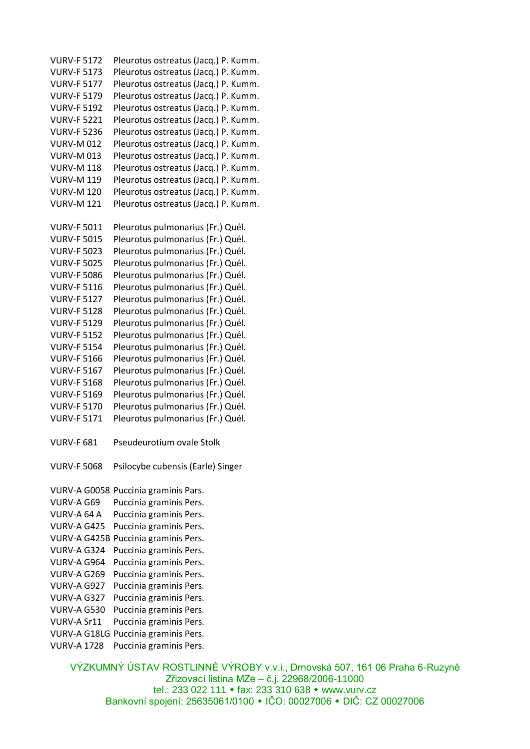VURV-F 5172 Pleurotus ostreatus (Jacq.) P. Kumm.
VURV-F 5173 Pleurotus ostreatus (Jacq.) P. Kumm.
VURV-F 5177 Pleurotus ostreatus (Jacq.) P. Kumm.
VURV-F 5179 Pleurotus ostreatus (Jacq.) P. Kumm.
VURV-F 5192 Pleurotus ostreatus (Jacq.) P. Kumm.
VURV-F 5221 Pleurotus ostreatus (Jacq.) P. Kumm.
VURV-F 5236 Pleurotus ostreatus (Jacq.) P. Kumm.
VURV-M 012 Pleurotus ostreatus (Jacq.) P. Kumm.
VURV-M 013 Pleurotus ostreatus (Jacq.) P. Kumm.
VURV-M 118 Pleurotus ostreatus (Jacq.) P. Kumm.
VURV-M 119 Pleurotus ostreatus (Jacq.) P. Kumm.
VURV-M 120 Pleurotus ostreatus (Jacq.) P. Kumm.
VURV-M 121 Pleurotus ostreatus (Jacq.) P. Kumm.

VURV-F 5011 Pleurotus pulmonarius (Fr.) Quél.
VURV-F 5015 Pleurotus pulmonarius (Fr.) Quél.
VURV-F 5023 Pleurotus pulmonarius (Fr.) Quél.
VURV-F 5025 Pleurotus pulmonarius (Fr.) Quél.
VURV-F 5086 Pleurotus pulmonarius (Fr.) Quél.
VURV-F 5116 Pleurotus pulmonarius (Fr.) Quél.
VURV-F 5127 Pleurotus pulmonarius (Fr.) Quél.
VURV-F 5128 Pleurotus pulmonarius (Fr.) Quél.
VURV-F 5129 Pleurotus pulmonarius (Fr.) Quél.
VURV-F 5152 Pleurotus pulmonarius (Fr.) Quél.
VURV-F 5154 Pleurotus pulmonarius (Fr.) Quél.
VURV-F 5166 Pleurotus pulmonarius (Fr.) Quél.
VURV-F 5167 Pleurotus pulmonarius (Fr.) Quél.
VURV-F 5168 Pleurotus pulmonarius (Fr.) Quél.
VURV-F 5169 Pleurotus pulmonarius (Fr.) Quél.
VURV-F 5170 Pleurotus pulmonarius (Fr.) Quél.
VURV-F 5171 Pleurotus pulmonarius (Fr.) Quél.

VURV-F 681 Pseudeurotium ovale Stolk

VURV-F 5068 Psilocybe cubensis (Earle) Singer

VURV-A G0058 Puccinia graminis Pars.
VURV-A G69 Puccinia graminis Pers.
VURV-A 64 A Puccinia graminis Pers.
VURV-A G425 Puccinia graminis Pers.
VURV-A G425B Puccinia graminis Pers.
VURV-A G324 Puccinia graminis Pers.
VURV-A G964 Puccinia graminis Pers.
VURV-A G269 Puccinia graminis Pers.
VURV-A G927 Puccinia graminis Pers.
VURV-A G327 Puccinia graminis Pers.
VURV-A G530 Puccinia graminis Pers.
VURV-A Sr11 Puccinia graminis Pers.
VURV-A G18LG Puccinia graminis Pers.
VURV-A 1728 Puccinia graminis Pers.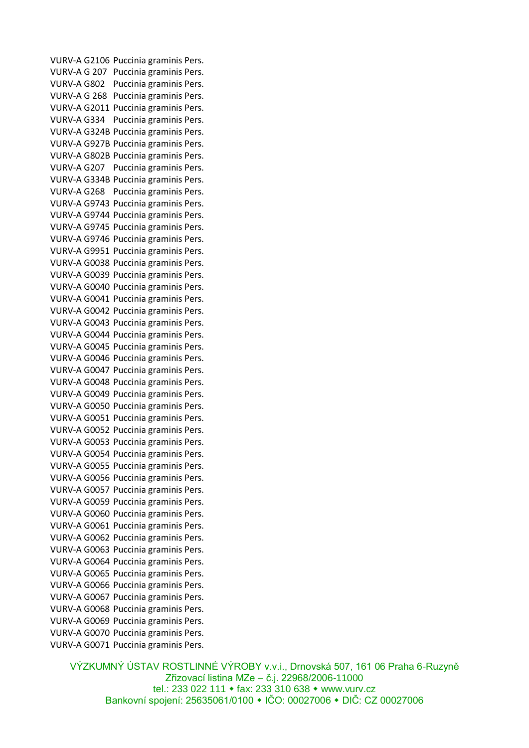VURV-A G2106 Puccinia graminis Pers.
VURV-A G 207 Puccinia graminis Pers.
VURV-A G802 Puccinia graminis Pers.
VURV-A G 268 Puccinia graminis Pers.
VURV-A G2011 Puccinia graminis Pers.
VURV-A G334 Puccinia graminis Pers.
VURV-A G324B Puccinia graminis Pers.
VURV-A G927B Puccinia graminis Pers.
VURV-A G802B Puccinia graminis Pers.
VURV-A G207 Puccinia graminis Pers.
VURV-A G334B Puccinia graminis Pers.
VURV-A G268 Puccinia graminis Pers.
VURV-A G9743 Puccinia graminis Pers.
VURV-A G9744 Puccinia graminis Pers.
VURV-A G9745 Puccinia graminis Pers.
VURV-A G9746 Puccinia graminis Pers.
VURV-A G9951 Puccinia graminis Pers.
VURV-A G0038 Puccinia graminis Pers.
VURV-A G0039 Puccinia graminis Pers.
VURV-A G0040 Puccinia graminis Pers.
VURV-A G0041 Puccinia graminis Pers.
VURV-A G0042 Puccinia graminis Pers.
VURV-A G0043 Puccinia graminis Pers.
VURV-A G0044 Puccinia graminis Pers.
VURV-A G0045 Puccinia graminis Pers.
VURV-A G0046 Puccinia graminis Pers.
VURV-A G0047 Puccinia graminis Pers.
VURV-A G0048 Puccinia graminis Pers.
VURV-A G0049 Puccinia graminis Pers.
VURV-A G0050 Puccinia graminis Pers.
VURV-A G0051 Puccinia graminis Pers.
VURV-A G0052 Puccinia graminis Pers.
VURV-A G0053 Puccinia graminis Pers.
VURV-A G0054 Puccinia graminis Pers.
VURV-A G0055 Puccinia graminis Pers.
VURV-A G0056 Puccinia graminis Pers.
VURV-A G0057 Puccinia graminis Pers.
VURV-A G0059 Puccinia graminis Pers.
VURV-A G0060 Puccinia graminis Pers.
VURV-A G0061 Puccinia graminis Pers.
VURV-A G0062 Puccinia graminis Pers.
VURV-A G0063 Puccinia graminis Pers.
VURV-A G0064 Puccinia graminis Pers.
VURV-A G0065 Puccinia graminis Pers.
VURV-A G0066 Puccinia graminis Pers.
VURV-A G0067 Puccinia graminis Pers.
VURV-A G0068 Puccinia graminis Pers.
VURV-A G0069 Puccinia graminis Pers.
VURV-A G0070 Puccinia graminis Pers.
VURV-A G0071 Puccinia graminis Pers.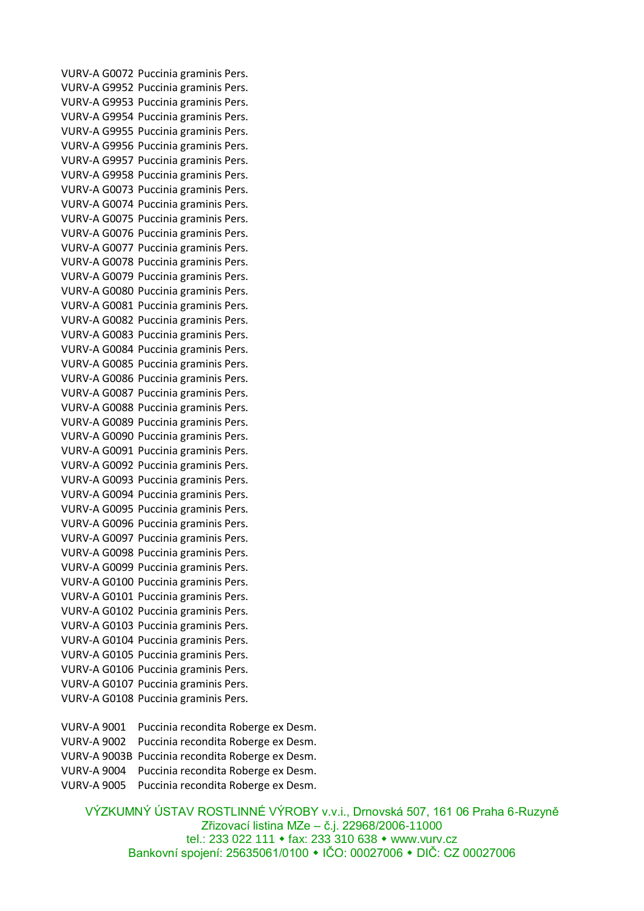VURV-A G0072 Puccinia graminis Pers.
VURV-A G9952 Puccinia graminis Pers.
VURV-A G9953 Puccinia graminis Pers.
VURV-A G9954 Puccinia graminis Pers.
VURV-A G9955 Puccinia graminis Pers.
VURV-A G9956 Puccinia graminis Pers.
VURV-A G9957 Puccinia graminis Pers.
VURV-A G9958 Puccinia graminis Pers.
VURV-A G0073 Puccinia graminis Pers.
VURV-A G0074 Puccinia graminis Pers.
VURV-A G0075 Puccinia graminis Pers.
VURV-A G0076 Puccinia graminis Pers.
VURV-A G0077 Puccinia graminis Pers.
VURV-A G0078 Puccinia graminis Pers.
VURV-A G0079 Puccinia graminis Pers.
VURV-A G0080 Puccinia graminis Pers.
VURV-A G0081 Puccinia graminis Pers.
VURV-A G0082 Puccinia graminis Pers.
VURV-A G0083 Puccinia graminis Pers.
VURV-A G0084 Puccinia graminis Pers.
VURV-A G0085 Puccinia graminis Pers.
VURV-A G0086 Puccinia graminis Pers.
VURV-A G0087 Puccinia graminis Pers.
VURV-A G0088 Puccinia graminis Pers.
VURV-A G0089 Puccinia graminis Pers.
VURV-A G0090 Puccinia graminis Pers.
VURV-A G0091 Puccinia graminis Pers.
VURV-A G0092 Puccinia graminis Pers.
VURV-A G0093 Puccinia graminis Pers.
VURV-A G0094 Puccinia graminis Pers.
VURV-A G0095 Puccinia graminis Pers.
VURV-A G0096 Puccinia graminis Pers.
VURV-A G0097 Puccinia graminis Pers.
VURV-A G0098 Puccinia graminis Pers.
VURV-A G0099 Puccinia graminis Pers.
VURV-A G0100 Puccinia graminis Pers.
VURV-A G0101 Puccinia graminis Pers.
VURV-A G0102 Puccinia graminis Pers.
VURV-A G0103 Puccinia graminis Pers.
VURV-A G0104 Puccinia graminis Pers.
VURV-A G0105 Puccinia graminis Pers.
VURV-A G0106 Puccinia graminis Pers.
VURV-A G0107 Puccinia graminis Pers.
VURV-A G0108 Puccinia graminis Pers.

VURV-A 9001 Puccinia recondita Roberge ex Desm.
VURV-A 9002 Puccinia recondita Roberge ex Desm.
VURV-A 9003B Puccinia recondita Roberge ex Desm.
VURV-A 9004 Puccinia recondita Roberge ex Desm.
VURV-A 9005 Puccinia recondita Roberge ex Desm.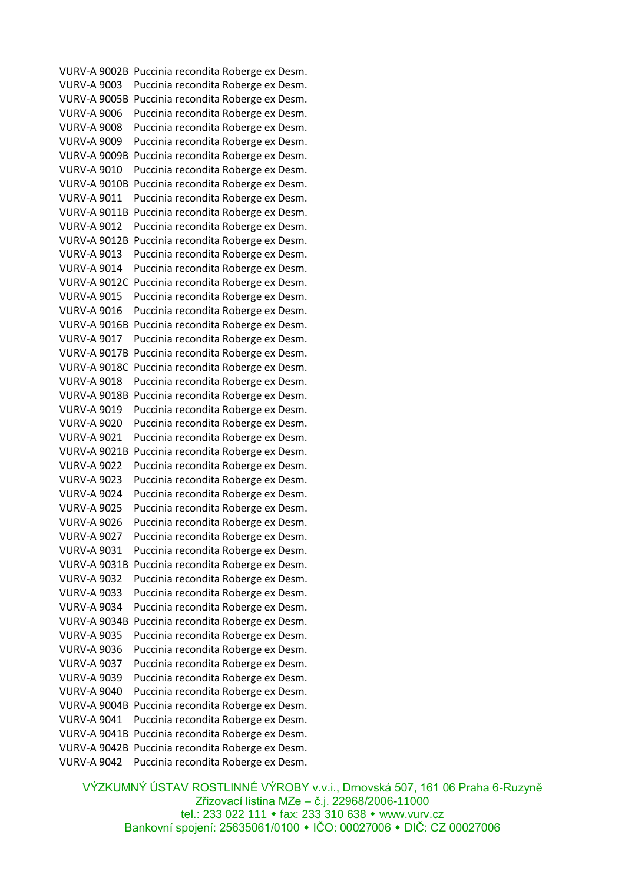VURV-A 9002B Puccinia recondita Roberge ex Desm.
VURV-A 9003 Puccinia recondita Roberge ex Desm.
VURV-A 9005B Puccinia recondita Roberge ex Desm.
VURV-A 9006 Puccinia recondita Roberge ex Desm.
VURV-A 9008 Puccinia recondita Roberge ex Desm.
VURV-A 9009 Puccinia recondita Roberge ex Desm.
VURV-A 9009B Puccinia recondita Roberge ex Desm.
VURV-A 9010 Puccinia recondita Roberge ex Desm.
VURV-A 9010B Puccinia recondita Roberge ex Desm.
VURV-A 9011 Puccinia recondita Roberge ex Desm.
VURV-A 9011B Puccinia recondita Roberge ex Desm.
VURV-A 9012 Puccinia recondita Roberge ex Desm.
VURV-A 9012B Puccinia recondita Roberge ex Desm.
VURV-A 9013 Puccinia recondita Roberge ex Desm.
VURV-A 9014 Puccinia recondita Roberge ex Desm.
VURV-A 9012C Puccinia recondita Roberge ex Desm.
VURV-A 9015 Puccinia recondita Roberge ex Desm.
VURV-A 9016 Puccinia recondita Roberge ex Desm.
VURV-A 9016B Puccinia recondita Roberge ex Desm.
VURV-A 9017 Puccinia recondita Roberge ex Desm.
VURV-A 9017B Puccinia recondita Roberge ex Desm.
VURV-A 9018C Puccinia recondita Roberge ex Desm.
VURV-A 9018 Puccinia recondita Roberge ex Desm.
VURV-A 9018B Puccinia recondita Roberge ex Desm.
VURV-A 9019 Puccinia recondita Roberge ex Desm.
VURV-A 9020 Puccinia recondita Roberge ex Desm.
VURV-A 9021 Puccinia recondita Roberge ex Desm.
VURV-A 9021B Puccinia recondita Roberge ex Desm.
VURV-A 9022 Puccinia recondita Roberge ex Desm.
VURV-A 9023 Puccinia recondita Roberge ex Desm.
VURV-A 9024 Puccinia recondita Roberge ex Desm.
VURV-A 9025 Puccinia recondita Roberge ex Desm.
VURV-A 9026 Puccinia recondita Roberge ex Desm.
VURV-A 9027 Puccinia recondita Roberge ex Desm.
VURV-A 9031 Puccinia recondita Roberge ex Desm.
VURV-A 9031B Puccinia recondita Roberge ex Desm.
VURV-A 9032 Puccinia recondita Roberge ex Desm.
VURV-A 9033 Puccinia recondita Roberge ex Desm.
VURV-A 9034 Puccinia recondita Roberge ex Desm.
VURV-A 9034B Puccinia recondita Roberge ex Desm.
VURV-A 9035 Puccinia recondita Roberge ex Desm.
VURV-A 9036 Puccinia recondita Roberge ex Desm.
VURV-A 9037 Puccinia recondita Roberge ex Desm.
VURV-A 9039 Puccinia recondita Roberge ex Desm.
VURV-A 9040 Puccinia recondita Roberge ex Desm.
VURV-A 9004B Puccinia recondita Roberge ex Desm.
VURV-A 9041 Puccinia recondita Roberge ex Desm.
VURV-A 9041B Puccinia recondita Roberge ex Desm.
VURV-A 9042B Puccinia recondita Roberge ex Desm.
VURV-A 9042 Puccinia recondita Roberge ex Desm.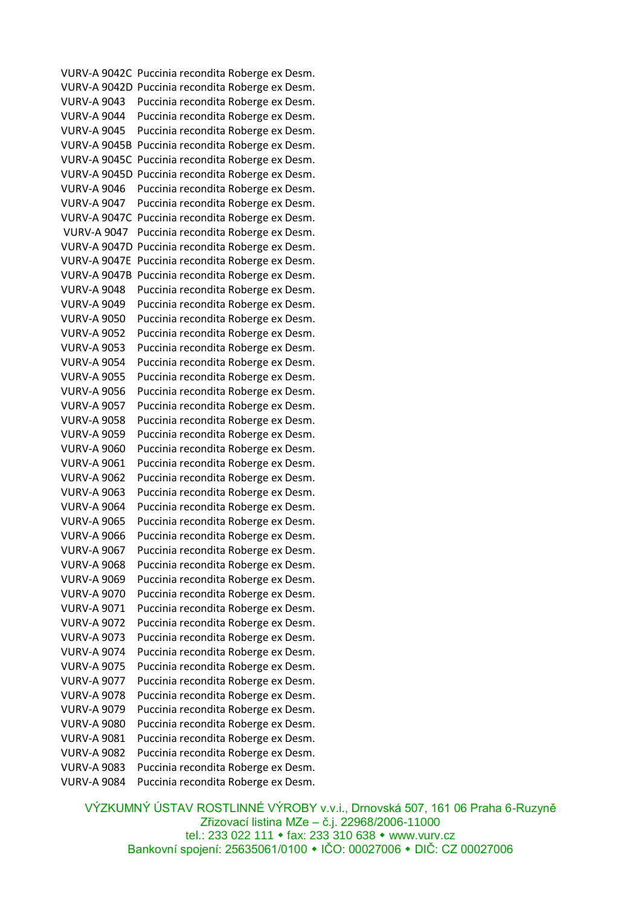VURV-A 9042C Puccinia recondita Roberge ex Desm.
VURV-A 9042D Puccinia recondita Roberge ex Desm.
VURV-A 9043 Puccinia recondita Roberge ex Desm.
VURV-A 9044 Puccinia recondita Roberge ex Desm.
VURV-A 9045 Puccinia recondita Roberge ex Desm.
VURV-A 9045B Puccinia recondita Roberge ex Desm.
VURV-A 9045C Puccinia recondita Roberge ex Desm.
VURV-A 9045D Puccinia recondita Roberge ex Desm.
VURV-A 9046 Puccinia recondita Roberge ex Desm.
VURV-A 9047 Puccinia recondita Roberge ex Desm.
VURV-A 9047C Puccinia recondita Roberge ex Desm.
VURV-A 9047 Puccinia recondita Roberge ex Desm.
VURV-A 9047D Puccinia recondita Roberge ex Desm.
VURV-A 9047E Puccinia recondita Roberge ex Desm.
VURV-A 9047B Puccinia recondita Roberge ex Desm.
VURV-A 9048 Puccinia recondita Roberge ex Desm.
VURV-A 9049 Puccinia recondita Roberge ex Desm.
VURV-A 9050 Puccinia recondita Roberge ex Desm.
VURV-A 9052 Puccinia recondita Roberge ex Desm.
VURV-A 9053 Puccinia recondita Roberge ex Desm.
VURV-A 9054 Puccinia recondita Roberge ex Desm.
VURV-A 9055 Puccinia recondita Roberge ex Desm.
VURV-A 9056 Puccinia recondita Roberge ex Desm.
VURV-A 9057 Puccinia recondita Roberge ex Desm.
VURV-A 9058 Puccinia recondita Roberge ex Desm.
VURV-A 9059 Puccinia recondita Roberge ex Desm.
VURV-A 9060 Puccinia recondita Roberge ex Desm.
VURV-A 9061 Puccinia recondita Roberge ex Desm.
VURV-A 9062 Puccinia recondita Roberge ex Desm.
VURV-A 9063 Puccinia recondita Roberge ex Desm.
VURV-A 9064 Puccinia recondita Roberge ex Desm.
VURV-A 9065 Puccinia recondita Roberge ex Desm.
VURV-A 9066 Puccinia recondita Roberge ex Desm.
VURV-A 9067 Puccinia recondita Roberge ex Desm.
VURV-A 9068 Puccinia recondita Roberge ex Desm.
VURV-A 9069 Puccinia recondita Roberge ex Desm.
VURV-A 9070 Puccinia recondita Roberge ex Desm.
VURV-A 9071 Puccinia recondita Roberge ex Desm.
VURV-A 9072 Puccinia recondita Roberge ex Desm.
VURV-A 9073 Puccinia recondita Roberge ex Desm.
VURV-A 9074 Puccinia recondita Roberge ex Desm.
VURV-A 9075 Puccinia recondita Roberge ex Desm.
VURV-A 9077 Puccinia recondita Roberge ex Desm.
VURV-A 9078 Puccinia recondita Roberge ex Desm.
VURV-A 9079 Puccinia recondita Roberge ex Desm.
VURV-A 9080 Puccinia recondita Roberge ex Desm.
VURV-A 9081 Puccinia recondita Roberge ex Desm.
VURV-A 9082 Puccinia recondita Roberge ex Desm.
VURV-A 9083 Puccinia recondita Roberge ex Desm.
VURV-A 9084 Puccinia recondita Roberge ex Desm.

VÝZKUMNÝ ÚSTAV ROSTLINNÉ VÝROBY v.v.i., Drnovská 507, 161 06 Praha 6-Ruzyně
Zřizovací listina MZe – č.j. 22968/2006-11000
tel.: 233 022 111 • fax: 233 310 638 • www.vurv.cz
Bankovní spojení: 25635061/0100 • IČO: 00027006 • DIČ: CZ 00027006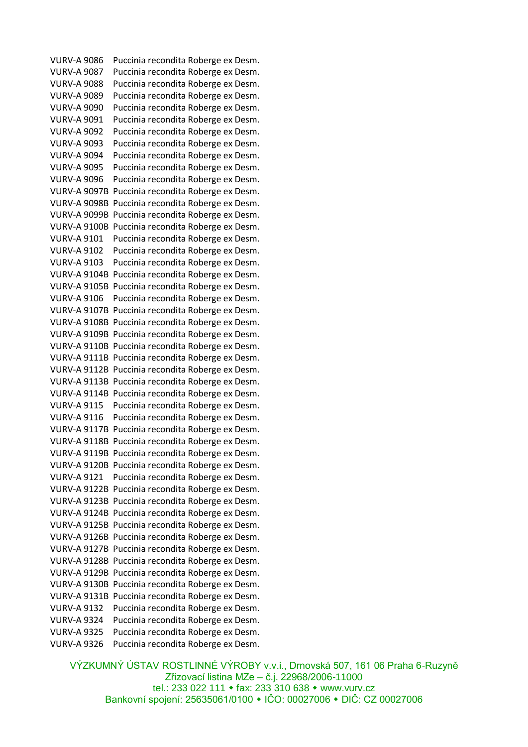VURV-A 9086 Puccinia recondita Roberge ex Desm.
VURV-A 9087 Puccinia recondita Roberge ex Desm.
VURV-A 9088 Puccinia recondita Roberge ex Desm.
VURV-A 9089 Puccinia recondita Roberge ex Desm.
VURV-A 9090 Puccinia recondita Roberge ex Desm.
VURV-A 9091 Puccinia recondita Roberge ex Desm.
VURV-A 9092 Puccinia recondita Roberge ex Desm.
VURV-A 9093 Puccinia recondita Roberge ex Desm.
VURV-A 9094 Puccinia recondita Roberge ex Desm.
VURV-A 9095 Puccinia recondita Roberge ex Desm.
VURV-A 9096 Puccinia recondita Roberge ex Desm.
VURV-A 9097B Puccinia recondita Roberge ex Desm.
VURV-A 9098B Puccinia recondita Roberge ex Desm.
VURV-A 9099B Puccinia recondita Roberge ex Desm.
VURV-A 9100B Puccinia recondita Roberge ex Desm.
VURV-A 9101 Puccinia recondita Roberge ex Desm.
VURV-A 9102 Puccinia recondita Roberge ex Desm.
VURV-A 9103 Puccinia recondita Roberge ex Desm.
VURV-A 9104B Puccinia recondita Roberge ex Desm.
VURV-A 9105B Puccinia recondita Roberge ex Desm.
VURV-A 9106 Puccinia recondita Roberge ex Desm.
VURV-A 9107B Puccinia recondita Roberge ex Desm.
VURV-A 9108B Puccinia recondita Roberge ex Desm.
VURV-A 9109B Puccinia recondita Roberge ex Desm.
VURV-A 9110B Puccinia recondita Roberge ex Desm.
VURV-A 9111B Puccinia recondita Roberge ex Desm.
VURV-A 9112B Puccinia recondita Roberge ex Desm.
VURV-A 9113B Puccinia recondita Roberge ex Desm.
VURV-A 9114B Puccinia recondita Roberge ex Desm.
VURV-A 9115 Puccinia recondita Roberge ex Desm.
VURV-A 9116 Puccinia recondita Roberge ex Desm.
VURV-A 9117B Puccinia recondita Roberge ex Desm.
VURV-A 9118B Puccinia recondita Roberge ex Desm.
VURV-A 9119B Puccinia recondita Roberge ex Desm.
VURV-A 9120B Puccinia recondita Roberge ex Desm.
VURV-A 9121 Puccinia recondita Roberge ex Desm.
VURV-A 9122B Puccinia recondita Roberge ex Desm.
VURV-A 9123B Puccinia recondita Roberge ex Desm.
VURV-A 9124B Puccinia recondita Roberge ex Desm.
VURV-A 9125B Puccinia recondita Roberge ex Desm.
VURV-A 9126B Puccinia recondita Roberge ex Desm.
VURV-A 9127B Puccinia recondita Roberge ex Desm.
VURV-A 9128B Puccinia recondita Roberge ex Desm.
VURV-A 9129B Puccinia recondita Roberge ex Desm.
VURV-A 9130B Puccinia recondita Roberge ex Desm.
VURV-A 9131B Puccinia recondita Roberge ex Desm.
VURV-A 9132 Puccinia recondita Roberge ex Desm.
VURV-A 9324 Puccinia recondita Roberge ex Desm.
VURV-A 9325 Puccinia recondita Roberge ex Desm.
VURV-A 9326 Puccinia recondita Roberge ex Desm.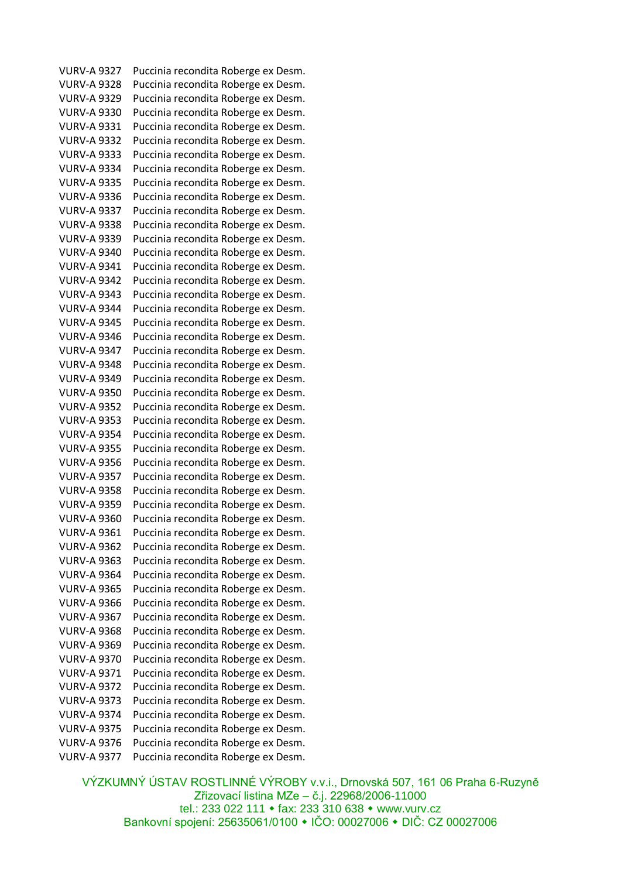VURV-A 9327 Puccinia recondita Roberge ex Desm.
VURV-A 9328 Puccinia recondita Roberge ex Desm.
VURV-A 9329 Puccinia recondita Roberge ex Desm.
VURV-A 9330 Puccinia recondita Roberge ex Desm.
VURV-A 9331 Puccinia recondita Roberge ex Desm.
VURV-A 9332 Puccinia recondita Roberge ex Desm.
VURV-A 9333 Puccinia recondita Roberge ex Desm.
VURV-A 9334 Puccinia recondita Roberge ex Desm.
VURV-A 9335 Puccinia recondita Roberge ex Desm.
VURV-A 9336 Puccinia recondita Roberge ex Desm.
VURV-A 9337 Puccinia recondita Roberge ex Desm.
VURV-A 9338 Puccinia recondita Roberge ex Desm.
VURV-A 9339 Puccinia recondita Roberge ex Desm.
VURV-A 9340 Puccinia recondita Roberge ex Desm.
VURV-A 9341 Puccinia recondita Roberge ex Desm.
VURV-A 9342 Puccinia recondita Roberge ex Desm.
VURV-A 9343 Puccinia recondita Roberge ex Desm.
VURV-A 9344 Puccinia recondita Roberge ex Desm.
VURV-A 9345 Puccinia recondita Roberge ex Desm.
VURV-A 9346 Puccinia recondita Roberge ex Desm.
VURV-A 9347 Puccinia recondita Roberge ex Desm.
VURV-A 9348 Puccinia recondita Roberge ex Desm.
VURV-A 9349 Puccinia recondita Roberge ex Desm.
VURV-A 9350 Puccinia recondita Roberge ex Desm.
VURV-A 9352 Puccinia recondita Roberge ex Desm.
VURV-A 9353 Puccinia recondita Roberge ex Desm.
VURV-A 9354 Puccinia recondita Roberge ex Desm.
VURV-A 9355 Puccinia recondita Roberge ex Desm.
VURV-A 9356 Puccinia recondita Roberge ex Desm.
VURV-A 9357 Puccinia recondita Roberge ex Desm.
VURV-A 9358 Puccinia recondita Roberge ex Desm.
VURV-A 9359 Puccinia recondita Roberge ex Desm.
VURV-A 9360 Puccinia recondita Roberge ex Desm.
VURV-A 9361 Puccinia recondita Roberge ex Desm.
VURV-A 9362 Puccinia recondita Roberge ex Desm.
VURV-A 9363 Puccinia recondita Roberge ex Desm.
VURV-A 9364 Puccinia recondita Roberge ex Desm.
VURV-A 9365 Puccinia recondita Roberge ex Desm.
VURV-A 9366 Puccinia recondita Roberge ex Desm.
VURV-A 9367 Puccinia recondita Roberge ex Desm.
VURV-A 9368 Puccinia recondita Roberge ex Desm.
VURV-A 9369 Puccinia recondita Roberge ex Desm.
VURV-A 9370 Puccinia recondita Roberge ex Desm.
VURV-A 9371 Puccinia recondita Roberge ex Desm.
VURV-A 9372 Puccinia recondita Roberge ex Desm.
VURV-A 9373 Puccinia recondita Roberge ex Desm.
VURV-A 9374 Puccinia recondita Roberge ex Desm.
VURV-A 9375 Puccinia recondita Roberge ex Desm.
VURV-A 9376 Puccinia recondita Roberge ex Desm.
VURV-A 9377 Puccinia recondita Roberge ex Desm.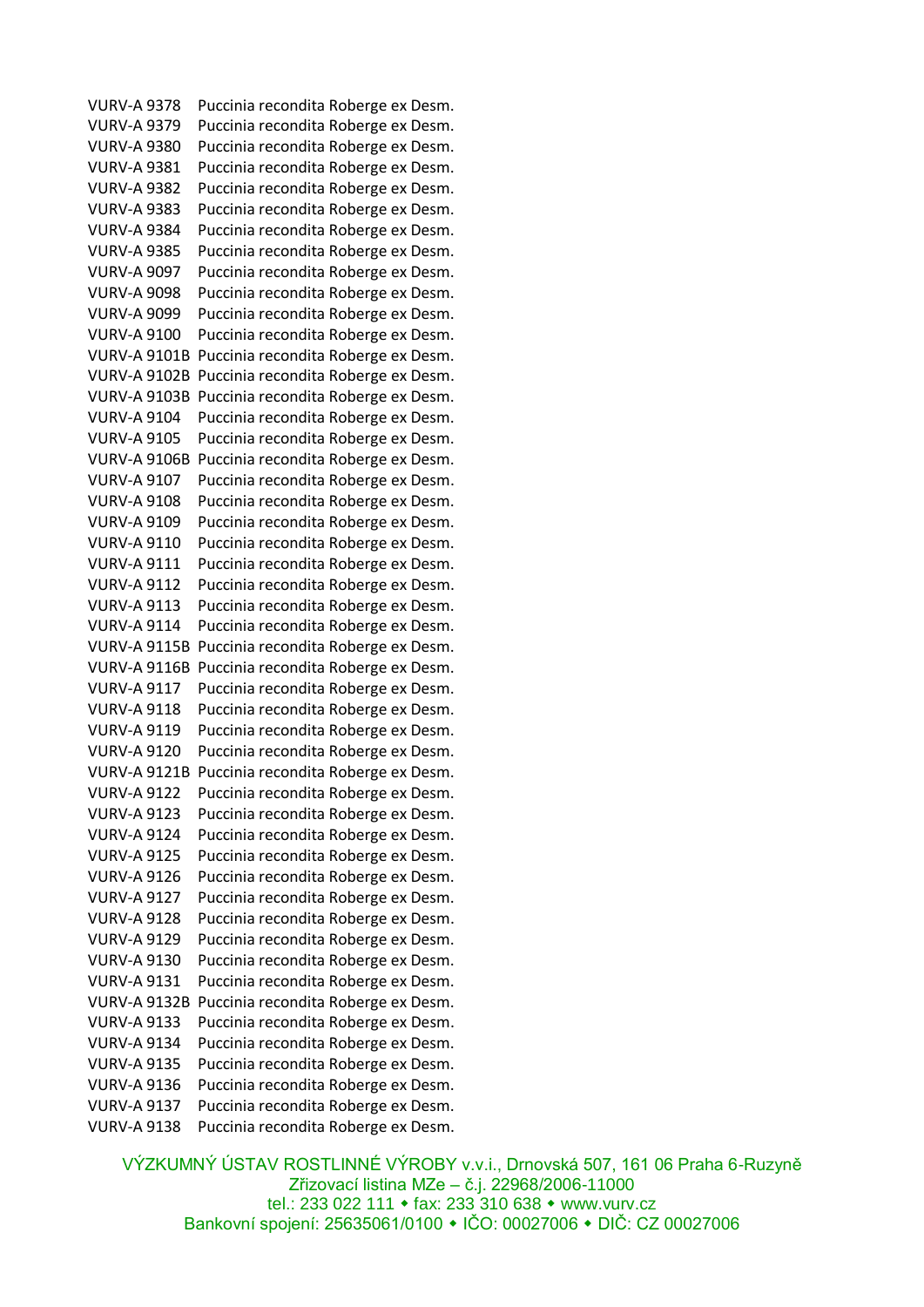VURV-A 9378 Puccinia recondita Roberge ex Desm.
VURV-A 9379 Puccinia recondita Roberge ex Desm.
VURV-A 9380 Puccinia recondita Roberge ex Desm.
VURV-A 9381 Puccinia recondita Roberge ex Desm.
VURV-A 9382 Puccinia recondita Roberge ex Desm.
VURV-A 9383 Puccinia recondita Roberge ex Desm.
VURV-A 9384 Puccinia recondita Roberge ex Desm.
VURV-A 9385 Puccinia recondita Roberge ex Desm.
VURV-A 9097 Puccinia recondita Roberge ex Desm.
VURV-A 9098 Puccinia recondita Roberge ex Desm.
VURV-A 9099 Puccinia recondita Roberge ex Desm.
VURV-A 9100 Puccinia recondita Roberge ex Desm.
VURV-A 9101B Puccinia recondita Roberge ex Desm.
VURV-A 9102B Puccinia recondita Roberge ex Desm.
VURV-A 9103B Puccinia recondita Roberge ex Desm.
VURV-A 9104 Puccinia recondita Roberge ex Desm.
VURV-A 9105 Puccinia recondita Roberge ex Desm.
VURV-A 9106B Puccinia recondita Roberge ex Desm.
VURV-A 9107 Puccinia recondita Roberge ex Desm.
VURV-A 9108 Puccinia recondita Roberge ex Desm.
VURV-A 9109 Puccinia recondita Roberge ex Desm.
VURV-A 9110 Puccinia recondita Roberge ex Desm.
VURV-A 9111 Puccinia recondita Roberge ex Desm.
VURV-A 9112 Puccinia recondita Roberge ex Desm.
VURV-A 9113 Puccinia recondita Roberge ex Desm.
VURV-A 9114 Puccinia recondita Roberge ex Desm.
VURV-A 9115B Puccinia recondita Roberge ex Desm.
VURV-A 9116B Puccinia recondita Roberge ex Desm.
VURV-A 9117 Puccinia recondita Roberge ex Desm.
VURV-A 9118 Puccinia recondita Roberge ex Desm.
VURV-A 9119 Puccinia recondita Roberge ex Desm.
VURV-A 9120 Puccinia recondita Roberge ex Desm.
VURV-A 9121B Puccinia recondita Roberge ex Desm.
VURV-A 9122 Puccinia recondita Roberge ex Desm.
VURV-A 9123 Puccinia recondita Roberge ex Desm.
VURV-A 9124 Puccinia recondita Roberge ex Desm.
VURV-A 9125 Puccinia recondita Roberge ex Desm.
VURV-A 9126 Puccinia recondita Roberge ex Desm.
VURV-A 9127 Puccinia recondita Roberge ex Desm.
VURV-A 9128 Puccinia recondita Roberge ex Desm.
VURV-A 9129 Puccinia recondita Roberge ex Desm.
VURV-A 9130 Puccinia recondita Roberge ex Desm.
VURV-A 9131 Puccinia recondita Roberge ex Desm.
VURV-A 9132B Puccinia recondita Roberge ex Desm.
VURV-A 9133 Puccinia recondita Roberge ex Desm.
VURV-A 9134 Puccinia recondita Roberge ex Desm.
VURV-A 9135 Puccinia recondita Roberge ex Desm.
VURV-A 9136 Puccinia recondita Roberge ex Desm.
VURV-A 9137 Puccinia recondita Roberge ex Desm.
VURV-A 9138 Puccinia recondita Roberge ex Desm.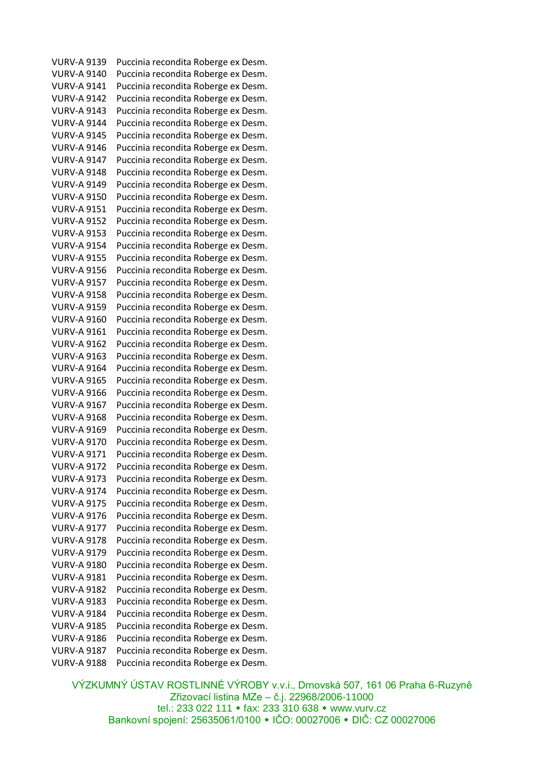VURV-A 9139 Puccinia recondita Roberge ex Desm.
VURV-A 9140 Puccinia recondita Roberge ex Desm.
VURV-A 9141 Puccinia recondita Roberge ex Desm.
VURV-A 9142 Puccinia recondita Roberge ex Desm.
VURV-A 9143 Puccinia recondita Roberge ex Desm.
VURV-A 9144 Puccinia recondita Roberge ex Desm.
VURV-A 9145 Puccinia recondita Roberge ex Desm.
VURV-A 9146 Puccinia recondita Roberge ex Desm.
VURV-A 9147 Puccinia recondita Roberge ex Desm.
VURV-A 9148 Puccinia recondita Roberge ex Desm.
VURV-A 9149 Puccinia recondita Roberge ex Desm.
VURV-A 9150 Puccinia recondita Roberge ex Desm.
VURV-A 9151 Puccinia recondita Roberge ex Desm.
VURV-A 9152 Puccinia recondita Roberge ex Desm.
VURV-A 9153 Puccinia recondita Roberge ex Desm.
VURV-A 9154 Puccinia recondita Roberge ex Desm.
VURV-A 9155 Puccinia recondita Roberge ex Desm.
VURV-A 9156 Puccinia recondita Roberge ex Desm.
VURV-A 9157 Puccinia recondita Roberge ex Desm.
VURV-A 9158 Puccinia recondita Roberge ex Desm.
VURV-A 9159 Puccinia recondita Roberge ex Desm.
VURV-A 9160 Puccinia recondita Roberge ex Desm.
VURV-A 9161 Puccinia recondita Roberge ex Desm.
VURV-A 9162 Puccinia recondita Roberge ex Desm.
VURV-A 9163 Puccinia recondita Roberge ex Desm.
VURV-A 9164 Puccinia recondita Roberge ex Desm.
VURV-A 9165 Puccinia recondita Roberge ex Desm.
VURV-A 9166 Puccinia recondita Roberge ex Desm.
VURV-A 9167 Puccinia recondita Roberge ex Desm.
VURV-A 9168 Puccinia recondita Roberge ex Desm.
VURV-A 9169 Puccinia recondita Roberge ex Desm.
VURV-A 9170 Puccinia recondita Roberge ex Desm.
VURV-A 9171 Puccinia recondita Roberge ex Desm.
VURV-A 9172 Puccinia recondita Roberge ex Desm.
VURV-A 9173 Puccinia recondita Roberge ex Desm.
VURV-A 9174 Puccinia recondita Roberge ex Desm.
VURV-A 9175 Puccinia recondita Roberge ex Desm.
VURV-A 9176 Puccinia recondita Roberge ex Desm.
VURV-A 9177 Puccinia recondita Roberge ex Desm.
VURV-A 9178 Puccinia recondita Roberge ex Desm.
VURV-A 9179 Puccinia recondita Roberge ex Desm.
VURV-A 9180 Puccinia recondita Roberge ex Desm.
VURV-A 9181 Puccinia recondita Roberge ex Desm.
VURV-A 9182 Puccinia recondita Roberge ex Desm.
VURV-A 9183 Puccinia recondita Roberge ex Desm.
VURV-A 9184 Puccinia recondita Roberge ex Desm.
VURV-A 9185 Puccinia recondita Roberge ex Desm.
VURV-A 9186 Puccinia recondita Roberge ex Desm.
VURV-A 9187 Puccinia recondita Roberge ex Desm.
VURV-A 9188 Puccinia recondita Roberge ex Desm.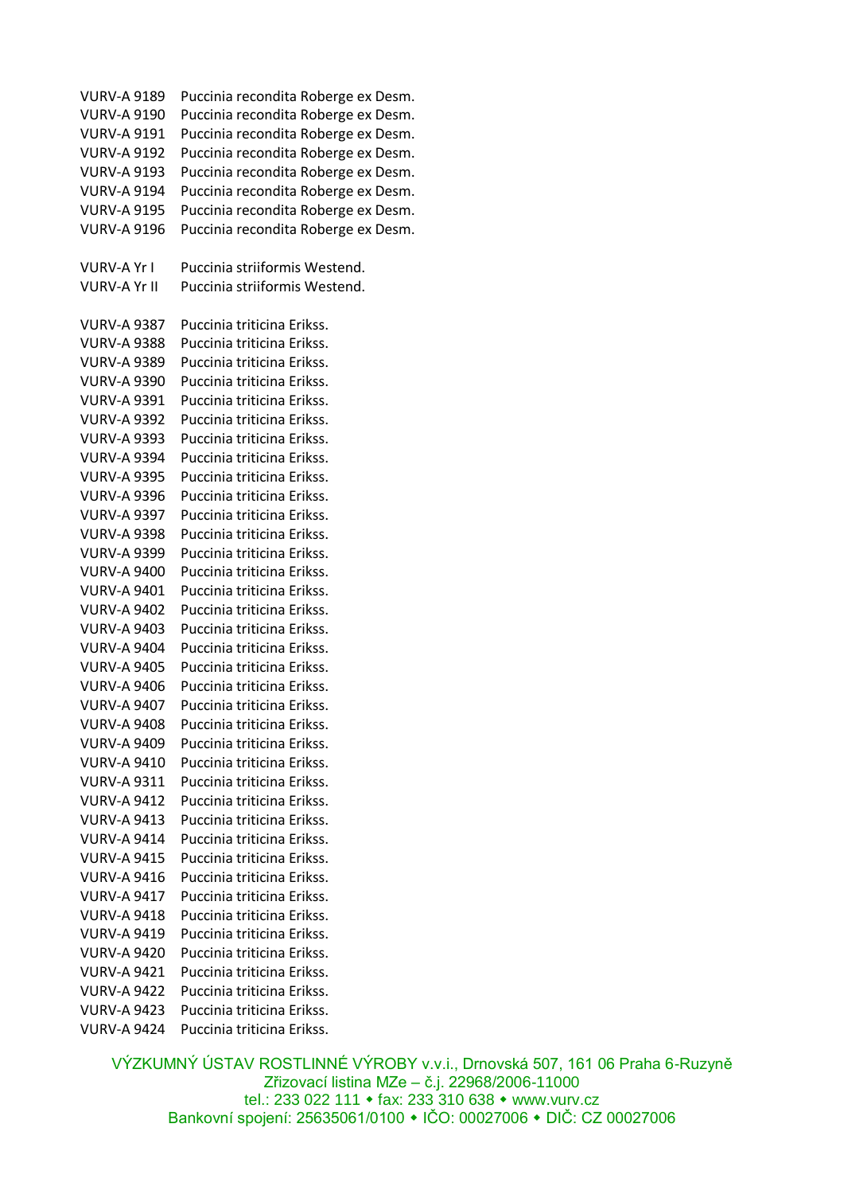VURV-A 9189 Puccinia recondita Roberge ex Desm.
VURV-A 9190 Puccinia recondita Roberge ex Desm.
VURV-A 9191 Puccinia recondita Roberge ex Desm.
VURV-A 9192 Puccinia recondita Roberge ex Desm.
VURV-A 9193 Puccinia recondita Roberge ex Desm.
VURV-A 9194 Puccinia recondita Roberge ex Desm.
VURV-A 9195 Puccinia recondita Roberge ex Desm.
VURV-A 9196 Puccinia recondita Roberge ex Desm.

VURV-A Yr I Puccinia striiformis Westend.
VURV-A Yr II Puccinia striiformis Westend.

VURV-A 9387 Puccinia triticina Erikss.
VURV-A 9388 Puccinia triticina Erikss.
VURV-A 9389 Puccinia triticina Erikss.
VURV-A 9390 Puccinia triticina Erikss.
VURV-A 9391 Puccinia triticina Erikss.
VURV-A 9392 Puccinia triticina Erikss.
VURV-A 9393 Puccinia triticina Erikss.
VURV-A 9394 Puccinia triticina Erikss.
VURV-A 9395 Puccinia triticina Erikss.
VURV-A 9396 Puccinia triticina Erikss.
VURV-A 9397 Puccinia triticina Erikss.
VURV-A 9398 Puccinia triticina Erikss.
VURV-A 9399 Puccinia triticina Erikss.
VURV-A 9400 Puccinia triticina Erikss.
VURV-A 9401 Puccinia triticina Erikss.
VURV-A 9402 Puccinia triticina Erikss.
VURV-A 9403 Puccinia triticina Erikss.
VURV-A 9404 Puccinia triticina Erikss.
VURV-A 9405 Puccinia triticina Erikss.
VURV-A 9406 Puccinia triticina Erikss.
VURV-A 9407 Puccinia triticina Erikss.
VURV-A 9408 Puccinia triticina Erikss.
VURV-A 9409 Puccinia triticina Erikss.
VURV-A 9410 Puccinia triticina Erikss.
VURV-A 9311 Puccinia triticina Erikss.
VURV-A 9412 Puccinia triticina Erikss.
VURV-A 9413 Puccinia triticina Erikss.
VURV-A 9414 Puccinia triticina Erikss.
VURV-A 9415 Puccinia triticina Erikss.
VURV-A 9416 Puccinia triticina Erikss.
VURV-A 9417 Puccinia triticina Erikss.
VURV-A 9418 Puccinia triticina Erikss.
VURV-A 9419 Puccinia triticina Erikss.
VURV-A 9420 Puccinia triticina Erikss.
VURV-A 9421 Puccinia triticina Erikss.
VURV-A 9422 Puccinia triticina Erikss.
VURV-A 9423 Puccinia triticina Erikss.
VURV-A 9424 Puccinia triticina Erikss.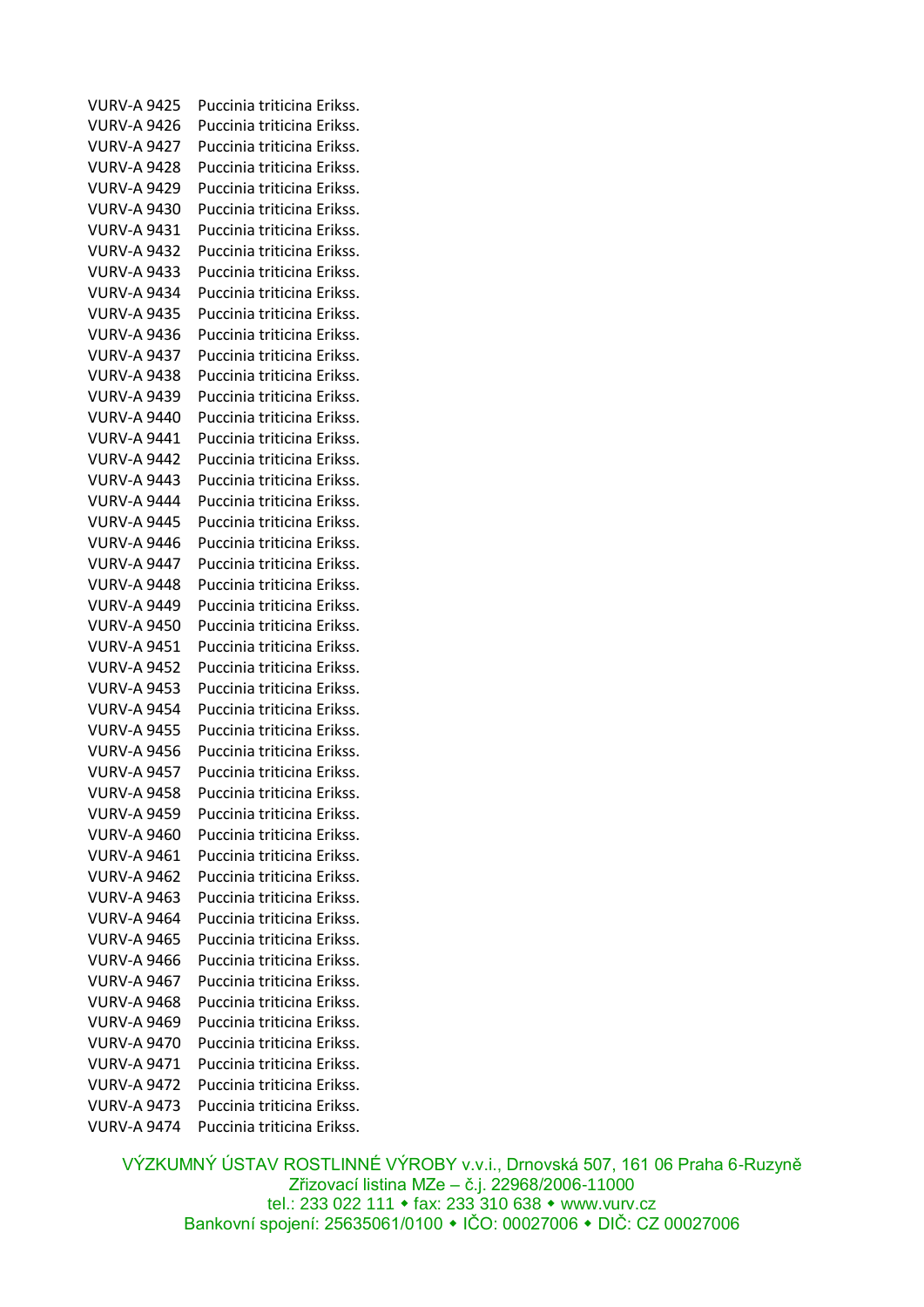VURV-A 9425 Puccinia triticina Erikss.
VURV-A 9426 Puccinia triticina Erikss.
VURV-A 9427 Puccinia triticina Erikss.
VURV-A 9428 Puccinia triticina Erikss.
VURV-A 9429 Puccinia triticina Erikss.
VURV-A 9430 Puccinia triticina Erikss.
VURV-A 9431 Puccinia triticina Erikss.
VURV-A 9432 Puccinia triticina Erikss.
VURV-A 9433 Puccinia triticina Erikss.
VURV-A 9434 Puccinia triticina Erikss.
VURV-A 9435 Puccinia triticina Erikss.
VURV-A 9436 Puccinia triticina Erikss.
VURV-A 9437 Puccinia triticina Erikss.
VURV-A 9438 Puccinia triticina Erikss.
VURV-A 9439 Puccinia triticina Erikss.
VURV-A 9440 Puccinia triticina Erikss.
VURV-A 9441 Puccinia triticina Erikss.
VURV-A 9442 Puccinia triticina Erikss.
VURV-A 9443 Puccinia triticina Erikss.
VURV-A 9444 Puccinia triticina Erikss.
VURV-A 9445 Puccinia triticina Erikss.
VURV-A 9446 Puccinia triticina Erikss.
VURV-A 9447 Puccinia triticina Erikss.
VURV-A 9448 Puccinia triticina Erikss.
VURV-A 9449 Puccinia triticina Erikss.
VURV-A 9450 Puccinia triticina Erikss.
VURV-A 9451 Puccinia triticina Erikss.
VURV-A 9452 Puccinia triticina Erikss.
VURV-A 9453 Puccinia triticina Erikss.
VURV-A 9454 Puccinia triticina Erikss.
VURV-A 9455 Puccinia triticina Erikss.
VURV-A 9456 Puccinia triticina Erikss.
VURV-A 9457 Puccinia triticina Erikss.
VURV-A 9458 Puccinia triticina Erikss.
VURV-A 9459 Puccinia triticina Erikss.
VURV-A 9460 Puccinia triticina Erikss.
VURV-A 9461 Puccinia triticina Erikss.
VURV-A 9462 Puccinia triticina Erikss.
VURV-A 9463 Puccinia triticina Erikss.
VURV-A 9464 Puccinia triticina Erikss.
VURV-A 9465 Puccinia triticina Erikss.
VURV-A 9466 Puccinia triticina Erikss.
VURV-A 9467 Puccinia triticina Erikss.
VURV-A 9468 Puccinia triticina Erikss.
VURV-A 9469 Puccinia triticina Erikss.
VURV-A 9470 Puccinia triticina Erikss.
VURV-A 9471 Puccinia triticina Erikss.
VURV-A 9472 Puccinia triticina Erikss.
VURV-A 9473 Puccinia triticina Erikss.
VURV-A 9474 Puccinia triticina Erikss.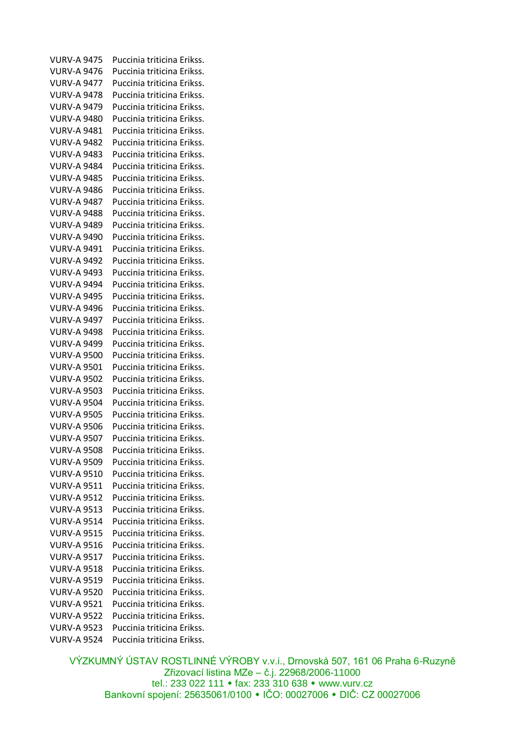VURV-A 9475 Puccinia triticina Erikss.
VURV-A 9476 Puccinia triticina Erikss.
VURV-A 9477 Puccinia triticina Erikss.
VURV-A 9478 Puccinia triticina Erikss.
VURV-A 9479 Puccinia triticina Erikss.
VURV-A 9480 Puccinia triticina Erikss.
VURV-A 9481 Puccinia triticina Erikss.
VURV-A 9482 Puccinia triticina Erikss.
VURV-A 9483 Puccinia triticina Erikss.
VURV-A 9484 Puccinia triticina Erikss.
VURV-A 9485 Puccinia triticina Erikss.
VURV-A 9486 Puccinia triticina Erikss.
VURV-A 9487 Puccinia triticina Erikss.
VURV-A 9488 Puccinia triticina Erikss.
VURV-A 9489 Puccinia triticina Erikss.
VURV-A 9490 Puccinia triticina Erikss.
VURV-A 9491 Puccinia triticina Erikss.
VURV-A 9492 Puccinia triticina Erikss.
VURV-A 9493 Puccinia triticina Erikss.
VURV-A 9494 Puccinia triticina Erikss.
VURV-A 9495 Puccinia triticina Erikss.
VURV-A 9496 Puccinia triticina Erikss.
VURV-A 9497 Puccinia triticina Erikss.
VURV-A 9498 Puccinia triticina Erikss.
VURV-A 9499 Puccinia triticina Erikss.
VURV-A 9500 Puccinia triticina Erikss.
VURV-A 9501 Puccinia triticina Erikss.
VURV-A 9502 Puccinia triticina Erikss.
VURV-A 9503 Puccinia triticina Erikss.
VURV-A 9504 Puccinia triticina Erikss.
VURV-A 9505 Puccinia triticina Erikss.
VURV-A 9506 Puccinia triticina Erikss.
VURV-A 9507 Puccinia triticina Erikss.
VURV-A 9508 Puccinia triticina Erikss.
VURV-A 9509 Puccinia triticina Erikss.
VURV-A 9510 Puccinia triticina Erikss.
VURV-A 9511 Puccinia triticina Erikss.
VURV-A 9512 Puccinia triticina Erikss.
VURV-A 9513 Puccinia triticina Erikss.
VURV-A 9514 Puccinia triticina Erikss.
VURV-A 9515 Puccinia triticina Erikss.
VURV-A 9516 Puccinia triticina Erikss.
VURV-A 9517 Puccinia triticina Erikss.
VURV-A 9518 Puccinia triticina Erikss.
VURV-A 9519 Puccinia triticina Erikss.
VURV-A 9520 Puccinia triticina Erikss.
VURV-A 9521 Puccinia triticina Erikss.
VURV-A 9522 Puccinia triticina Erikss.
VURV-A 9523 Puccinia triticina Erikss.
VURV-A 9524 Puccinia triticina Erikss.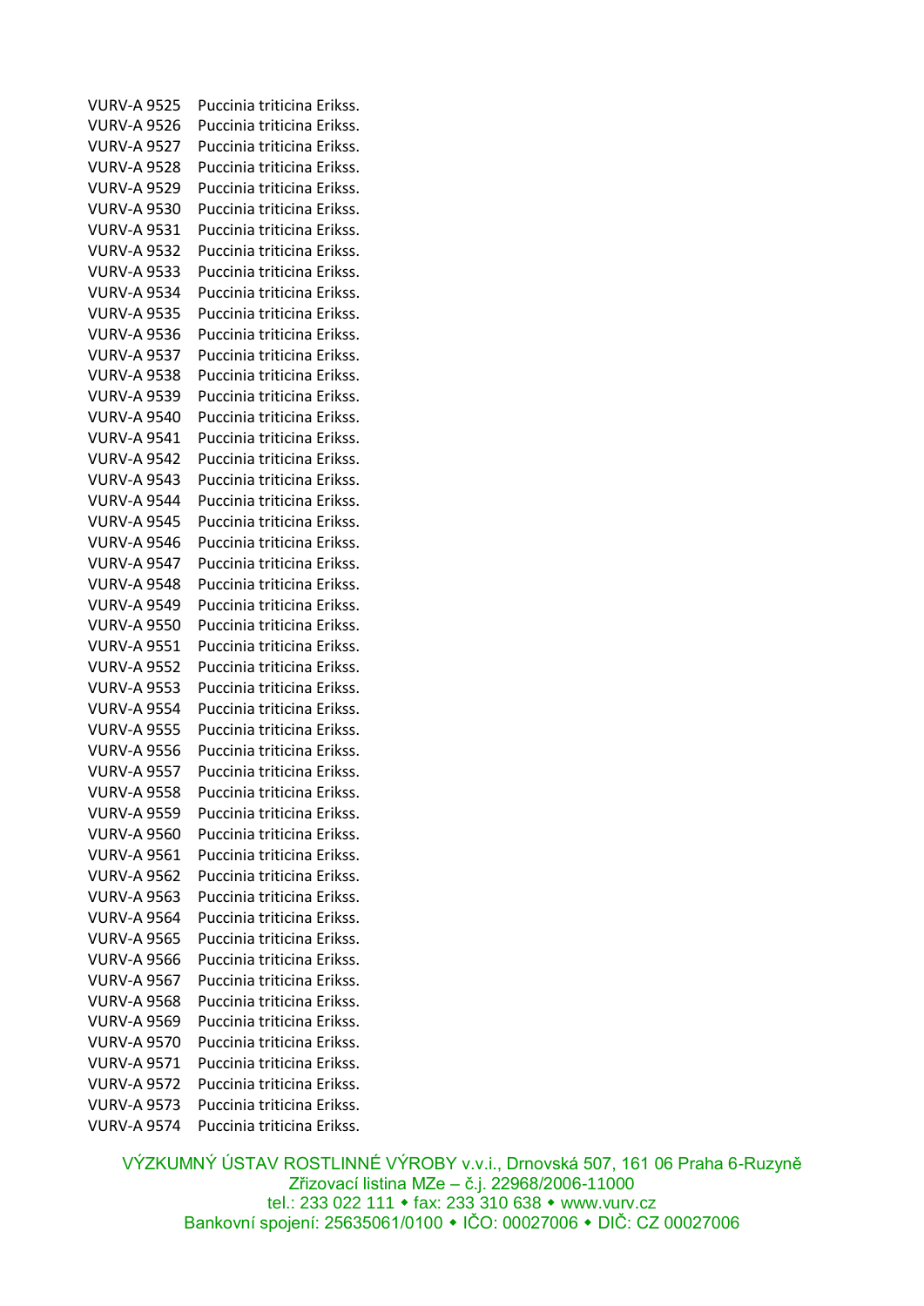VURV-A 9525 Puccinia triticina Erikss.
VURV-A 9526 Puccinia triticina Erikss.
VURV-A 9527 Puccinia triticina Erikss.
VURV-A 9528 Puccinia triticina Erikss.
VURV-A 9529 Puccinia triticina Erikss.
VURV-A 9530 Puccinia triticina Erikss.
VURV-A 9531 Puccinia triticina Erikss.
VURV-A 9532 Puccinia triticina Erikss.
VURV-A 9533 Puccinia triticina Erikss.
VURV-A 9534 Puccinia triticina Erikss.
VURV-A 9535 Puccinia triticina Erikss.
VURV-A 9536 Puccinia triticina Erikss.
VURV-A 9537 Puccinia triticina Erikss.
VURV-A 9538 Puccinia triticina Erikss.
VURV-A 9539 Puccinia triticina Erikss.
VURV-A 9540 Puccinia triticina Erikss.
VURV-A 9541 Puccinia triticina Erikss.
VURV-A 9542 Puccinia triticina Erikss.
VURV-A 9543 Puccinia triticina Erikss.
VURV-A 9544 Puccinia triticina Erikss.
VURV-A 9545 Puccinia triticina Erikss.
VURV-A 9546 Puccinia triticina Erikss.
VURV-A 9547 Puccinia triticina Erikss.
VURV-A 9548 Puccinia triticina Erikss.
VURV-A 9549 Puccinia triticina Erikss.
VURV-A 9550 Puccinia triticina Erikss.
VURV-A 9551 Puccinia triticina Erikss.
VURV-A 9552 Puccinia triticina Erikss.
VURV-A 9553 Puccinia triticina Erikss.
VURV-A 9554 Puccinia triticina Erikss.
VURV-A 9555 Puccinia triticina Erikss.
VURV-A 9556 Puccinia triticina Erikss.
VURV-A 9557 Puccinia triticina Erikss.
VURV-A 9558 Puccinia triticina Erikss.
VURV-A 9559 Puccinia triticina Erikss.
VURV-A 9560 Puccinia triticina Erikss.
VURV-A 9561 Puccinia triticina Erikss.
VURV-A 9562 Puccinia triticina Erikss.
VURV-A 9563 Puccinia triticina Erikss.
VURV-A 9564 Puccinia triticina Erikss.
VURV-A 9565 Puccinia triticina Erikss.
VURV-A 9566 Puccinia triticina Erikss.
VURV-A 9567 Puccinia triticina Erikss.
VURV-A 9568 Puccinia triticina Erikss.
VURV-A 9569 Puccinia triticina Erikss.
VURV-A 9570 Puccinia triticina Erikss.
VURV-A 9571 Puccinia triticina Erikss.
VURV-A 9572 Puccinia triticina Erikss.
VURV-A 9573 Puccinia triticina Erikss.
VURV-A 9574 Puccinia triticina Erikss.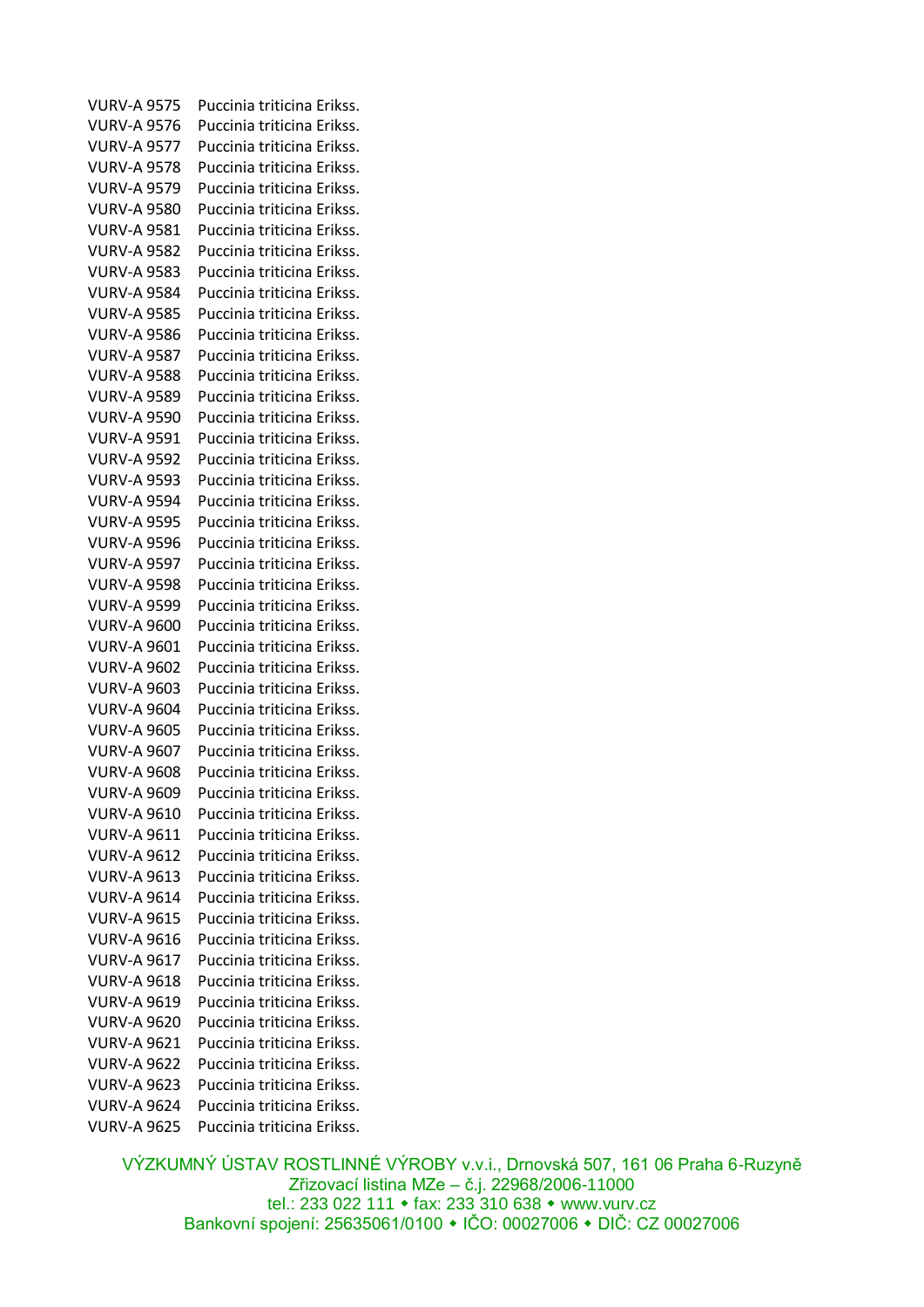VURV-A 9575 Puccinia triticina Erikss.
VURV-A 9576 Puccinia triticina Erikss.
VURV-A 9577 Puccinia triticina Erikss.
VURV-A 9578 Puccinia triticina Erikss.
VURV-A 9579 Puccinia triticina Erikss.
VURV-A 9580 Puccinia triticina Erikss.
VURV-A 9581 Puccinia triticina Erikss.
VURV-A 9582 Puccinia triticina Erikss.
VURV-A 9583 Puccinia triticina Erikss.
VURV-A 9584 Puccinia triticina Erikss.
VURV-A 9585 Puccinia triticina Erikss.
VURV-A 9586 Puccinia triticina Erikss.
VURV-A 9587 Puccinia triticina Erikss.
VURV-A 9588 Puccinia triticina Erikss.
VURV-A 9589 Puccinia triticina Erikss.
VURV-A 9590 Puccinia triticina Erikss.
VURV-A 9591 Puccinia triticina Erikss.
VURV-A 9592 Puccinia triticina Erikss.
VURV-A 9593 Puccinia triticina Erikss.
VURV-A 9594 Puccinia triticina Erikss.
VURV-A 9595 Puccinia triticina Erikss.
VURV-A 9596 Puccinia triticina Erikss.
VURV-A 9597 Puccinia triticina Erikss.
VURV-A 9598 Puccinia triticina Erikss.
VURV-A 9599 Puccinia triticina Erikss.
VURV-A 9600 Puccinia triticina Erikss.
VURV-A 9601 Puccinia triticina Erikss.
VURV-A 9602 Puccinia triticina Erikss.
VURV-A 9603 Puccinia triticina Erikss.
VURV-A 9604 Puccinia triticina Erikss.
VURV-A 9605 Puccinia triticina Erikss.
VURV-A 9607 Puccinia triticina Erikss.
VURV-A 9608 Puccinia triticina Erikss.
VURV-A 9609 Puccinia triticina Erikss.
VURV-A 9610 Puccinia triticina Erikss.
VURV-A 9611 Puccinia triticina Erikss.
VURV-A 9612 Puccinia triticina Erikss.
VURV-A 9613 Puccinia triticina Erikss.
VURV-A 9614 Puccinia triticina Erikss.
VURV-A 9615 Puccinia triticina Erikss.
VURV-A 9616 Puccinia triticina Erikss.
VURV-A 9617 Puccinia triticina Erikss.
VURV-A 9618 Puccinia triticina Erikss.
VURV-A 9619 Puccinia triticina Erikss.
VURV-A 9620 Puccinia triticina Erikss.
VURV-A 9621 Puccinia triticina Erikss.
VURV-A 9622 Puccinia triticina Erikss.
VURV-A 9623 Puccinia triticina Erikss.
VURV-A 9624 Puccinia triticina Erikss.
VURV-A 9625 Puccinia triticina Erikss.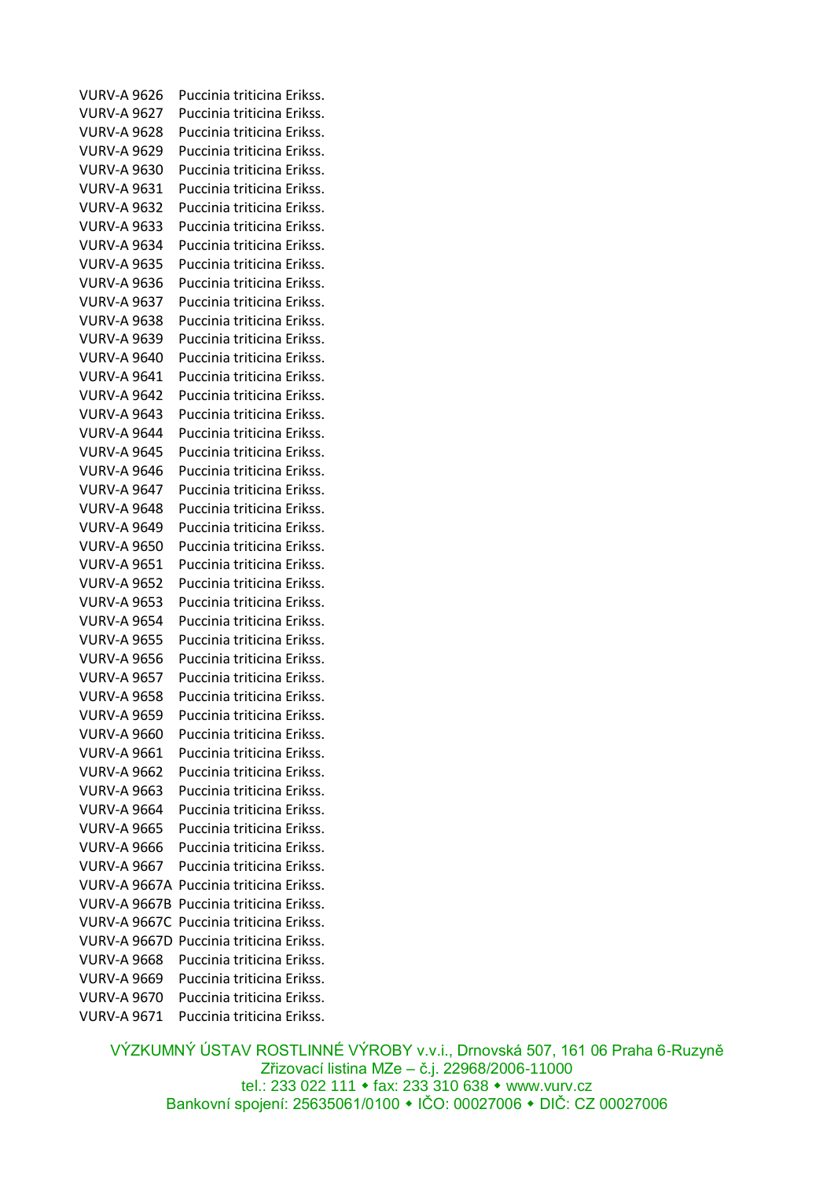VURV-A 9626 Puccinia triticina Erikss.
VURV-A 9627 Puccinia triticina Erikss.
VURV-A 9628 Puccinia triticina Erikss.
VURV-A 9629 Puccinia triticina Erikss.
VURV-A 9630 Puccinia triticina Erikss.
VURV-A 9631 Puccinia triticina Erikss.
VURV-A 9632 Puccinia triticina Erikss.
VURV-A 9633 Puccinia triticina Erikss.
VURV-A 9634 Puccinia triticina Erikss.
VURV-A 9635 Puccinia triticina Erikss.
VURV-A 9636 Puccinia triticina Erikss.
VURV-A 9637 Puccinia triticina Erikss.
VURV-A 9638 Puccinia triticina Erikss.
VURV-A 9639 Puccinia triticina Erikss.
VURV-A 9640 Puccinia triticina Erikss.
VURV-A 9641 Puccinia triticina Erikss.
VURV-A 9642 Puccinia triticina Erikss.
VURV-A 9643 Puccinia triticina Erikss.
VURV-A 9644 Puccinia triticina Erikss.
VURV-A 9645 Puccinia triticina Erikss.
VURV-A 9646 Puccinia triticina Erikss.
VURV-A 9647 Puccinia triticina Erikss.
VURV-A 9648 Puccinia triticina Erikss.
VURV-A 9649 Puccinia triticina Erikss.
VURV-A 9650 Puccinia triticina Erikss.
VURV-A 9651 Puccinia triticina Erikss.
VURV-A 9652 Puccinia triticina Erikss.
VURV-A 9653 Puccinia triticina Erikss.
VURV-A 9654 Puccinia triticina Erikss.
VURV-A 9655 Puccinia triticina Erikss.
VURV-A 9656 Puccinia triticina Erikss.
VURV-A 9657 Puccinia triticina Erikss.
VURV-A 9658 Puccinia triticina Erikss.
VURV-A 9659 Puccinia triticina Erikss.
VURV-A 9660 Puccinia triticina Erikss.
VURV-A 9661 Puccinia triticina Erikss.
VURV-A 9662 Puccinia triticina Erikss.
VURV-A 9663 Puccinia triticina Erikss.
VURV-A 9664 Puccinia triticina Erikss.
VURV-A 9665 Puccinia triticina Erikss.
VURV-A 9666 Puccinia triticina Erikss.
VURV-A 9667 Puccinia triticina Erikss.
VURV-A 9667A Puccinia triticina Erikss.
VURV-A 9667B Puccinia triticina Erikss.
VURV-A 9667C Puccinia triticina Erikss.
VURV-A 9667D Puccinia triticina Erikss.
VURV-A 9668 Puccinia triticina Erikss.
VURV-A 9669 Puccinia triticina Erikss.
VURV-A 9670 Puccinia triticina Erikss.
VURV-A 9671 Puccinia triticina Erikss.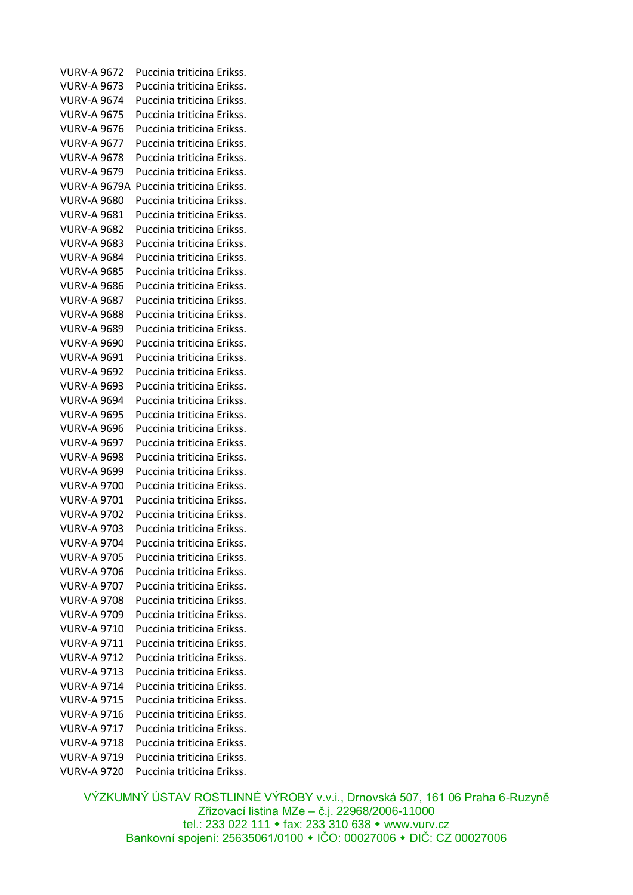VURV-A 9672 Puccinia triticina Erikss.
VURV-A 9673 Puccinia triticina Erikss.
VURV-A 9674 Puccinia triticina Erikss.
VURV-A 9675 Puccinia triticina Erikss.
VURV-A 9676 Puccinia triticina Erikss.
VURV-A 9677 Puccinia triticina Erikss.
VURV-A 9678 Puccinia triticina Erikss.
VURV-A 9679 Puccinia triticina Erikss.
VURV-A 9679A Puccinia triticina Erikss.
VURV-A 9680 Puccinia triticina Erikss.
VURV-A 9681 Puccinia triticina Erikss.
VURV-A 9682 Puccinia triticina Erikss.
VURV-A 9683 Puccinia triticina Erikss.
VURV-A 9684 Puccinia triticina Erikss.
VURV-A 9685 Puccinia triticina Erikss.
VURV-A 9686 Puccinia triticina Erikss.
VURV-A 9687 Puccinia triticina Erikss.
VURV-A 9688 Puccinia triticina Erikss.
VURV-A 9689 Puccinia triticina Erikss.
VURV-A 9690 Puccinia triticina Erikss.
VURV-A 9691 Puccinia triticina Erikss.
VURV-A 9692 Puccinia triticina Erikss.
VURV-A 9693 Puccinia triticina Erikss.
VURV-A 9694 Puccinia triticina Erikss.
VURV-A 9695 Puccinia triticina Erikss.
VURV-A 9696 Puccinia triticina Erikss.
VURV-A 9697 Puccinia triticina Erikss.
VURV-A 9698 Puccinia triticina Erikss.
VURV-A 9699 Puccinia triticina Erikss.
VURV-A 9700 Puccinia triticina Erikss.
VURV-A 9701 Puccinia triticina Erikss.
VURV-A 9702 Puccinia triticina Erikss.
VURV-A 9703 Puccinia triticina Erikss.
VURV-A 9704 Puccinia triticina Erikss.
VURV-A 9705 Puccinia triticina Erikss.
VURV-A 9706 Puccinia triticina Erikss.
VURV-A 9707 Puccinia triticina Erikss.
VURV-A 9708 Puccinia triticina Erikss.
VURV-A 9709 Puccinia triticina Erikss.
VURV-A 9710 Puccinia triticina Erikss.
VURV-A 9711 Puccinia triticina Erikss.
VURV-A 9712 Puccinia triticina Erikss.
VURV-A 9713 Puccinia triticina Erikss.
VURV-A 9714 Puccinia triticina Erikss.
VURV-A 9715 Puccinia triticina Erikss.
VURV-A 9716 Puccinia triticina Erikss.
VURV-A 9717 Puccinia triticina Erikss.
VURV-A 9718 Puccinia triticina Erikss.
VURV-A 9719 Puccinia triticina Erikss.
VURV-A 9720 Puccinia triticina Erikss.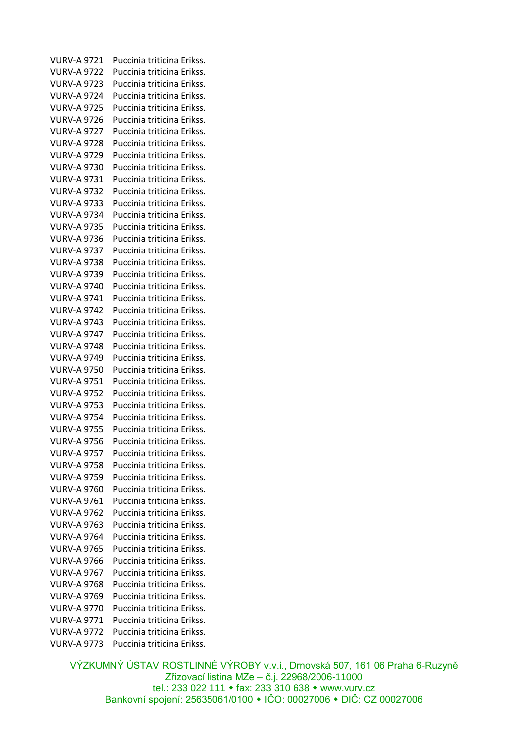VURV-A 9721 Puccinia triticina Erikss.
VURV-A 9722 Puccinia triticina Erikss.
VURV-A 9723 Puccinia triticina Erikss.
VURV-A 9724 Puccinia triticina Erikss.
VURV-A 9725 Puccinia triticina Erikss.
VURV-A 9726 Puccinia triticina Erikss.
VURV-A 9727 Puccinia triticina Erikss.
VURV-A 9728 Puccinia triticina Erikss.
VURV-A 9729 Puccinia triticina Erikss.
VURV-A 9730 Puccinia triticina Erikss.
VURV-A 9731 Puccinia triticina Erikss.
VURV-A 9732 Puccinia triticina Erikss.
VURV-A 9733 Puccinia triticina Erikss.
VURV-A 9734 Puccinia triticina Erikss.
VURV-A 9735 Puccinia triticina Erikss.
VURV-A 9736 Puccinia triticina Erikss.
VURV-A 9737 Puccinia triticina Erikss.
VURV-A 9738 Puccinia triticina Erikss.
VURV-A 9739 Puccinia triticina Erikss.
VURV-A 9740 Puccinia triticina Erikss.
VURV-A 9741 Puccinia triticina Erikss.
VURV-A 9742 Puccinia triticina Erikss.
VURV-A 9743 Puccinia triticina Erikss.
VURV-A 9747 Puccinia triticina Erikss.
VURV-A 9748 Puccinia triticina Erikss.
VURV-A 9749 Puccinia triticina Erikss.
VURV-A 9750 Puccinia triticina Erikss.
VURV-A 9751 Puccinia triticina Erikss.
VURV-A 9752 Puccinia triticina Erikss.
VURV-A 9753 Puccinia triticina Erikss.
VURV-A 9754 Puccinia triticina Erikss.
VURV-A 9755 Puccinia triticina Erikss.
VURV-A 9756 Puccinia triticina Erikss.
VURV-A 9757 Puccinia triticina Erikss.
VURV-A 9758 Puccinia triticina Erikss.
VURV-A 9759 Puccinia triticina Erikss.
VURV-A 9760 Puccinia triticina Erikss.
VURV-A 9761 Puccinia triticina Erikss.
VURV-A 9762 Puccinia triticina Erikss.
VURV-A 9763 Puccinia triticina Erikss.
VURV-A 9764 Puccinia triticina Erikss.
VURV-A 9765 Puccinia triticina Erikss.
VURV-A 9766 Puccinia triticina Erikss.
VURV-A 9767 Puccinia triticina Erikss.
VURV-A 9768 Puccinia triticina Erikss.
VURV-A 9769 Puccinia triticina Erikss.
VURV-A 9770 Puccinia triticina Erikss.
VURV-A 9771 Puccinia triticina Erikss.
VURV-A 9772 Puccinia triticina Erikss.
VURV-A 9773 Puccinia triticina Erikss.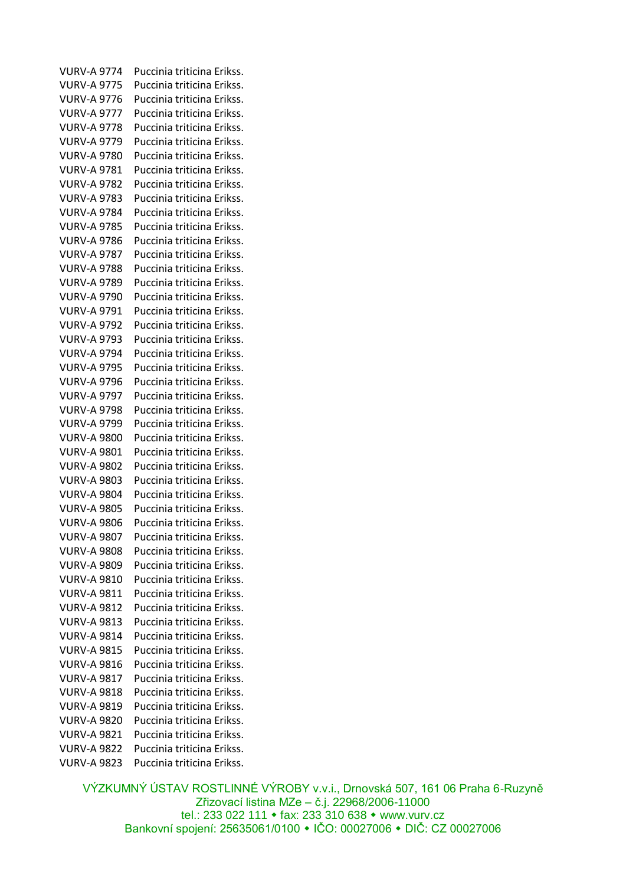VURV-A 9774 Puccinia triticina Erikss.
VURV-A 9775 Puccinia triticina Erikss.
VURV-A 9776 Puccinia triticina Erikss.
VURV-A 9777 Puccinia triticina Erikss.
VURV-A 9778 Puccinia triticina Erikss.
VURV-A 9779 Puccinia triticina Erikss.
VURV-A 9780 Puccinia triticina Erikss.
VURV-A 9781 Puccinia triticina Erikss.
VURV-A 9782 Puccinia triticina Erikss.
VURV-A 9783 Puccinia triticina Erikss.
VURV-A 9784 Puccinia triticina Erikss.
VURV-A 9785 Puccinia triticina Erikss.
VURV-A 9786 Puccinia triticina Erikss.
VURV-A 9787 Puccinia triticina Erikss.
VURV-A 9788 Puccinia triticina Erikss.
VURV-A 9789 Puccinia triticina Erikss.
VURV-A 9790 Puccinia triticina Erikss.
VURV-A 9791 Puccinia triticina Erikss.
VURV-A 9792 Puccinia triticina Erikss.
VURV-A 9793 Puccinia triticina Erikss.
VURV-A 9794 Puccinia triticina Erikss.
VURV-A 9795 Puccinia triticina Erikss.
VURV-A 9796 Puccinia triticina Erikss.
VURV-A 9797 Puccinia triticina Erikss.
VURV-A 9798 Puccinia triticina Erikss.
VURV-A 9799 Puccinia triticina Erikss.
VURV-A 9800 Puccinia triticina Erikss.
VURV-A 9801 Puccinia triticina Erikss.
VURV-A 9802 Puccinia triticina Erikss.
VURV-A 9803 Puccinia triticina Erikss.
VURV-A 9804 Puccinia triticina Erikss.
VURV-A 9805 Puccinia triticina Erikss.
VURV-A 9806 Puccinia triticina Erikss.
VURV-A 9807 Puccinia triticina Erikss.
VURV-A 9808 Puccinia triticina Erikss.
VURV-A 9809 Puccinia triticina Erikss.
VURV-A 9810 Puccinia triticina Erikss.
VURV-A 9811 Puccinia triticina Erikss.
VURV-A 9812 Puccinia triticina Erikss.
VURV-A 9813 Puccinia triticina Erikss.
VURV-A 9814 Puccinia triticina Erikss.
VURV-A 9815 Puccinia triticina Erikss.
VURV-A 9816 Puccinia triticina Erikss.
VURV-A 9817 Puccinia triticina Erikss.
VURV-A 9818 Puccinia triticina Erikss.
VURV-A 9819 Puccinia triticina Erikss.
VURV-A 9820 Puccinia triticina Erikss.
VURV-A 9821 Puccinia triticina Erikss.
VURV-A 9822 Puccinia triticina Erikss.
VURV-A 9823 Puccinia triticina Erikss.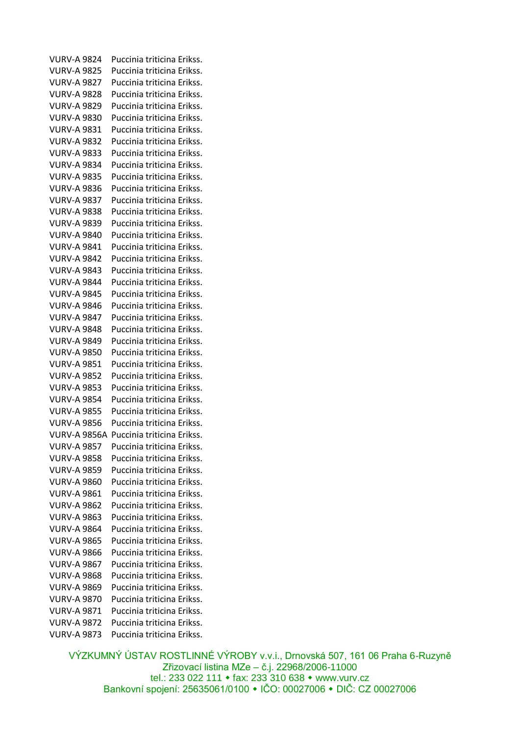VURV-A 9824 Puccinia triticina Erikss.
VURV-A 9825 Puccinia triticina Erikss.
VURV-A 9827 Puccinia triticina Erikss.
VURV-A 9828 Puccinia triticina Erikss.
VURV-A 9829 Puccinia triticina Erikss.
VURV-A 9830 Puccinia triticina Erikss.
VURV-A 9831 Puccinia triticina Erikss.
VURV-A 9832 Puccinia triticina Erikss.
VURV-A 9833 Puccinia triticina Erikss.
VURV-A 9834 Puccinia triticina Erikss.
VURV-A 9835 Puccinia triticina Erikss.
VURV-A 9836 Puccinia triticina Erikss.
VURV-A 9837 Puccinia triticina Erikss.
VURV-A 9838 Puccinia triticina Erikss.
VURV-A 9839 Puccinia triticina Erikss.
VURV-A 9840 Puccinia triticina Erikss.
VURV-A 9841 Puccinia triticina Erikss.
VURV-A 9842 Puccinia triticina Erikss.
VURV-A 9843 Puccinia triticina Erikss.
VURV-A 9844 Puccinia triticina Erikss.
VURV-A 9845 Puccinia triticina Erikss.
VURV-A 9846 Puccinia triticina Erikss.
VURV-A 9847 Puccinia triticina Erikss.
VURV-A 9848 Puccinia triticina Erikss.
VURV-A 9849 Puccinia triticina Erikss.
VURV-A 9850 Puccinia triticina Erikss.
VURV-A 9851 Puccinia triticina Erikss.
VURV-A 9852 Puccinia triticina Erikss.
VURV-A 9853 Puccinia triticina Erikss.
VURV-A 9854 Puccinia triticina Erikss.
VURV-A 9855 Puccinia triticina Erikss.
VURV-A 9856 Puccinia triticina Erikss.
VURV-A 9856A Puccinia triticina Erikss.
VURV-A 9857 Puccinia triticina Erikss.
VURV-A 9858 Puccinia triticina Erikss.
VURV-A 9859 Puccinia triticina Erikss.
VURV-A 9860 Puccinia triticina Erikss.
VURV-A 9861 Puccinia triticina Erikss.
VURV-A 9862 Puccinia triticina Erikss.
VURV-A 9863 Puccinia triticina Erikss.
VURV-A 9864 Puccinia triticina Erikss.
VURV-A 9865 Puccinia triticina Erikss.
VURV-A 9866 Puccinia triticina Erikss.
VURV-A 9867 Puccinia triticina Erikss.
VURV-A 9868 Puccinia triticina Erikss.
VURV-A 9869 Puccinia triticina Erikss.
VURV-A 9870 Puccinia triticina Erikss.
VURV-A 9871 Puccinia triticina Erikss.
VURV-A 9872 Puccinia triticina Erikss.
VURV-A 9873 Puccinia triticina Erikss.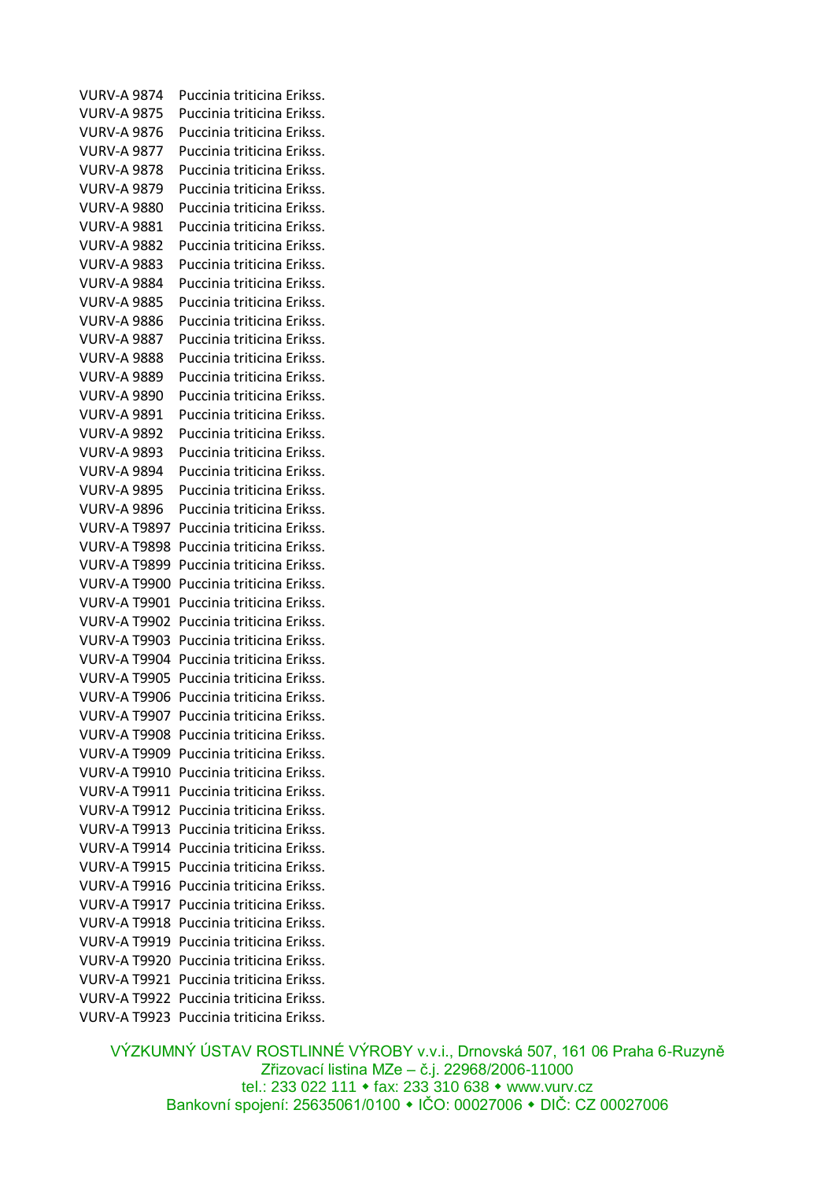VURV-A 9874 Puccinia triticina Erikss.

VURV-A 9875 Puccinia triticina Erikss.

VURV-A 9876 Puccinia triticina Erikss.

VURV-A 9877 Puccinia triticina Erikss.

VURV-A 9878 Puccinia triticina Erikss.

VURV-A 9879 Puccinia triticina Erikss.

VURV-A 9880 Puccinia triticina Erikss.

VURV-A 9881 Puccinia triticina Erikss.

VURV-A 9882 Puccinia triticina Erikss.

VURV-A 9883 Puccinia triticina Erikss.

VURV-A 9884 Puccinia triticina Erikss.

VURV-A 9885 Puccinia triticina Erikss.

VURV-A 9886 Puccinia triticina Erikss.

VURV-A 9887 Puccinia triticina Erikss.

VURV-A 9888 Puccinia triticina Erikss.

VURV-A 9889 Puccinia triticina Erikss.

VURV-A 9890 Puccinia triticina Erikss.

VURV-A 9891 Puccinia triticina Erikss.

VURV-A 9892 Puccinia triticina Erikss.

VURV-A 9893 Puccinia triticina Erikss.

VURV-A 9894 Puccinia triticina Erikss.

VURV-A 9895 Puccinia triticina Erikss.

VURV-A 9896 Puccinia triticina Erikss.

VURV-A T9897 Puccinia triticina Erikss.

VURV-A T9898 Puccinia triticina Erikss.

VURV-A T9899 Puccinia triticina Erikss.

VURV-A T9900 Puccinia triticina Erikss.

VURV-A T9901 Puccinia triticina Erikss.

VURV-A T9902 Puccinia triticina Erikss.

VURV-A T9903 Puccinia triticina Erikss.

VURV-A T9904 Puccinia triticina Erikss.

VURV-A T9905 Puccinia triticina Erikss.

VURV-A T9906 Puccinia triticina Erikss.

VURV-A T9907 Puccinia triticina Erikss.

VURV-A T9908 Puccinia triticina Erikss.

VURV-A T9909 Puccinia triticina Erikss.

VURV-A T9910 Puccinia triticina Erikss.

VURV-A T9911 Puccinia triticina Erikss.

VURV-A T9912 Puccinia triticina Erikss.

VURV-A T9913 Puccinia triticina Erikss.

VURV-A T9914 Puccinia triticina Erikss.

VURV-A T9915 Puccinia triticina Erikss.

VURV-A T9916 Puccinia triticina Erikss.

VURV-A T9917 Puccinia triticina Erikss.

VURV-A T9918 Puccinia triticina Erikss.

VURV-A T9919 Puccinia triticina Erikss.

VURV-A T9920 Puccinia triticina Erikss.

VURV-A T9921 Puccinia triticina Erikss.

VURV-A T9922 Puccinia triticina Erikss.

VURV-A T9923 Puccinia triticina Erikss.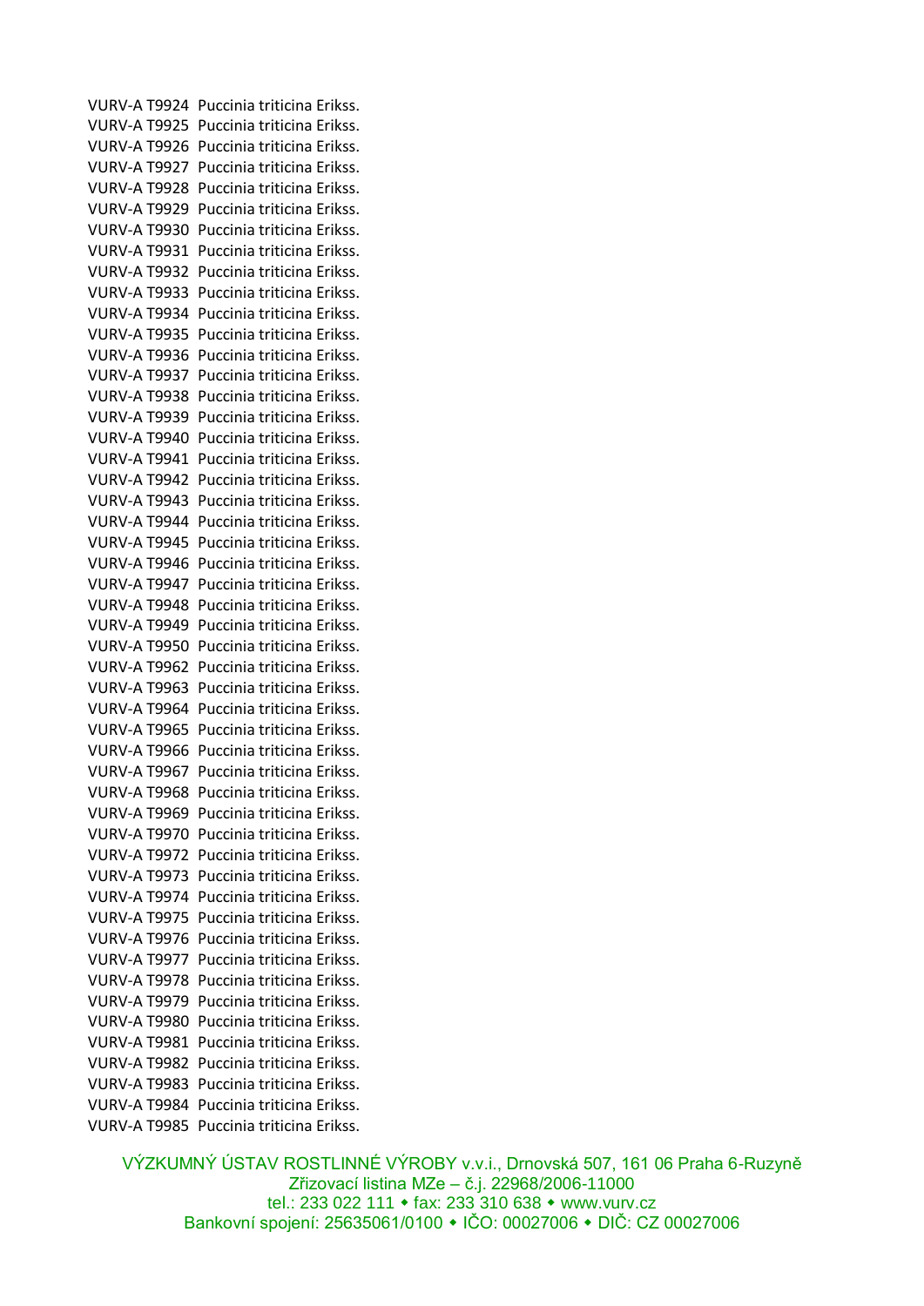VURV-A T9924 Puccinia triticina Erikss.
VURV-A T9925 Puccinia triticina Erikss.
VURV-A T9926 Puccinia triticina Erikss.
VURV-A T9927 Puccinia triticina Erikss.
VURV-A T9928 Puccinia triticina Erikss.
VURV-A T9929 Puccinia triticina Erikss.
VURV-A T9930 Puccinia triticina Erikss.
VURV-A T9931 Puccinia triticina Erikss.
VURV-A T9932 Puccinia triticina Erikss.
VURV-A T9933 Puccinia triticina Erikss.
VURV-A T9934 Puccinia triticina Erikss.
VURV-A T9935 Puccinia triticina Erikss.
VURV-A T9936 Puccinia triticina Erikss.
VURV-A T9937 Puccinia triticina Erikss.
VURV-A T9938 Puccinia triticina Erikss.
VURV-A T9939 Puccinia triticina Erikss.
VURV-A T9940 Puccinia triticina Erikss.
VURV-A T9941 Puccinia triticina Erikss.
VURV-A T9942 Puccinia triticina Erikss.
VURV-A T9943 Puccinia triticina Erikss.
VURV-A T9944 Puccinia triticina Erikss.
VURV-A T9945 Puccinia triticina Erikss.
VURV-A T9946 Puccinia triticina Erikss.
VURV-A T9947 Puccinia triticina Erikss.
VURV-A T9948 Puccinia triticina Erikss.
VURV-A T9949 Puccinia triticina Erikss.
VURV-A T9950 Puccinia triticina Erikss.
VURV-A T9962 Puccinia triticina Erikss.
VURV-A T9963 Puccinia triticina Erikss.
VURV-A T9964 Puccinia triticina Erikss.
VURV-A T9965 Puccinia triticina Erikss.
VURV-A T9966 Puccinia triticina Erikss.
VURV-A T9967 Puccinia triticina Erikss.
VURV-A T9968 Puccinia triticina Erikss.
VURV-A T9969 Puccinia triticina Erikss.
VURV-A T9970 Puccinia triticina Erikss.
VURV-A T9972 Puccinia triticina Erikss.
VURV-A T9973 Puccinia triticina Erikss.
VURV-A T9974 Puccinia triticina Erikss.
VURV-A T9975 Puccinia triticina Erikss.
VURV-A T9976 Puccinia triticina Erikss.
VURV-A T9977 Puccinia triticina Erikss.
VURV-A T9978 Puccinia triticina Erikss.
VURV-A T9979 Puccinia triticina Erikss.
VURV-A T9980 Puccinia triticina Erikss.
VURV-A T9981 Puccinia triticina Erikss.
VURV-A T9982 Puccinia triticina Erikss.
VURV-A T9983 Puccinia triticina Erikss.
VURV-A T9984 Puccinia triticina Erikss.
VURV-A T9985 Puccinia triticina Erikss.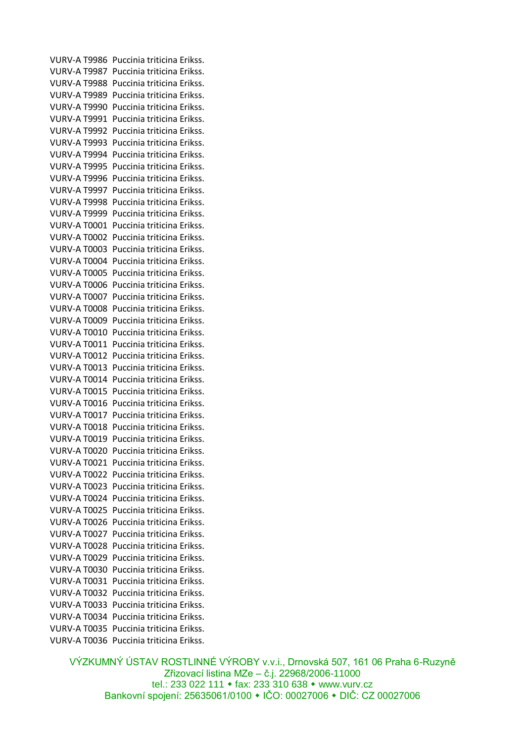VURV-A T9986 Puccinia triticina Erikss.
VURV-A T9987 Puccinia triticina Erikss.
VURV-A T9988 Puccinia triticina Erikss.
VURV-A T9989 Puccinia triticina Erikss.
VURV-A T9990 Puccinia triticina Erikss.
VURV-A T9991 Puccinia triticina Erikss.
VURV-A T9992 Puccinia triticina Erikss.
VURV-A T9993 Puccinia triticina Erikss.
VURV-A T9994 Puccinia triticina Erikss.
VURV-A T9995 Puccinia triticina Erikss.
VURV-A T9996 Puccinia triticina Erikss.
VURV-A T9997 Puccinia triticina Erikss.
VURV-A T9998 Puccinia triticina Erikss.
VURV-A T9999 Puccinia triticina Erikss.
VURV-A T0001 Puccinia triticina Erikss.
VURV-A T0002 Puccinia triticina Erikss.
VURV-A T0003 Puccinia triticina Erikss.
VURV-A T0004 Puccinia triticina Erikss.
VURV-A T0005 Puccinia triticina Erikss.
VURV-A T0006 Puccinia triticina Erikss.
VURV-A T0007 Puccinia triticina Erikss.
VURV-A T0008 Puccinia triticina Erikss.
VURV-A T0009 Puccinia triticina Erikss.
VURV-A T0010 Puccinia triticina Erikss.
VURV-A T0011 Puccinia triticina Erikss.
VURV-A T0012 Puccinia triticina Erikss.
VURV-A T0013 Puccinia triticina Erikss.
VURV-A T0014 Puccinia triticina Erikss.
VURV-A T0015 Puccinia triticina Erikss.
VURV-A T0016 Puccinia triticina Erikss.
VURV-A T0017 Puccinia triticina Erikss.
VURV-A T0018 Puccinia triticina Erikss.
VURV-A T0019 Puccinia triticina Erikss.
VURV-A T0020 Puccinia triticina Erikss.
VURV-A T0021 Puccinia triticina Erikss.
VURV-A T0022 Puccinia triticina Erikss.
VURV-A T0023 Puccinia triticina Erikss.
VURV-A T0024 Puccinia triticina Erikss.
VURV-A T0025 Puccinia triticina Erikss.
VURV-A T0026 Puccinia triticina Erikss.
VURV-A T0027 Puccinia triticina Erikss.
VURV-A T0028 Puccinia triticina Erikss.
VURV-A T0029 Puccinia triticina Erikss.
VURV-A T0030 Puccinia triticina Erikss.
VURV-A T0031 Puccinia triticina Erikss.
VURV-A T0032 Puccinia triticina Erikss.
VURV-A T0033 Puccinia triticina Erikss.
VURV-A T0034 Puccinia triticina Erikss.
VURV-A T0035 Puccinia triticina Erikss.
VURV-A T0036 Puccinia triticina Erikss.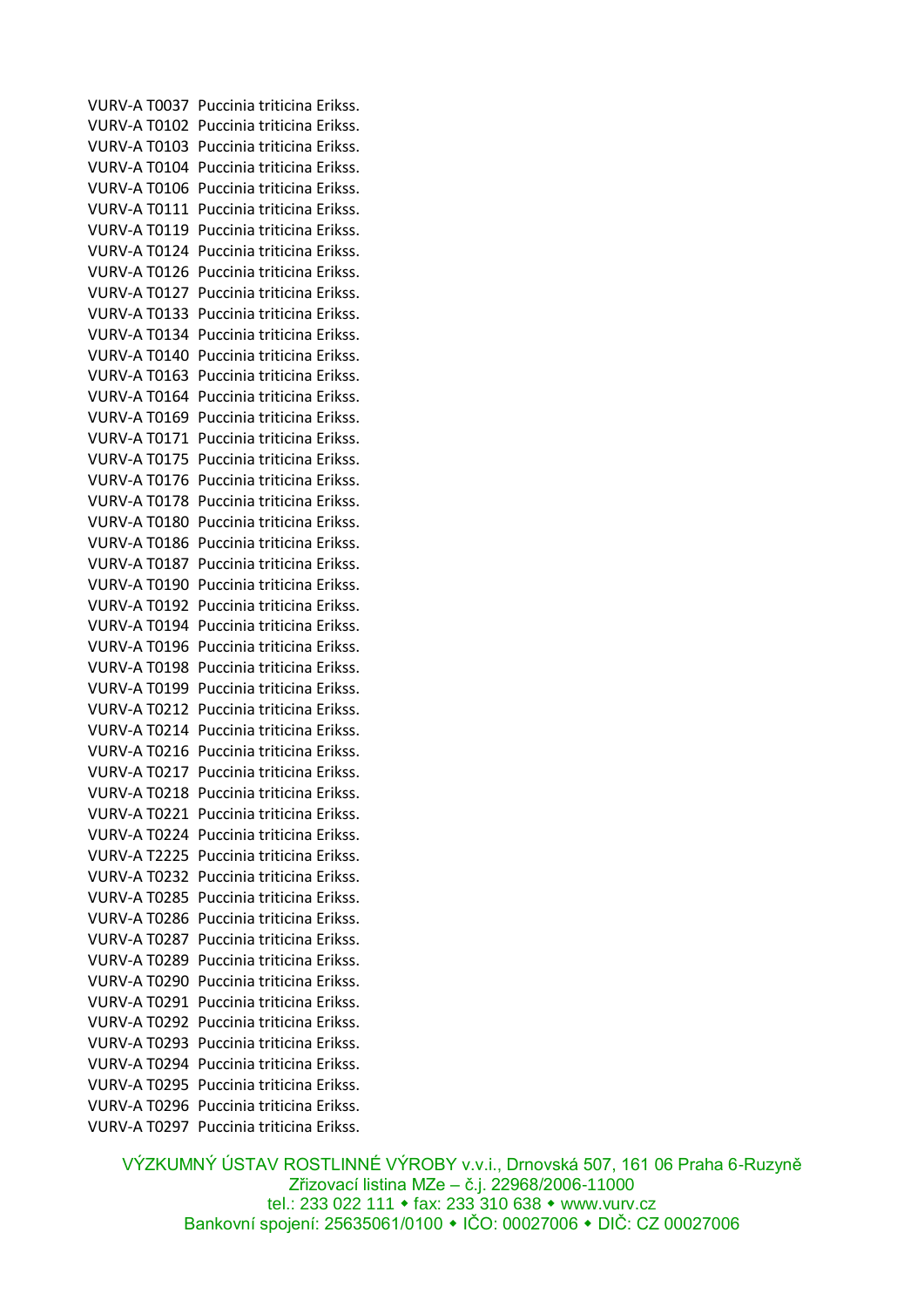VURV-A T0037 Puccinia triticina Erikss.
VURV-A T0102 Puccinia triticina Erikss.
VURV-A T0103 Puccinia triticina Erikss.
VURV-A T0104 Puccinia triticina Erikss.
VURV-A T0106 Puccinia triticina Erikss.
VURV-A T0111 Puccinia triticina Erikss.
VURV-A T0119 Puccinia triticina Erikss.
VURV-A T0124 Puccinia triticina Erikss.
VURV-A T0126 Puccinia triticina Erikss.
VURV-A T0127 Puccinia triticina Erikss.
VURV-A T0133 Puccinia triticina Erikss.
VURV-A T0134 Puccinia triticina Erikss.
VURV-A T0140 Puccinia triticina Erikss.
VURV-A T0163 Puccinia triticina Erikss.
VURV-A T0164 Puccinia triticina Erikss.
VURV-A T0169 Puccinia triticina Erikss.
VURV-A T0171 Puccinia triticina Erikss.
VURV-A T0175 Puccinia triticina Erikss.
VURV-A T0176 Puccinia triticina Erikss.
VURV-A T0178 Puccinia triticina Erikss.
VURV-A T0180 Puccinia triticina Erikss.
VURV-A T0186 Puccinia triticina Erikss.
VURV-A T0187 Puccinia triticina Erikss.
VURV-A T0190 Puccinia triticina Erikss.
VURV-A T0192 Puccinia triticina Erikss.
VURV-A T0194 Puccinia triticina Erikss.
VURV-A T0196 Puccinia triticina Erikss.
VURV-A T0198 Puccinia triticina Erikss.
VURV-A T0199 Puccinia triticina Erikss.
VURV-A T0212 Puccinia triticina Erikss.
VURV-A T0214 Puccinia triticina Erikss.
VURV-A T0216 Puccinia triticina Erikss.
VURV-A T0217 Puccinia triticina Erikss.
VURV-A T0218 Puccinia triticina Erikss.
VURV-A T0221 Puccinia triticina Erikss.
VURV-A T0224 Puccinia triticina Erikss.
VURV-A T2225 Puccinia triticina Erikss.
VURV-A T0232 Puccinia triticina Erikss.
VURV-A T0285 Puccinia triticina Erikss.
VURV-A T0286 Puccinia triticina Erikss.
VURV-A T0287 Puccinia triticina Erikss.
VURV-A T0289 Puccinia triticina Erikss.
VURV-A T0290 Puccinia triticina Erikss.
VURV-A T0291 Puccinia triticina Erikss.
VURV-A T0292 Puccinia triticina Erikss.
VURV-A T0293 Puccinia triticina Erikss.
VURV-A T0294 Puccinia triticina Erikss.
VURV-A T0295 Puccinia triticina Erikss.
VURV-A T0296 Puccinia triticina Erikss.
VURV-A T0297 Puccinia triticina Erikss.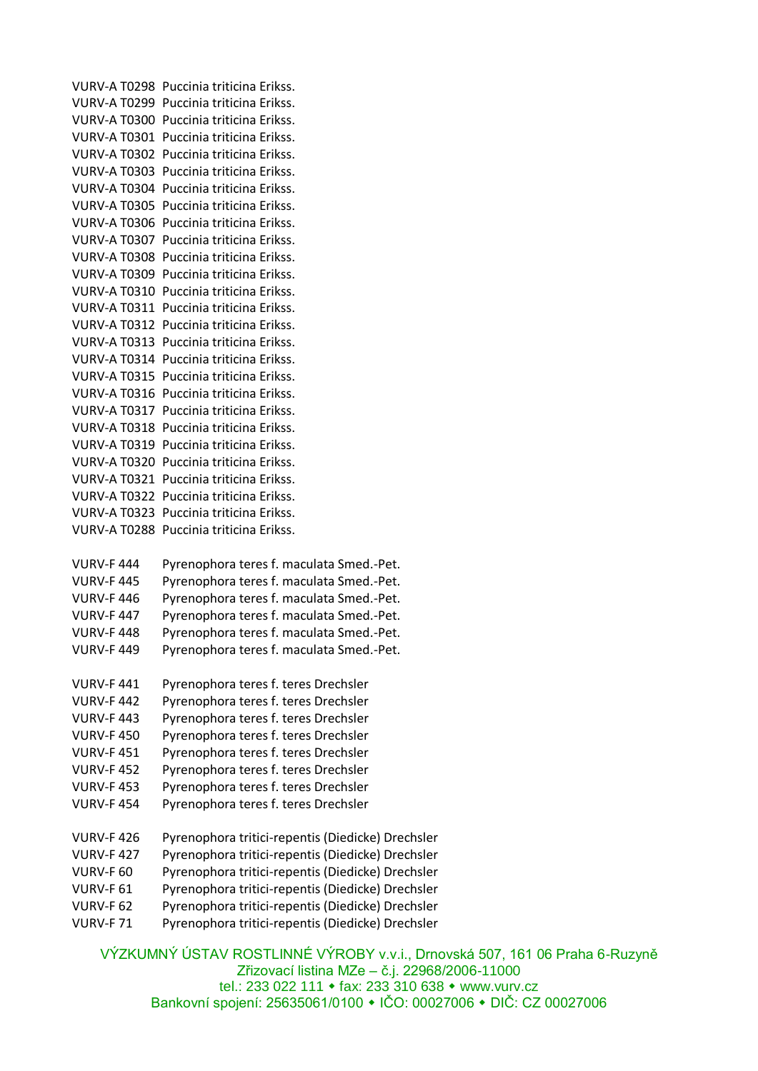VURV-A T0298 Puccinia triticina Erikss.
VURV-A T0299 Puccinia triticina Erikss.
VURV-A T0300 Puccinia triticina Erikss.
VURV-A T0301 Puccinia triticina Erikss.
VURV-A T0302 Puccinia triticina Erikss.
VURV-A T0303 Puccinia triticina Erikss.
VURV-A T0304 Puccinia triticina Erikss.
VURV-A T0305 Puccinia triticina Erikss.
VURV-A T0306 Puccinia triticina Erikss.
VURV-A T0307 Puccinia triticina Erikss.
VURV-A T0308 Puccinia triticina Erikss.
VURV-A T0309 Puccinia triticina Erikss.
VURV-A T0310 Puccinia triticina Erikss.
VURV-A T0311 Puccinia triticina Erikss.
VURV-A T0312 Puccinia triticina Erikss.
VURV-A T0313 Puccinia triticina Erikss.
VURV-A T0314 Puccinia triticina Erikss.
VURV-A T0315 Puccinia triticina Erikss.
VURV-A T0316 Puccinia triticina Erikss.
VURV-A T0317 Puccinia triticina Erikss.
VURV-A T0318 Puccinia triticina Erikss.
VURV-A T0319 Puccinia triticina Erikss.
VURV-A T0320 Puccinia triticina Erikss.
VURV-A T0321 Puccinia triticina Erikss.
VURV-A T0322 Puccinia triticina Erikss.
VURV-A T0323 Puccinia triticina Erikss.
VURV-A T0288 Puccinia triticina Erikss.

VURV-F 444 Pyrenophora teres f. maculata Smed.-Pet.
VURV-F 445 Pyrenophora teres f. maculata Smed.-Pet.
VURV-F 446 Pyrenophora teres f. maculata Smed.-Pet.
VURV-F 447 Pyrenophora teres f. maculata Smed.-Pet.
VURV-F 448 Pyrenophora teres f. maculata Smed.-Pet.
VURV-F 449 Pyrenophora teres f. maculata Smed.-Pet.

VURV-F 441 Pyrenophora teres f. teres Drechsler
VURV-F 442 Pyrenophora teres f. teres Drechsler
VURV-F 443 Pyrenophora teres f. teres Drechsler
VURV-F 450 Pyrenophora teres f. teres Drechsler
VURV-F 451 Pyrenophora teres f. teres Drechsler
VURV-F 452 Pyrenophora teres f. teres Drechsler
VURV-F 453 Pyrenophora teres f. teres Drechsler
VURV-F 454 Pyrenophora teres f. teres Drechsler

VURV-F 426 Pyrenophora tritici-repentis (Diedicke) Drechsler
VURV-F 427 Pyrenophora tritici-repentis (Diedicke) Drechsler
VURV-F 60 Pyrenophora tritici-repentis (Diedicke) Drechsler
VURV-F 61 Pyrenophora tritici-repentis (Diedicke) Drechsler
VURV-F 62 Pyrenophora tritici-repentis (Diedicke) Drechsler
VURV-F 71 Pyrenophora tritici-repentis (Diedicke) Drechsler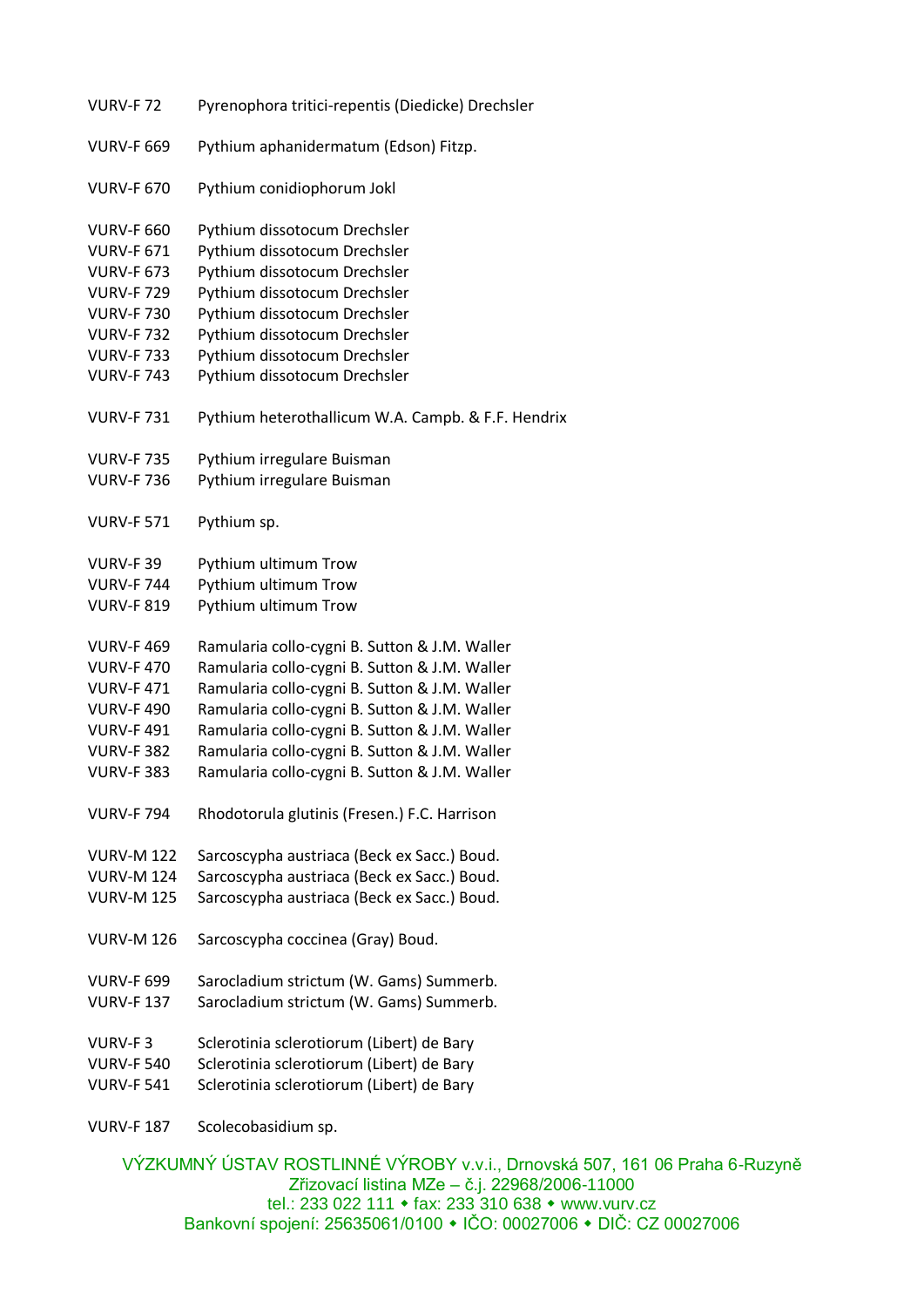| | |
|---|---|
| VURV-F 72 | Pyrenophora tritici-repentis (Diedicke) Drechsler |
| VURV-F 669 | Pythium aphanidermatum (Edson) Fitzp. |
| VURV-F 670 | Pythium conidiophorum Jokl |
| VURV-F 660 | Pythium dissotocum Drechsler |
| VURV-F 671 | Pythium dissotocum Drechsler |
| VURV-F 673 | Pythium dissotocum Drechsler |
| VURV-F 729 | Pythium dissotocum Drechsler |
| VURV-F 730 | Pythium dissotocum Drechsler |
| VURV-F 732 | Pythium dissotocum Drechsler |
| VURV-F 733 | Pythium dissotocum Drechsler |
| VURV-F 743 | Pythium dissotocum Drechsler |
| VURV-F 731 | Pythium heterothallicum W.A. Campb. & F.F. Hendrix |
| VURV-F 735 | Pythium irregulare Buisman |
| VURV-F 736 | Pythium irregulare Buisman |
| VURV-F 571 | Pythium sp. |
| VURV-F 39 | Pythium ultimum Trow |
| VURV-F 744 | Pythium ultimum Trow |
| VURV-F 819 | Pythium ultimum Trow |
| VURV-F 469 | Ramularia collo-cygni B. Sutton & J.M. Waller |
| VURV-F 470 | Ramularia collo-cygni B. Sutton & J.M. Waller |
| VURV-F 471 | Ramularia collo-cygni B. Sutton & J.M. Waller |
| VURV-F 490 | Ramularia collo-cygni B. Sutton & J.M. Waller |
| VURV-F 491 | Ramularia collo-cygni B. Sutton & J.M. Waller |
| VURV-F 382 | Ramularia collo-cygni B. Sutton & J.M. Waller |
| VURV-F 383 | Ramularia collo-cygni B. Sutton & J.M. Waller |
| VURV-F 794 | Rhodotorula glutinis (Fresen.) F.C. Harrison |
| VURV-M 122 | Sarcoscypha austriaca (Beck ex Sacc.) Boud. |
| VURV-M 124 | Sarcoscypha austriaca (Beck ex Sacc.) Boud. |
| VURV-M 125 | Sarcoscypha austriaca (Beck ex Sacc.) Boud. |
| VURV-M 126 | Sarcoscypha coccinea (Gray) Boud. |
| VURV-F 699 | Sarocladium strictum (W. Gams) Summerb. |
| VURV-F 137 | Sarocladium strictum (W. Gams) Summerb. |
| VURV-F 3 | Sclerotinia sclerotiorum (Libert) de Bary |
| VURV-F 540 | Sclerotinia sclerotiorum (Libert) de Bary |
| VURV-F 541 | Sclerotinia sclerotiorum (Libert) de Bary |
| VURV-F 187 | Scolecobasidium sp. |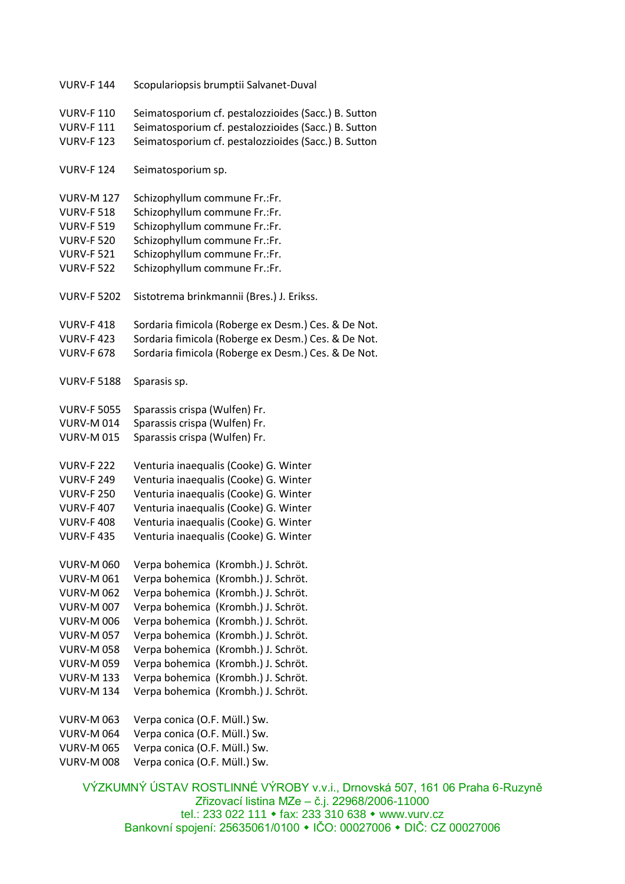VURV-F 144 Scopulariopsis brumptii Salvanet-Duval

VURV-F 110 Seimatosporium cf. pestalozzioides (Sacc.) B. Sutton
VURV-F 111 Seimatosporium cf. pestalozzioides (Sacc.) B. Sutton
VURV-F 123 Seimatosporium cf. pestalozzioides (Sacc.) B. Sutton

VURV-F 124 Seimatosporium sp.

VURV-M 127 Schizophyllum commune Fr.:Fr.
VURV-F 518 Schizophyllum commune Fr.:Fr.
VURV-F 519 Schizophyllum commune Fr.:Fr.
VURV-F 520 Schizophyllum commune Fr.:Fr.
VURV-F 521 Schizophyllum commune Fr.:Fr.
VURV-F 522 Schizophyllum commune Fr.:Fr.

VURV-F 5202 Sistotrema brinkmannii (Bres.) J. Erikss.

VURV-F 418 Sordaria fimicola (Roberge ex Desm.) Ces. & De Not.
VURV-F 423 Sordaria fimicola (Roberge ex Desm.) Ces. & De Not.
VURV-F 678 Sordaria fimicola (Roberge ex Desm.) Ces. & De Not.

VURV-F 5188 Sparasis sp.

VURV-F 5055 Sparassis crispa (Wulfen) Fr.
VURV-M 014 Sparassis crispa (Wulfen) Fr.
VURV-M 015 Sparassis crispa (Wulfen) Fr.

VURV-F 222 Venturia inaequalis (Cooke) G. Winter
VURV-F 249 Venturia inaequalis (Cooke) G. Winter
VURV-F 250 Venturia inaequalis (Cooke) G. Winter
VURV-F 407 Venturia inaequalis (Cooke) G. Winter
VURV-F 408 Venturia inaequalis (Cooke) G. Winter
VURV-F 435 Venturia inaequalis (Cooke) G. Winter

VURV-M 060 Verpa bohemica (Krombh.) J. Schröt.
VURV-M 061 Verpa bohemica (Krombh.) J. Schröt.
VURV-M 062 Verpa bohemica (Krombh.) J. Schröt.
VURV-M 007 Verpa bohemica (Krombh.) J. Schröt.
VURV-M 006 Verpa bohemica (Krombh.) J. Schröt.
VURV-M 057 Verpa bohemica (Krombh.) J. Schröt.
VURV-M 058 Verpa bohemica (Krombh.) J. Schröt.
VURV-M 059 Verpa bohemica (Krombh.) J. Schröt.
VURV-M 133 Verpa bohemica (Krombh.) J. Schröt.
VURV-M 134 Verpa bohemica (Krombh.) J. Schröt.

VURV-M 063 Verpa conica (O.F. Müll.) Sw.
VURV-M 064 Verpa conica (O.F. Müll.) Sw.
VURV-M 065 Verpa conica (O.F. Müll.) Sw.
VURV-M 008 Verpa conica (O.F. Müll.) Sw.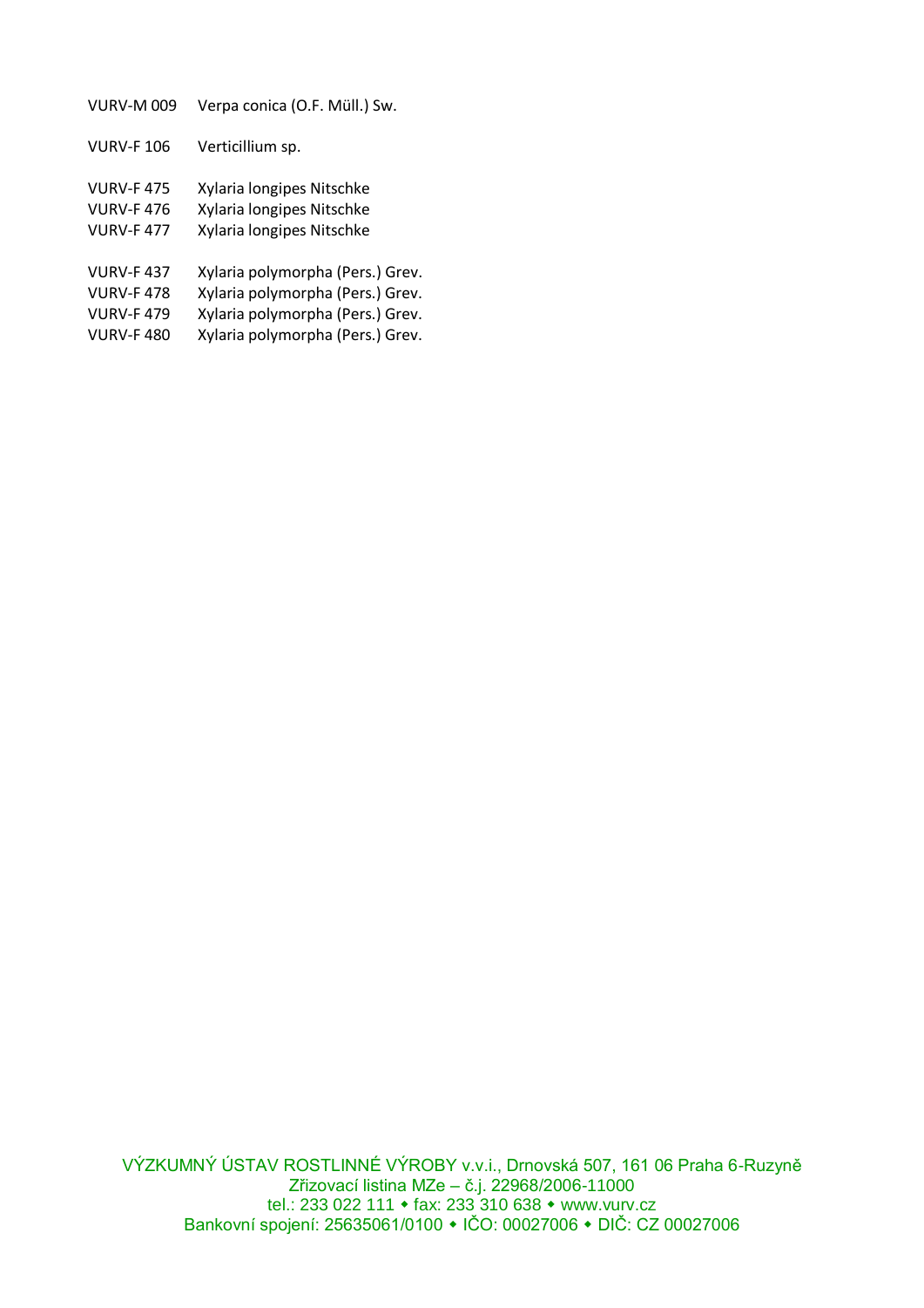VURV-M 009 Verpa conica (O.F. Müll.) Sw.

VURV-F 106 Verticillium sp.

VURV-F 475 Xylaria longipes Nitschke
VURV-F 476 Xylaria longipes Nitschke
VURV-F 477 Xylaria longipes Nitschke

VURV-F 437 Xylaria polymorpha (Pers.) Grev.
VURV-F 478 Xylaria polymorpha (Pers.) Grev.
VURV-F 479 Xylaria polymorpha (Pers.) Grev.
VURV-F 480 Xylaria polymorpha (Pers.) Grev.